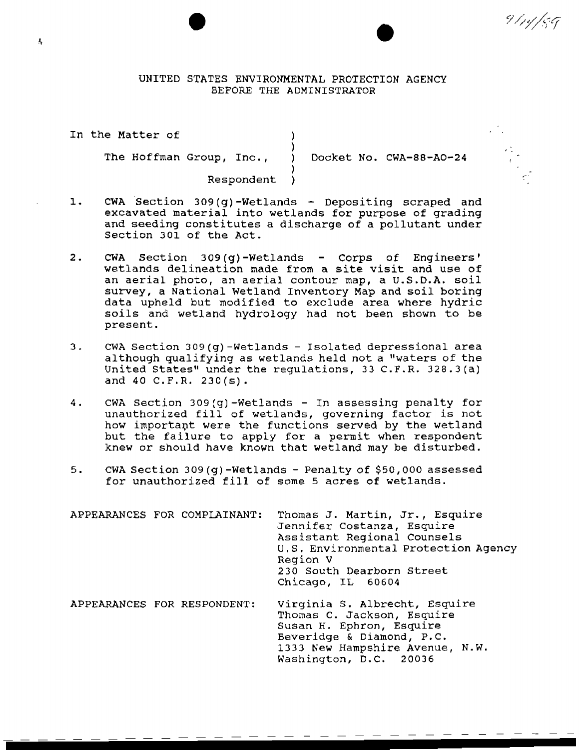9/14/89

UNITED STATES ENVIRONMENTAL PROTECTION AGENCY
BEFORE THE ADMINISTRATOR

| | | |
|---|---|---|
| In the Matter of | ) | |
| | ) | |
| The Hoffman Group, Inc., | ) | Docket No. CWA-88-AO-24 |
| | ) | |
| Respondent | ) | |

1. CWA Section 309(g)-Wetlands - Depositing scraped and excavated material into wetlands for purpose of grading and seeding constitutes a discharge of a pollutant under Section 301 of the Act.

2. CWA Section 309(g)-Wetlands - Corps of Engineers' wetlands delineation made from a site visit and use of an aerial photo, an aerial contour map, a U.S.D.A. soil survey, a National Wetland Inventory Map and soil boring data upheld but modified to exclude area where hydric soils and wetland hydrology had not been shown to be present.

3. CWA Section 309(g)-Wetlands - Isolated depressional area although qualifying as wetlands held not a "waters of the United States" under the regulations, 33 C.F.R. 328.3(a) and 40 C.F.R. 230(s).

4. CWA Section 309(g)-Wetlands - In assessing penalty for unauthorized fill of wetlands, governing factor is not how important were the functions served by the wetland but the failure to apply for a permit when respondent knew or should have known that wetland may be disturbed.

5. CWA Section 309(g)-Wetlands - Penalty of $50,000 assessed for unauthorized fill of some 5 acres of wetlands.

APPEARANCES FOR COMPLAINANT: Thomas J. Martin, Jr., Esquire
Jennifer Costanza, Esquire
Assistant Regional Counsels
U.S. Environmental Protection Agency
Region V
230 South Dearborn Street
Chicago, IL 60604

APPEARANCES FOR RESPONDENT: Virginia S. Albrecht, Esquire
Thomas C. Jackson, Esquire
Susan H. Ephron, Esquire
Beveridge & Diamond, P.C.
1333 New Hampshire Avenue, N.W.
Washington, D.C. 20036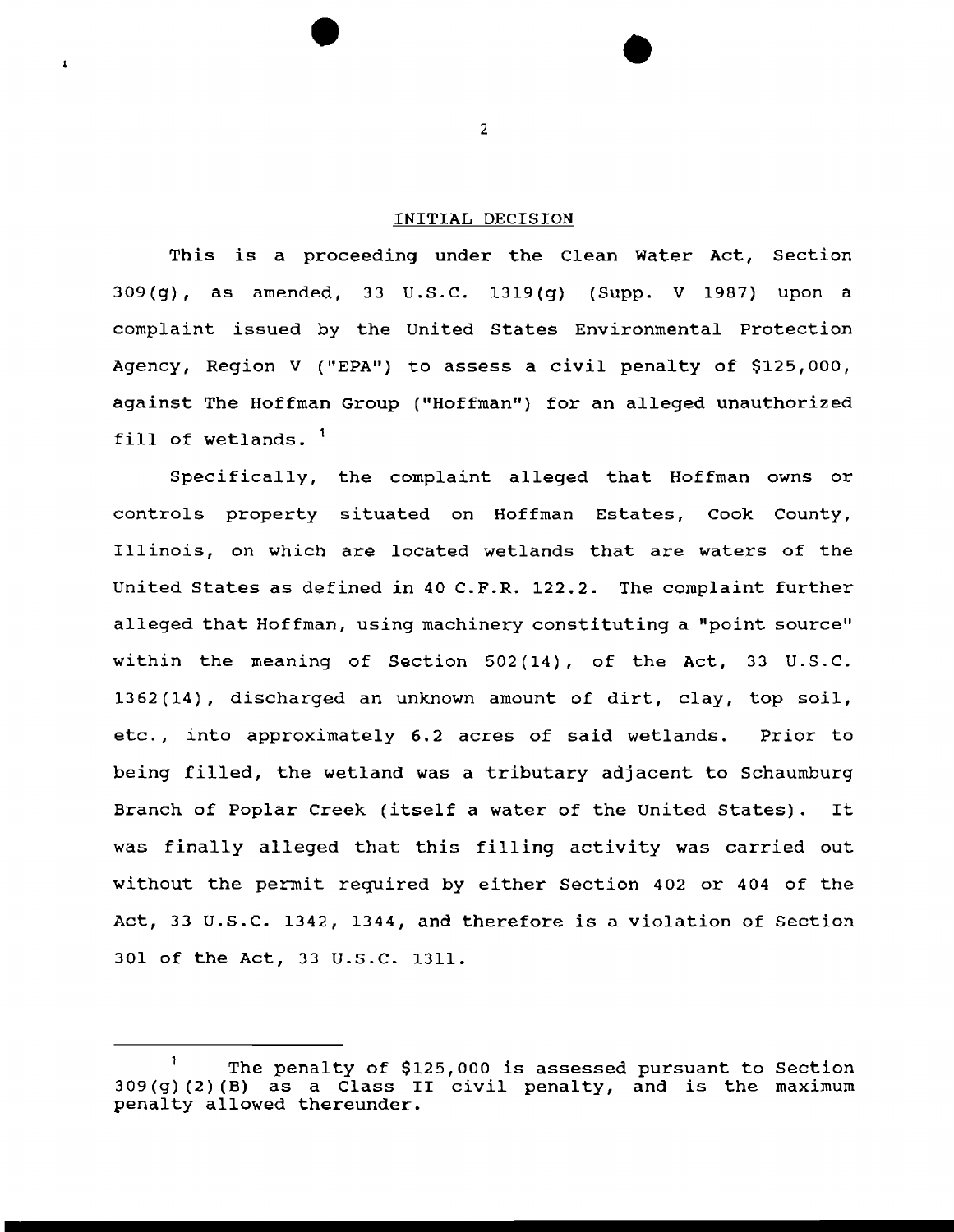## INITIAL DECISION

This is a proceeding under the Clean Water Act, Section 309(g), as amended, 33 U.S.C. 1319(g) (Supp. V 1987) upon a complaint issued by the United States Environmental Protection Agency, Region V ("EPA") to assess a civil penalty of $125,000, against The Hoffman Group ("Hoffman") for an alleged unauthorized fill of wetlands. [1]

Specifically, the complaint alleged that Hoffman owns or controls property situated on Hoffman Estates, Cook County, Illinois, on which are located wetlands that are waters of the United States as defined in 40 C.F.R. 122.2. The complaint further alleged that Hoffman, using machinery constituting a "point source" within the meaning of Section 502(14), of the Act, 33 U.S.C. 1362(14), discharged an unknown amount of dirt, clay, top soil, etc., into approximately 6.2 acres of said wetlands. Prior to being filled, the wetland was a tributary adjacent to Schaumburg Branch of Poplar Creek (itself a water of the United States). It was finally alleged that this filling activity was carried out without the permit required by either Section 402 or 404 of the Act, 33 U.S.C. 1342, 1344, and therefore is a violation of Section 301 of the Act, 33 U.S.C. 1311.

---

[1] The penalty of $125,000 is assessed pursuant to Section 309(g)(2)(B) as a Class II civil penalty, and is the maximum penalty allowed thereunder.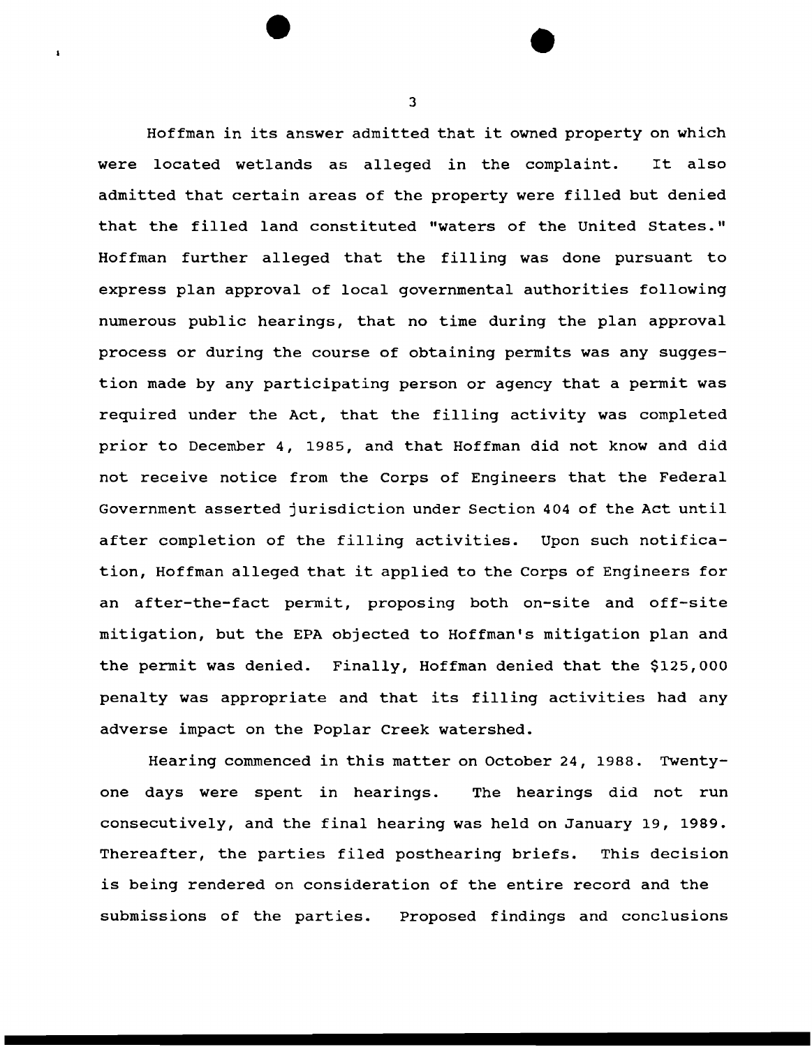Hoffman in its answer admitted that it owned property on which were located wetlands as alleged in the complaint. It also admitted that certain areas of the property were filled but denied that the filled land constituted "waters of the United States." Hoffman further alleged that the filling was done pursuant to express plan approval of local governmental authorities following numerous public hearings, that no time during the plan approval process or during the course of obtaining permits was any suggestion made by any participating person or agency that a permit was required under the Act, that the filling activity was completed prior to December 4, 1985, and that Hoffman did not know and did not receive notice from the Corps of Engineers that the Federal Government asserted jurisdiction under Section 404 of the Act until after completion of the filling activities. Upon such notification, Hoffman alleged that it applied to the Corps of Engineers for an after-the-fact permit, proposing both on-site and off-site mitigation, but the EPA objected to Hoffman's mitigation plan and the permit was denied. Finally, Hoffman denied that the $125,000 penalty was appropriate and that its filling activities had any adverse impact on the Poplar Creek watershed.

Hearing commenced in this matter on October 24, 1988. Twenty-one days were spent in hearings. The hearings did not run consecutively, and the final hearing was held on January 19, 1989. Thereafter, the parties filed posthearing briefs. This decision is being rendered on consideration of the entire record and the submissions of the parties. Proposed findings and conclusions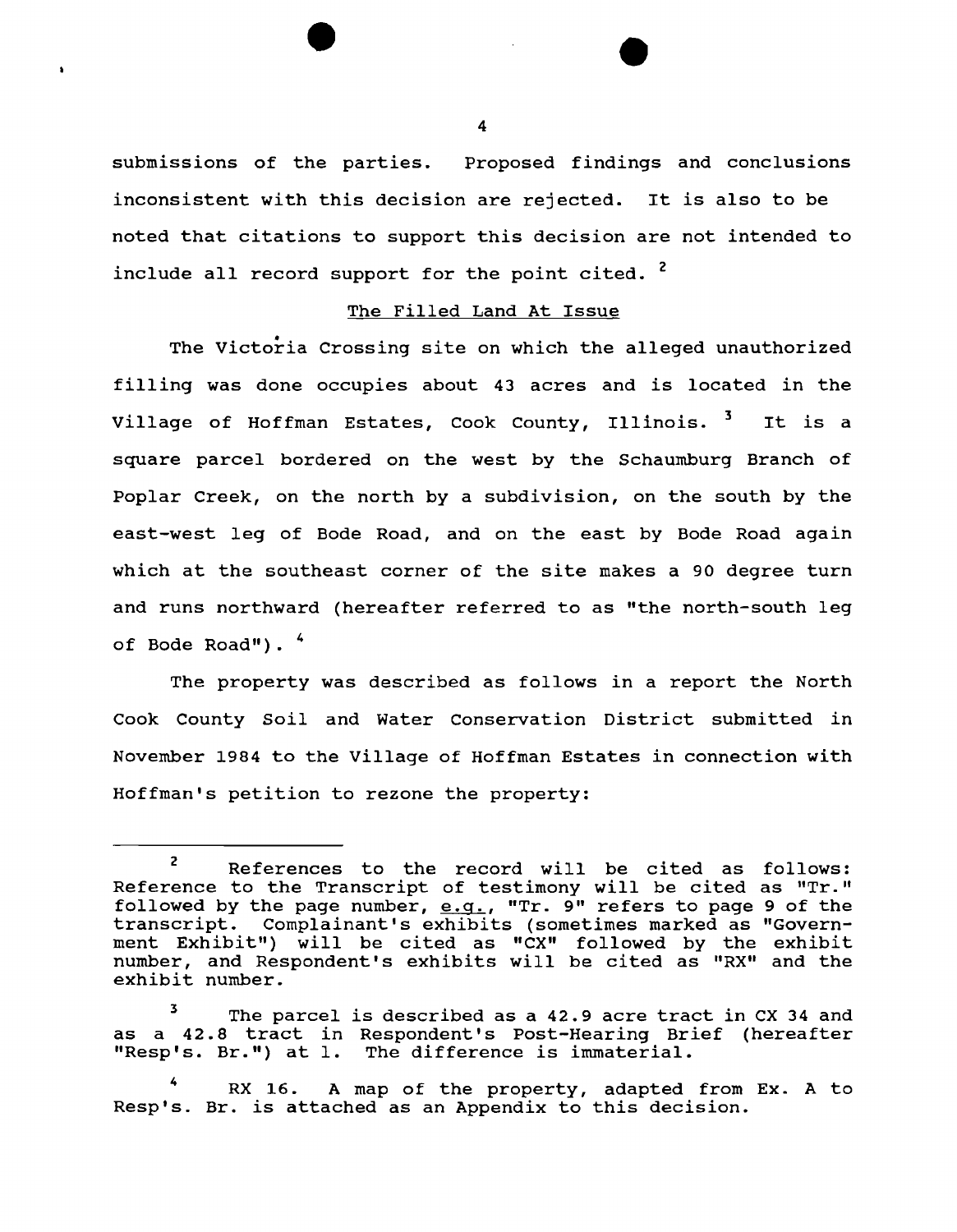submissions of the parties. Proposed findings and conclusions inconsistent with this decision are rejected. It is also to be noted that citations to support this decision are not intended to include all record support for the point cited. [2]

## The Filled Land At Issue

The Victoria Crossing site on which the alleged unauthorized filling was done occupies about 43 acres and is located in the Village of Hoffman Estates, Cook County, Illinois. [3] It is a square parcel bordered on the west by the Schaumburg Branch of Poplar Creek, on the north by a subdivision, on the south by the east-west leg of Bode Road, and on the east by Bode Road again which at the southeast corner of the site makes a 90 degree turn and runs northward (hereafter referred to as "the north-south leg of Bode Road"). [4]

The property was described as follows in a report the North Cook County Soil and Water Conservation District submitted in November 1984 to the Village of Hoffman Estates in connection with Hoffman's petition to rezone the property:

---

[2] References to the record will be cited as follows: Reference to the Transcript of testimony will be cited as "Tr." followed by the page number, e.g., "Tr. 9" refers to page 9 of the transcript. Complainant's exhibits (sometimes marked as "Government Exhibit") will be cited as "CX" followed by the exhibit number, and Respondent's exhibits will be cited as "RX" and the exhibit number.

[3] The parcel is described as a 42.9 acre tract in CX 34 and as a 42.8 tract in Respondent's Post-Hearing Brief (hereafter "Resp's. Br.") at 1. The difference is immaterial.

[4] RX 16. A map of the property, adapted from Ex. A to Resp's. Br. is attached as an Appendix to this decision.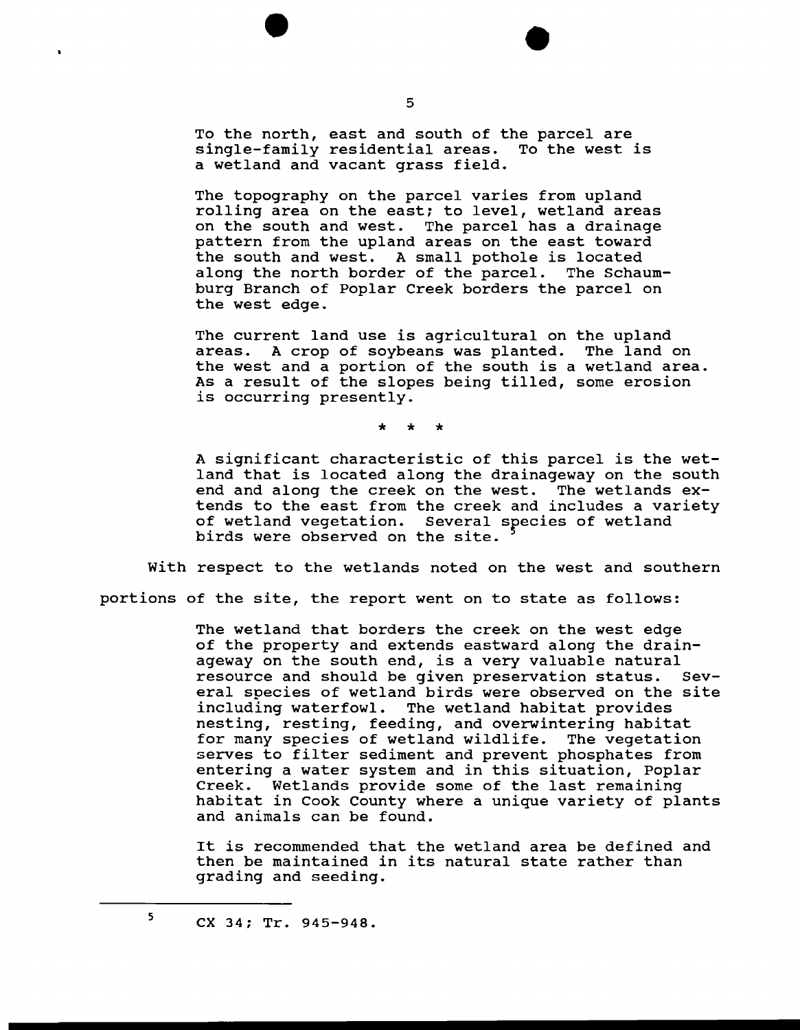> To the north, east and south of the parcel are single-family residential areas. To the west is a wetland and vacant grass field.
>
> The topography on the parcel varies from upland rolling area on the east; to level, wetland areas on the south and west. The parcel has a drainage pattern from the upland areas on the east toward the south and west. A small pothole is located along the north border of the parcel. The Schaumburg Branch of Poplar Creek borders the parcel on the west edge.
>
> The current land use is agricultural on the upland areas. A crop of soybeans was planted. The land on the west and a portion of the south is a wetland area. As a result of the slopes being tilled, some erosion is occurring presently.
>
> \* \* \*
>
> A significant characteristic of this parcel is the wetland that is located along the drainageway on the south end and along the creek on the west. The wetlands extends to the east from the creek and includes a variety of wetland vegetation. Several species of wetland birds were observed on the site. [5]

With respect to the wetlands noted on the west and southern portions of the site, the report went on to state as follows:

> The wetland that borders the creek on the west edge of the property and extends eastward along the drainageway on the south end, is a very valuable natural resource and should be given preservation status. Several species of wetland birds were observed on the site including waterfowl. The wetland habitat provides nesting, resting, feeding, and overwintering habitat for many species of wetland wildlife. The vegetation serves to filter sediment and prevent phosphates from entering a water system and in this situation, Poplar Creek. Wetlands provide some of the last remaining habitat in Cook County where a unique variety of plants and animals can be found.
>
> It is recommended that the wetland area be defined and then be maintained in its natural state rather than grading and seeding.

---

[5] CX 34; Tr. 945-948.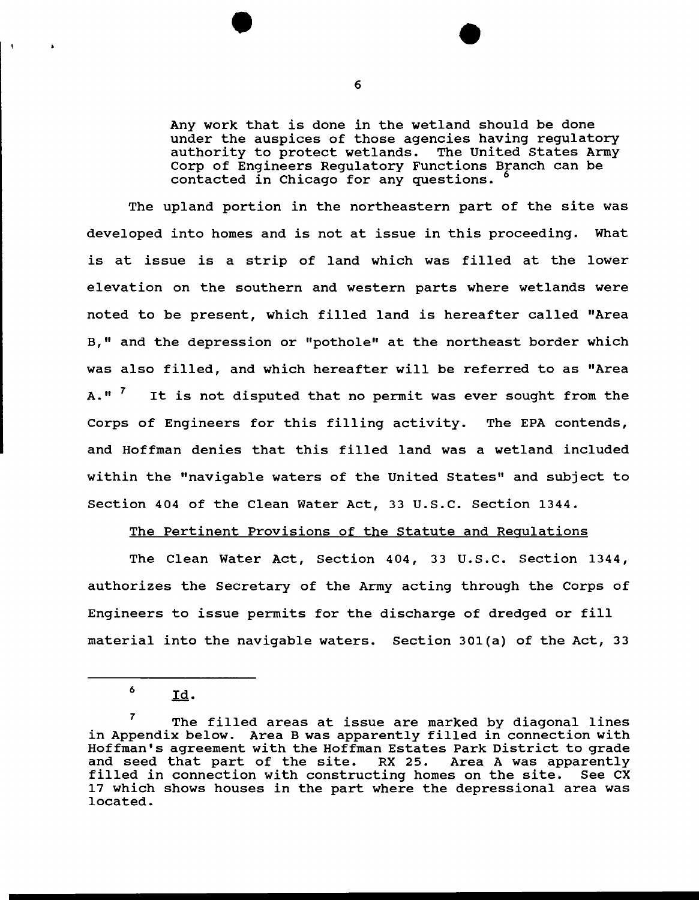> Any work that is done in the wetland should be done under the auspices of those agencies having regulatory authority to protect wetlands. The United States Army Corp of Engineers Regulatory Functions Branch can be contacted in Chicago for any questions. [6]

The upland portion in the northeastern part of the site was developed into homes and is not at issue in this proceeding. What is at issue is a strip of land which was filled at the lower elevation on the southern and western parts where wetlands were noted to be present, which filled land is hereafter called "Area B," and the depression or "pothole" at the northeast border which was also filled, and which hereafter will be referred to as "Area A." [7] It is not disputed that no permit was ever sought from the Corps of Engineers for this filling activity. The EPA contends, and Hoffman denies that this filled land was a wetland included within the "navigable waters of the United States" and subject to Section 404 of the Clean Water Act, 33 U.S.C. Section 1344.

The Pertinent Provisions of the Statute and Regulations

The Clean Water Act, Section 404, 33 U.S.C. Section 1344, authorizes the Secretary of the Army acting through the Corps of Engineers to issue permits for the discharge of dredged or fill material into the navigable waters. Section 301(a) of the Act, 33

---

[6] Id.

[7] The filled areas at issue are marked by diagonal lines in Appendix below. Area B was apparently filled in connection with Hoffman's agreement with the Hoffman Estates Park District to grade and seed that part of the site. RX 25. Area A was apparently filled in connection with constructing homes on the site. See CX 17 which shows houses in the part where the depressional area was located.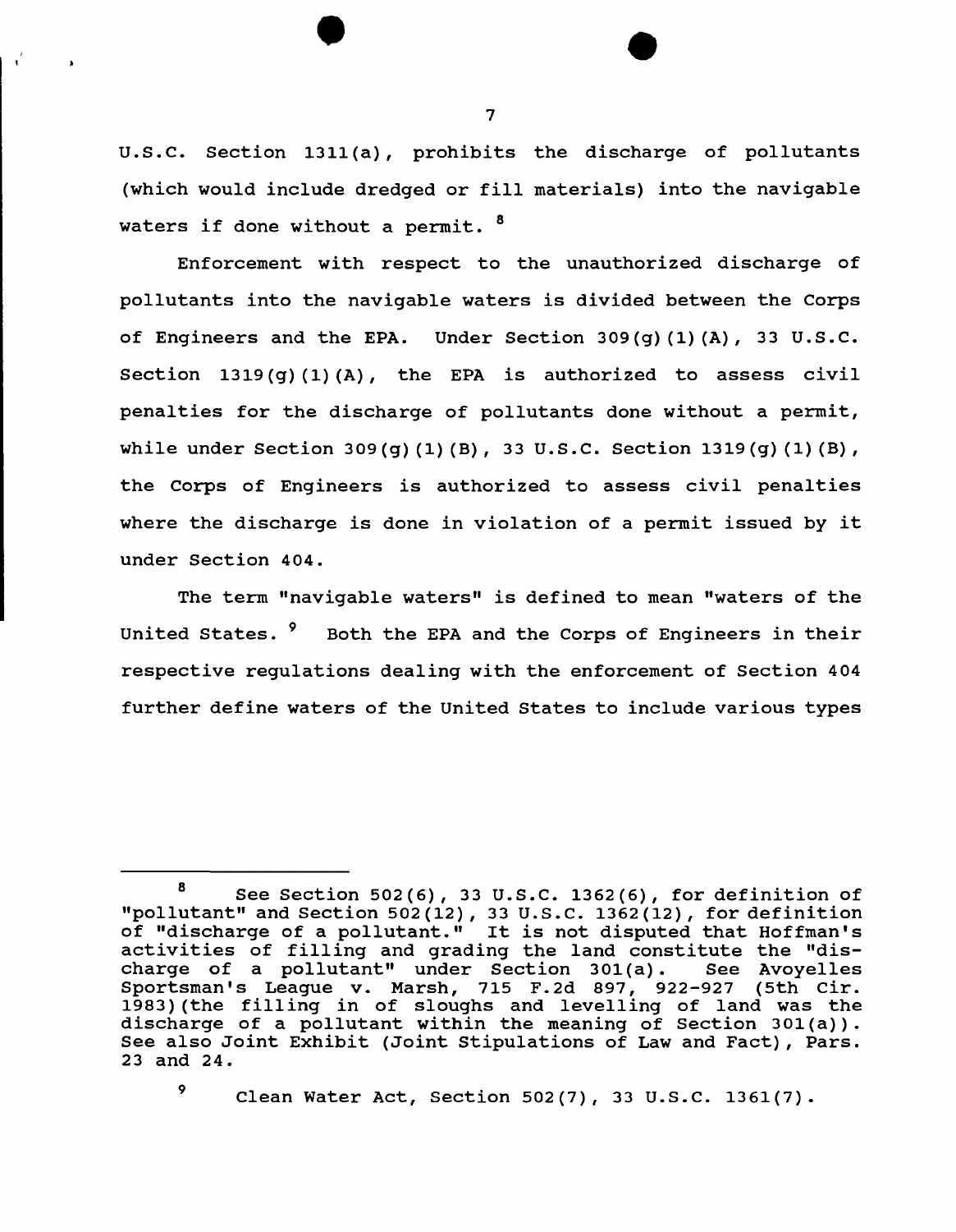U.S.C. Section 1311(a), prohibits the discharge of pollutants (which would include dredged or fill materials) into the navigable waters if done without a permit. [8]

Enforcement with respect to the unauthorized discharge of pollutants into the navigable waters is divided between the Corps of Engineers and the EPA. Under Section 309(g)(1)(A), 33 U.S.C. Section 1319(g)(1)(A), the EPA is authorized to assess civil penalties for the discharge of pollutants done without a permit, while under Section 309(g)(1)(B), 33 U.S.C. Section 1319(g)(1)(B), the Corps of Engineers is authorized to assess civil penalties where the discharge is done in violation of a permit issued by it under Section 404.

The term "navigable waters" is defined to mean "waters of the United States. [9] Both the EPA and the Corps of Engineers in their respective regulations dealing with the enforcement of Section 404 further define waters of the United States to include various types

---

[8] See Section 502(6), 33 U.S.C. 1362(6), for definition of "pollutant" and Section 502(12), 33 U.S.C. 1362(12), for definition of "discharge of a pollutant." It is not disputed that Hoffman's activities of filling and grading the land constitute the "discharge of a pollutant" under Section 301(a). See Avoyelles Sportsman's League v. Marsh, 715 F.2d 897, 922-927 (5th Cir. 1983)(the filling in of sloughs and levelling of land was the discharge of a pollutant within the meaning of Section 301(a)). See also Joint Exhibit (Joint Stipulations of Law and Fact), Pars. 23 and 24.

[9] Clean Water Act, Section 502(7), 33 U.S.C. 1361(7).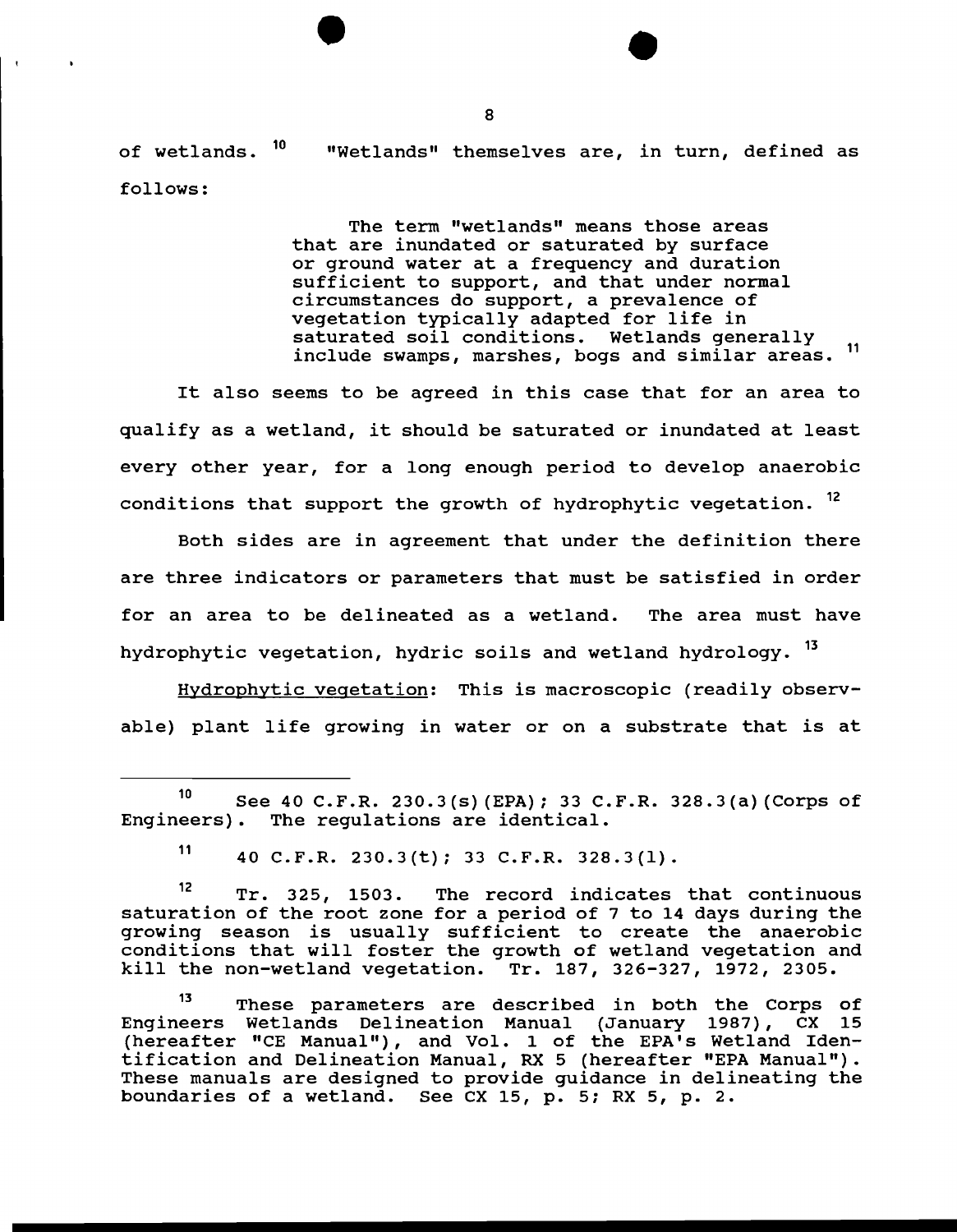of wetlands. [10] "Wetlands" themselves are, in turn, defined as follows:

> The term "wetlands" means those areas that are inundated or saturated by surface or ground water at a frequency and duration sufficient to support, and that under normal circumstances do support, a prevalence of vegetation typically adapted for life in saturated soil conditions. Wetlands generally include swamps, marshes, bogs and similar areas. [11]

It also seems to be agreed in this case that for an area to qualify as a wetland, it should be saturated or inundated at least every other year, for a long enough period to develop anaerobic conditions that support the growth of hydrophytic vegetation. [12]

Both sides are in agreement that under the definition there are three indicators or parameters that must be satisfied in order for an area to be delineated as a wetland. The area must have hydrophytic vegetation, hydric soils and wetland hydrology. [13]

<u>Hydrophytic vegetation</u>: This is macroscopic (readily observable) plant life growing in water or on a substrate that is at

---

[10] See 40 C.F.R. 230.3(s)(EPA); 33 C.F.R. 328.3(a)(Corps of Engineers). The regulations are identical.

[11] 40 C.F.R. 230.3(t); 33 C.F.R. 328.3(l).

[12] Tr. 325, 1503. The record indicates that continuous saturation of the root zone for a period of 7 to 14 days during the growing season is usually sufficient to create the anaerobic conditions that will foster the growth of wetland vegetation and kill the non-wetland vegetation. Tr. 187, 326-327, 1972, 2305.

[13] These parameters are described in both the Corps of Engineers Wetlands Delineation Manual (January 1987), CX 15 (hereafter "CE Manual"), and Vol. 1 of the EPA's Wetland Identification and Delineation Manual, RX 5 (hereafter "EPA Manual"). These manuals are designed to provide guidance in delineating the boundaries of a wetland. See CX 15, p. 5; RX 5, p. 2.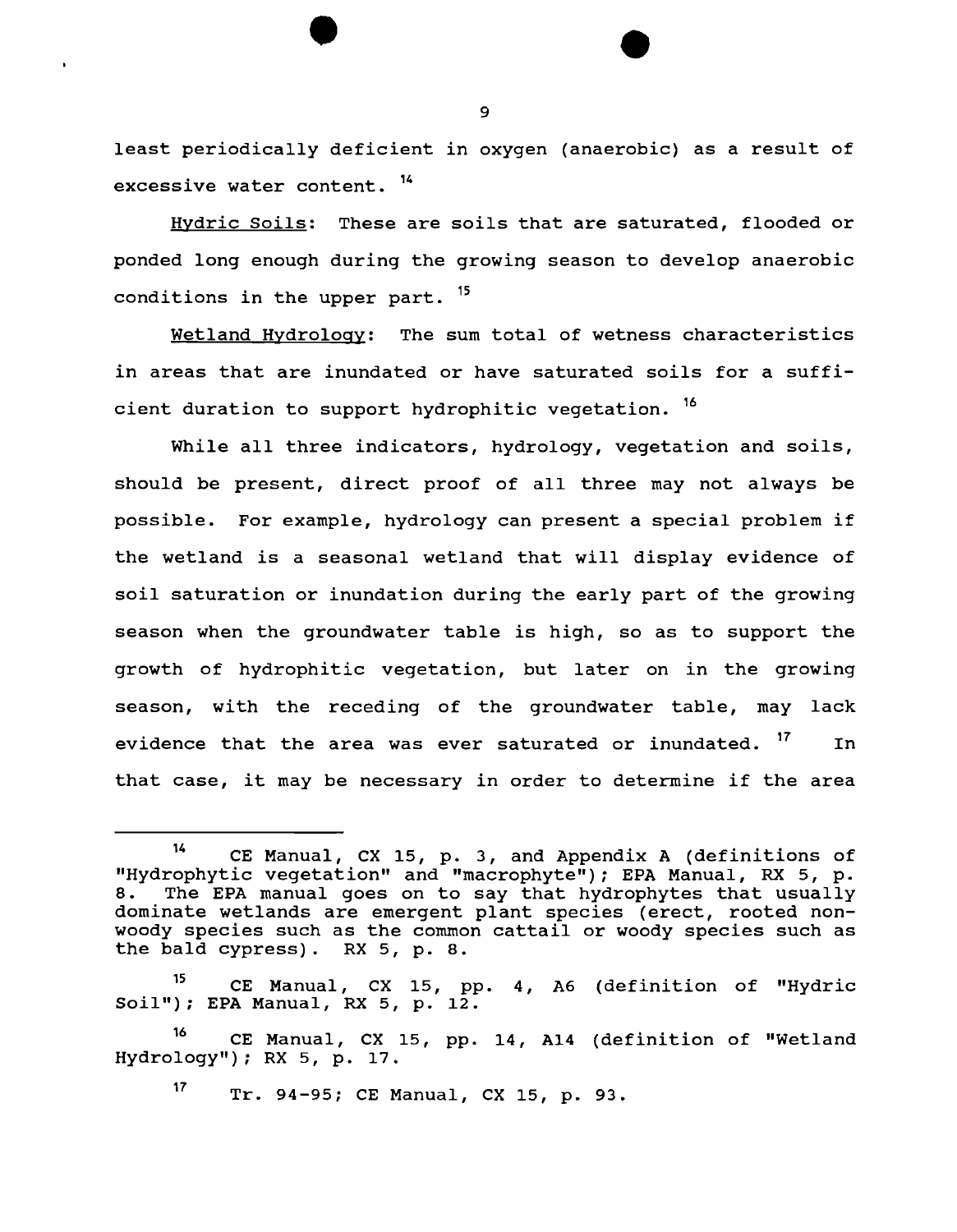least periodically deficient in oxygen (anaerobic) as a result of excessive water content. [14]

Hydric Soils: These are soils that are saturated, flooded or ponded long enough during the growing season to develop anaerobic conditions in the upper part. [15]

Wetland Hydrology: The sum total of wetness characteristics in areas that are inundated or have saturated soils for a sufficient duration to support hydrophitic vegetation. [16]

While all three indicators, hydrology, vegetation and soils, should be present, direct proof of all three may not always be possible. For example, hydrology can present a special problem if the wetland is a seasonal wetland that will display evidence of soil saturation or inundation during the early part of the growing season when the groundwater table is high, so as to support the growth of hydrophitic vegetation, but later on in the growing season, with the receding of the groundwater table, may lack evidence that the area was ever saturated or inundated. [17] In that case, it may be necessary in order to determine if the area

---

[14] CE Manual, CX 15, p. 3, and Appendix A (definitions of "Hydrophytic vegetation" and "macrophyte"); EPA Manual, RX 5, p. 8. The EPA manual goes on to say that hydrophytes that usually dominate wetlands are emergent plant species (erect, rooted non-woody species such as the common cattail or woody species such as the bald cypress). RX 5, p. 8.

[15] CE Manual, CX 15, pp. 4, A6 (definition of "Hydric Soil"); EPA Manual, RX 5, p. 12.

[16] CE Manual, CX 15, pp. 14, A14 (definition of "Wetland Hydrology"); RX 5, p. 17.

[17] Tr. 94-95; CE Manual, CX 15, p. 93.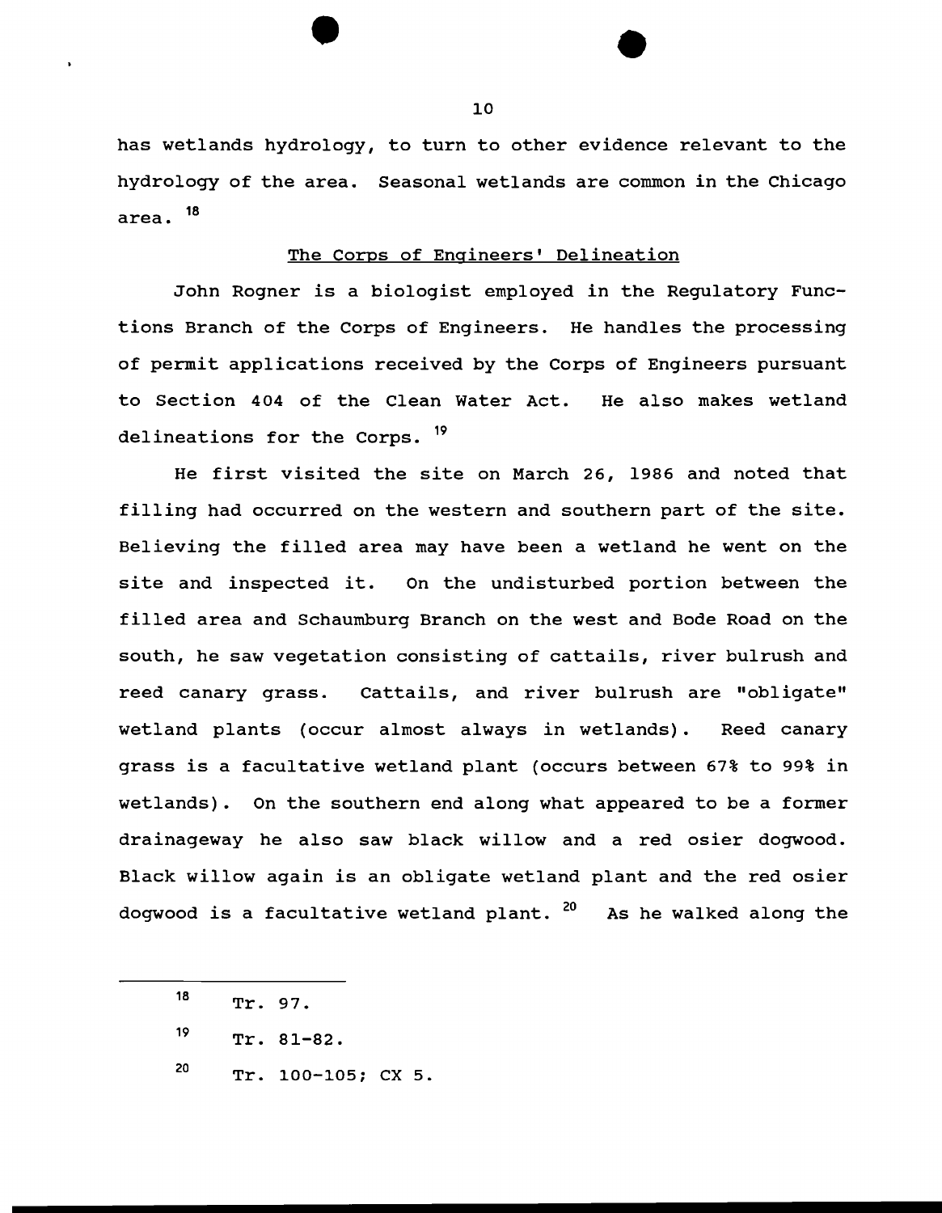has wetlands hydrology, to turn to other evidence relevant to the hydrology of the area. Seasonal wetlands are common in the Chicago area. [18]

## The Corps of Engineers' Delineation

John Rogner is a biologist employed in the Regulatory Functions Branch of the Corps of Engineers. He handles the processing of permit applications received by the Corps of Engineers pursuant to Section 404 of the Clean Water Act. He also makes wetland delineations for the Corps. [19]

He first visited the site on March 26, 1986 and noted that filling had occurred on the western and southern part of the site. Believing the filled area may have been a wetland he went on the site and inspected it. On the undisturbed portion between the filled area and Schaumburg Branch on the west and Bode Road on the south, he saw vegetation consisting of cattails, river bulrush and reed canary grass. Cattails, and river bulrush are "obligate" wetland plants (occur almost always in wetlands). Reed canary grass is a facultative wetland plant (occurs between 67% to 99% in wetlands). On the southern end along what appeared to be a former drainageway he also saw black willow and a red osier dogwood. Black willow again is an obligate wetland plant and the red osier dogwood is a facultative wetland plant. [20] As he walked along the

---

[18] Tr. 97.

[19] Tr. 81-82.

[20] Tr. 100-105; CX 5.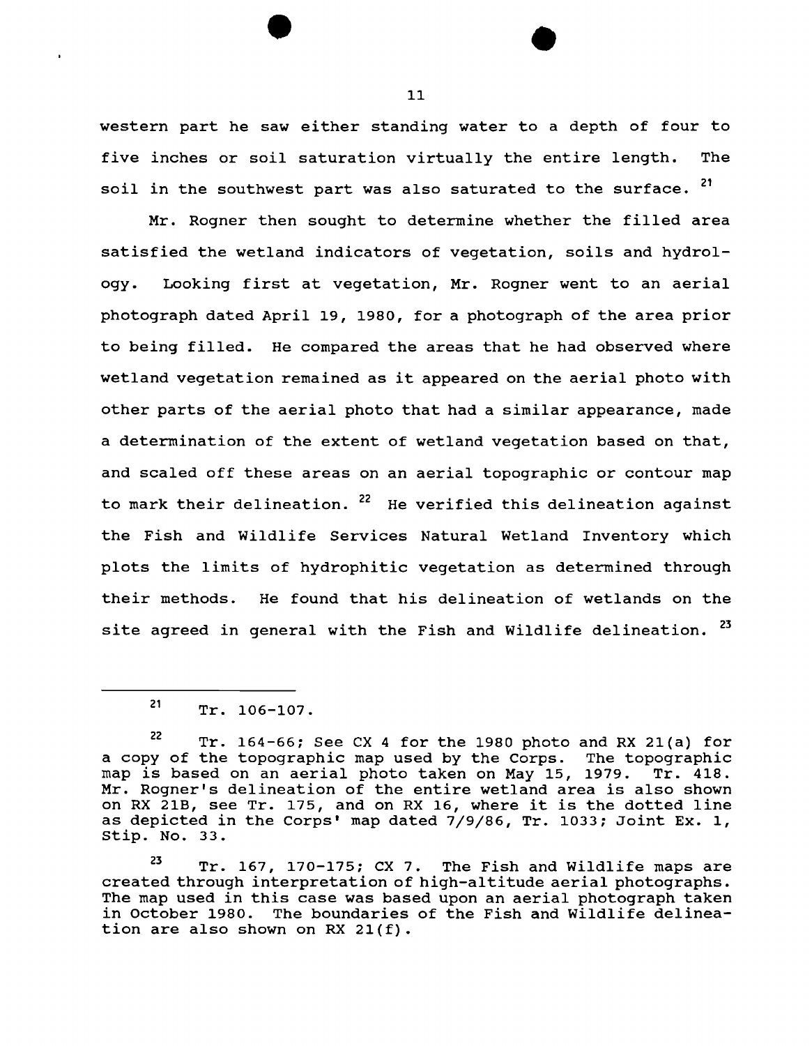western part he saw either standing water to a depth of four to five inches or soil saturation virtually the entire length. The soil in the southwest part was also saturated to the surface. [21]

Mr. Rogner then sought to determine whether the filled area satisfied the wetland indicators of vegetation, soils and hydrology. Looking first at vegetation, Mr. Rogner went to an aerial photograph dated April 19, 1980, for a photograph of the area prior to being filled. He compared the areas that he had observed where wetland vegetation remained as it appeared on the aerial photo with other parts of the aerial photo that had a similar appearance, made a determination of the extent of wetland vegetation based on that, and scaled off these areas on an aerial topographic or contour map to mark their delineation. [22] He verified this delineation against the Fish and Wildlife Services Natural Wetland Inventory which plots the limits of hydrophitic vegetation as determined through their methods. He found that his delineation of wetlands on the site agreed in general with the Fish and Wildlife delineation. [23]

---

[21] Tr. 106-107.

[22] Tr. 164-66; See CX 4 for the 1980 photo and RX 21(a) for a copy of the topographic map used by the Corps. The topographic map is based on an aerial photo taken on May 15, 1979. Tr. 418. Mr. Rogner's delineation of the entire wetland area is also shown on RX 21B, see Tr. 175, and on RX 16, where it is the dotted line as depicted in the Corps' map dated 7/9/86, Tr. 1033; Joint Ex. 1, Stip. No. 33.

[23] Tr. 167, 170-175; CX 7. The Fish and Wildlife maps are created through interpretation of high-altitude aerial photographs. The map used in this case was based upon an aerial photograph taken in October 1980. The boundaries of the Fish and Wildlife delineation are also shown on RX 21(f).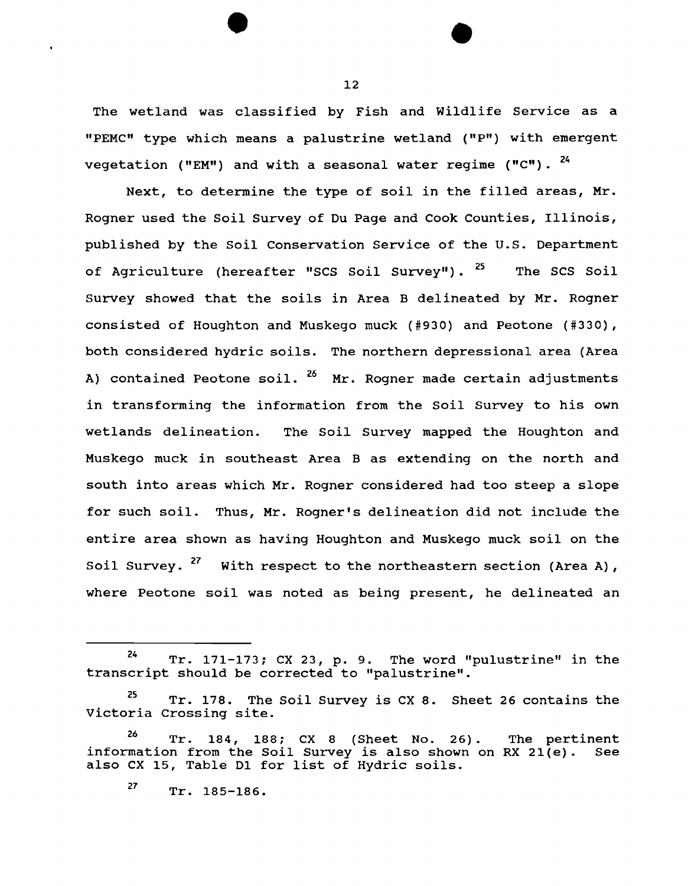The wetland was classified by Fish and Wildlife Service as a "PEMC" type which means a palustrine wetland ("P") with emergent vegetation ("EM") and with a seasonal water regime ("C").[24]

Next, to determine the type of soil in the filled areas, Mr. Rogner used the Soil Survey of Du Page and Cook Counties, Illinois, published by the Soil Conservation Service of the U.S. Department of Agriculture (hereafter "SCS Soil Survey").[25] The SCS Soil Survey showed that the soils in Area B delineated by Mr. Rogner consisted of Houghton and Muskego muck (#930) and Peotone (#330), both considered hydric soils. The northern depressional area (Area A) contained Peotone soil.[26] Mr. Rogner made certain adjustments in transforming the information from the Soil Survey to his own wetlands delineation. The Soil Survey mapped the Houghton and Muskego muck in southeast Area B as extending on the north and south into areas which Mr. Rogner considered had too steep a slope for such soil. Thus, Mr. Rogner's delineation did not include the entire area shown as having Houghton and Muskego muck soil on the Soil Survey.[27] With respect to the northeastern section (Area A), where Peotone soil was noted as being present, he delineated an

---

[24] Tr. 171-173; CX 23, p. 9. The word "pulustrine" in the transcript should be corrected to "palustrine".

[25] Tr. 178. The Soil Survey is CX 8. Sheet 26 contains the Victoria Crossing site.

[26] Tr. 184, 188; CX 8 (Sheet No. 26). The pertinent information from the Soil Survey is also shown on RX 21(e). See also CX 15, Table D1 for list of Hydric soils.

[27] Tr. 185-186.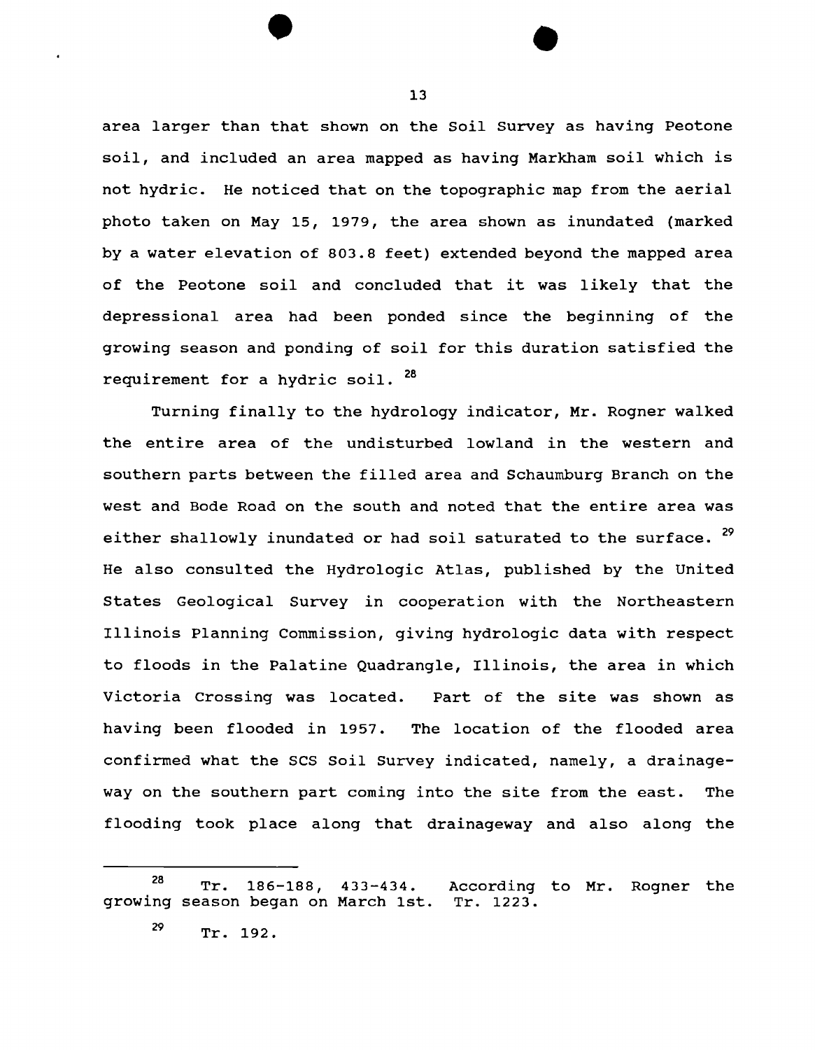area larger than that shown on the Soil Survey as having Peotone soil, and included an area mapped as having Markham soil which is not hydric. He noticed that on the topographic map from the aerial photo taken on May 15, 1979, the area shown as inundated (marked by a water elevation of 803.8 feet) extended beyond the mapped area of the Peotone soil and concluded that it was likely that the depressional area had been ponded since the beginning of the growing season and ponding of soil for this duration satisfied the requirement for a hydric soil. [28]

Turning finally to the hydrology indicator, Mr. Rogner walked the entire area of the undisturbed lowland in the western and southern parts between the filled area and Schaumburg Branch on the west and Bode Road on the south and noted that the entire area was either shallowly inundated or had soil saturated to the surface. [29] He also consulted the Hydrologic Atlas, published by the United States Geological Survey in cooperation with the Northeastern Illinois Planning Commission, giving hydrologic data with respect to floods in the Palatine Quadrangle, Illinois, the area in which Victoria Crossing was located. Part of the site was shown as having been flooded in 1957. The location of the flooded area confirmed what the SCS Soil Survey indicated, namely, a drainageway on the southern part coming into the site from the east. The flooding took place along that drainageway and also along the

---

[28] Tr. 186-188, 433-434. According to Mr. Rogner the growing season began on March 1st. Tr. 1223.

[29] Tr. 192.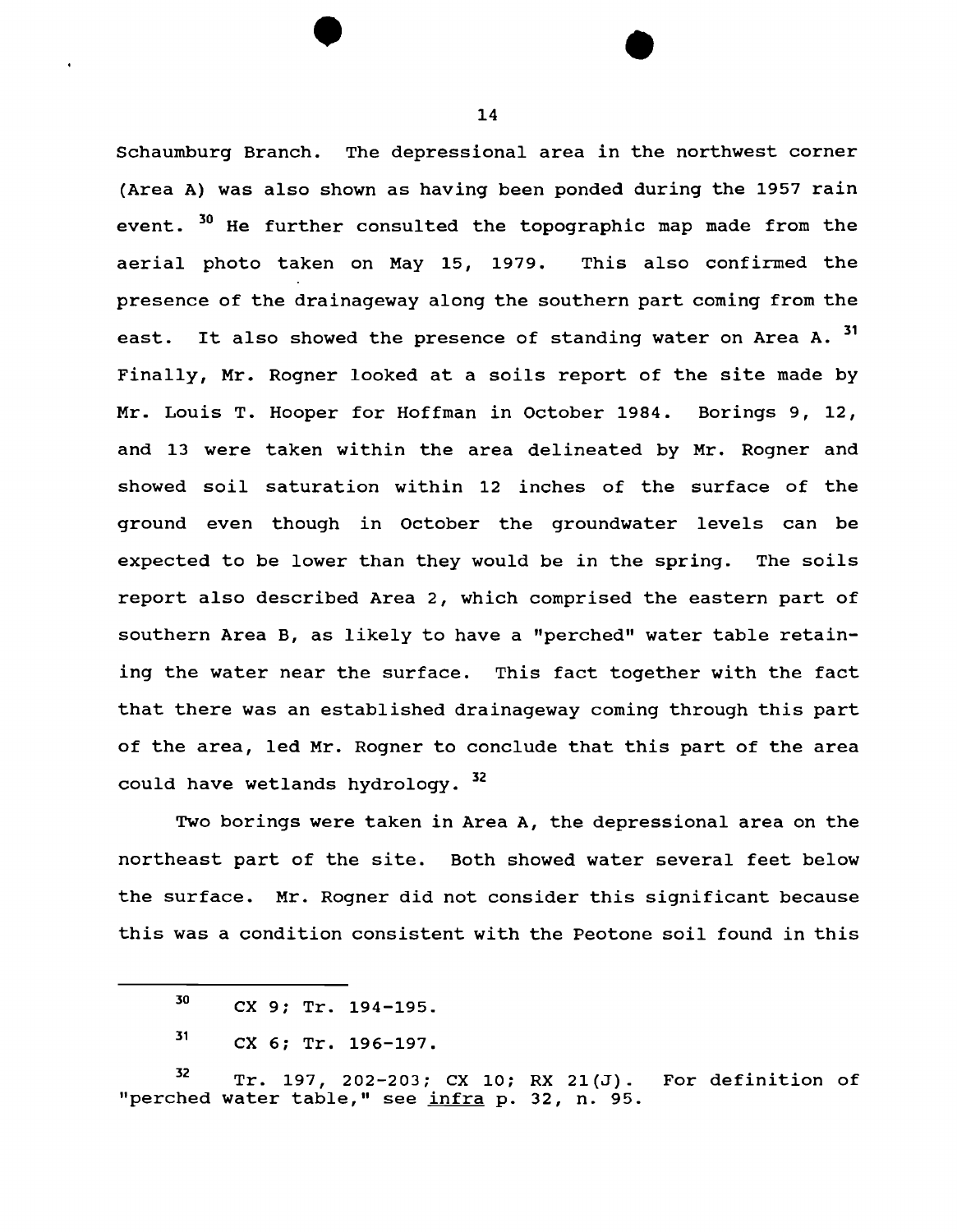Schaumburg Branch. The depressional area in the northwest corner (Area A) was also shown as having been ponded during the 1957 rain event. [30] He further consulted the topographic map made from the aerial photo taken on May 15, 1979. This also confirmed the presence of the drainageway along the southern part coming from the east. It also showed the presence of standing water on Area A. [31] Finally, Mr. Rogner looked at a soils report of the site made by Mr. Louis T. Hooper for Hoffman in October 1984. Borings 9, 12, and 13 were taken within the area delineated by Mr. Rogner and showed soil saturation within 12 inches of the surface of the ground even though in October the groundwater levels can be expected to be lower than they would be in the spring. The soils report also described Area 2, which comprised the eastern part of southern Area B, as likely to have a "perched" water table retaining the water near the surface. This fact together with the fact that there was an established drainageway coming through this part of the area, led Mr. Rogner to conclude that this part of the area could have wetlands hydrology. [32]

Two borings were taken in Area A, the depressional area on the northeast part of the site. Both showed water several feet below the surface. Mr. Rogner did not consider this significant because this was a condition consistent with the Peotone soil found in this

---

[30] CX 9; Tr. 194-195.

[31] CX 6; Tr. 196-197.

[32] Tr. 197, 202-203; CX 10; RX 21(J). For definition of "perched water table," see _infra_ p. 32, n. 95.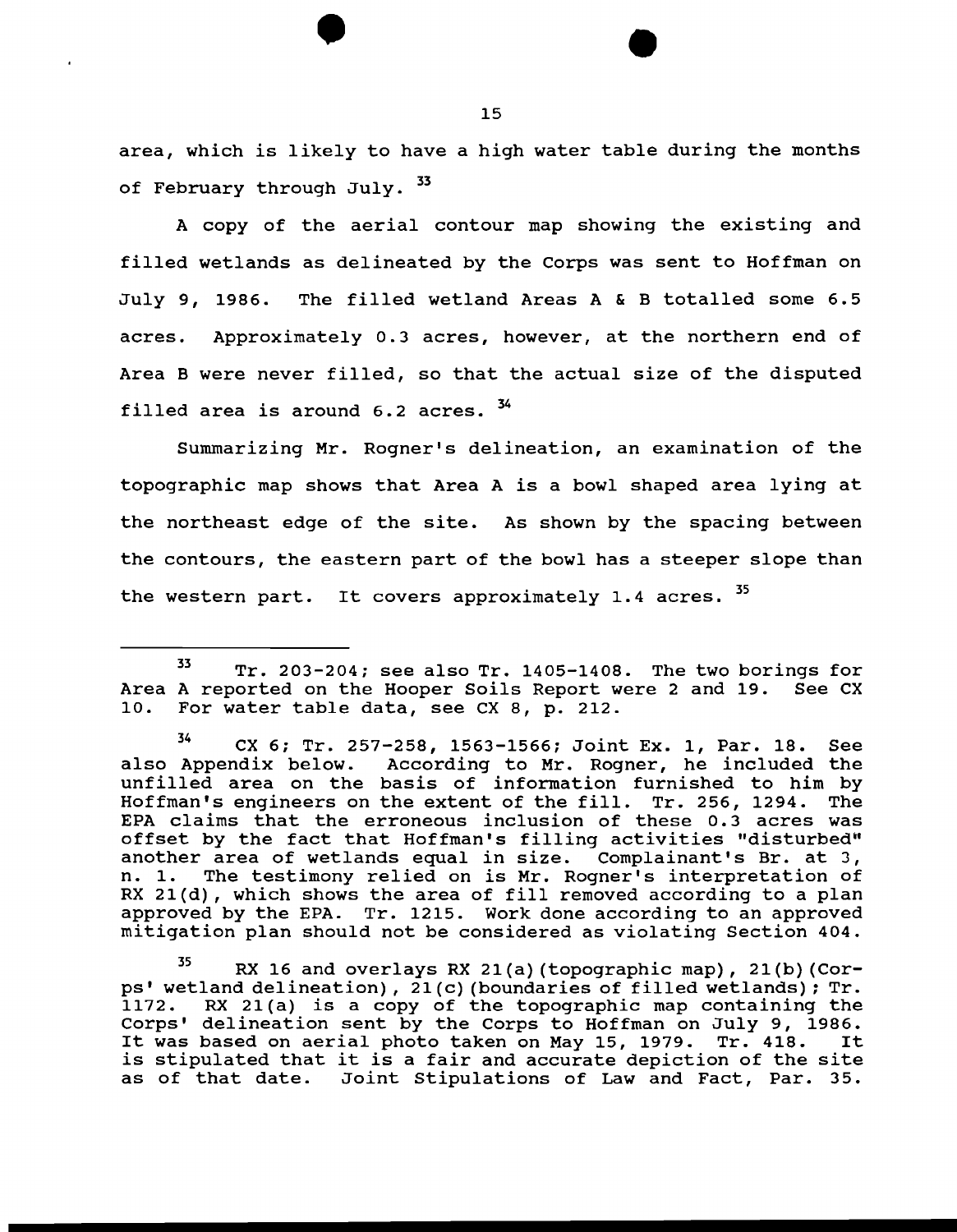area, which is likely to have a high water table during the months of February through July. [33]

A copy of the aerial contour map showing the existing and filled wetlands as delineated by the Corps was sent to Hoffman on July 9, 1986. The filled wetland Areas A & B totalled some 6.5 acres. Approximately 0.3 acres, however, at the northern end of Area B were never filled, so that the actual size of the disputed filled area is around 6.2 acres. [34]

Summarizing Mr. Rogner's delineation, an examination of the topographic map shows that Area A is a bowl shaped area lying at the northeast edge of the site. As shown by the spacing between the contours, the eastern part of the bowl has a steeper slope than the western part. It covers approximately 1.4 acres. [35]

---

[33] Tr. 203-204; see also Tr. 1405-1408. The two borings for Area A reported on the Hooper Soils Report were 2 and 19. See CX 10. For water table data, see CX 8, p. 212.

[34] CX 6; Tr. 257-258, 1563-1566; Joint Ex. 1, Par. 18. See also Appendix below. According to Mr. Rogner, he included the unfilled area on the basis of information furnished to him by Hoffman's engineers on the extent of the fill. Tr. 256, 1294. The EPA claims that the erroneous inclusion of these 0.3 acres was offset by the fact that Hoffman's filling activities "disturbed" another area of wetlands equal in size. Complainant's Br. at 3, n. 1. The testimony relied on is Mr. Rogner's interpretation of RX 21(d), which shows the area of fill removed according to a plan approved by the EPA. Tr. 1215. Work done according to an approved mitigation plan should not be considered as violating Section 404.

[35] RX 16 and overlays RX 21(a)(topographic map), 21(b)(Corps' wetland delineation), 21(c)(boundaries of filled wetlands); Tr. 1172. RX 21(a) is a copy of the topographic map containing the Corps' delineation sent by the Corps to Hoffman on July 9, 1986. It was based on aerial photo taken on May 15, 1979. Tr. 418. It is stipulated that it is a fair and accurate depiction of the site as of that date. Joint Stipulations of Law and Fact, Par. 35.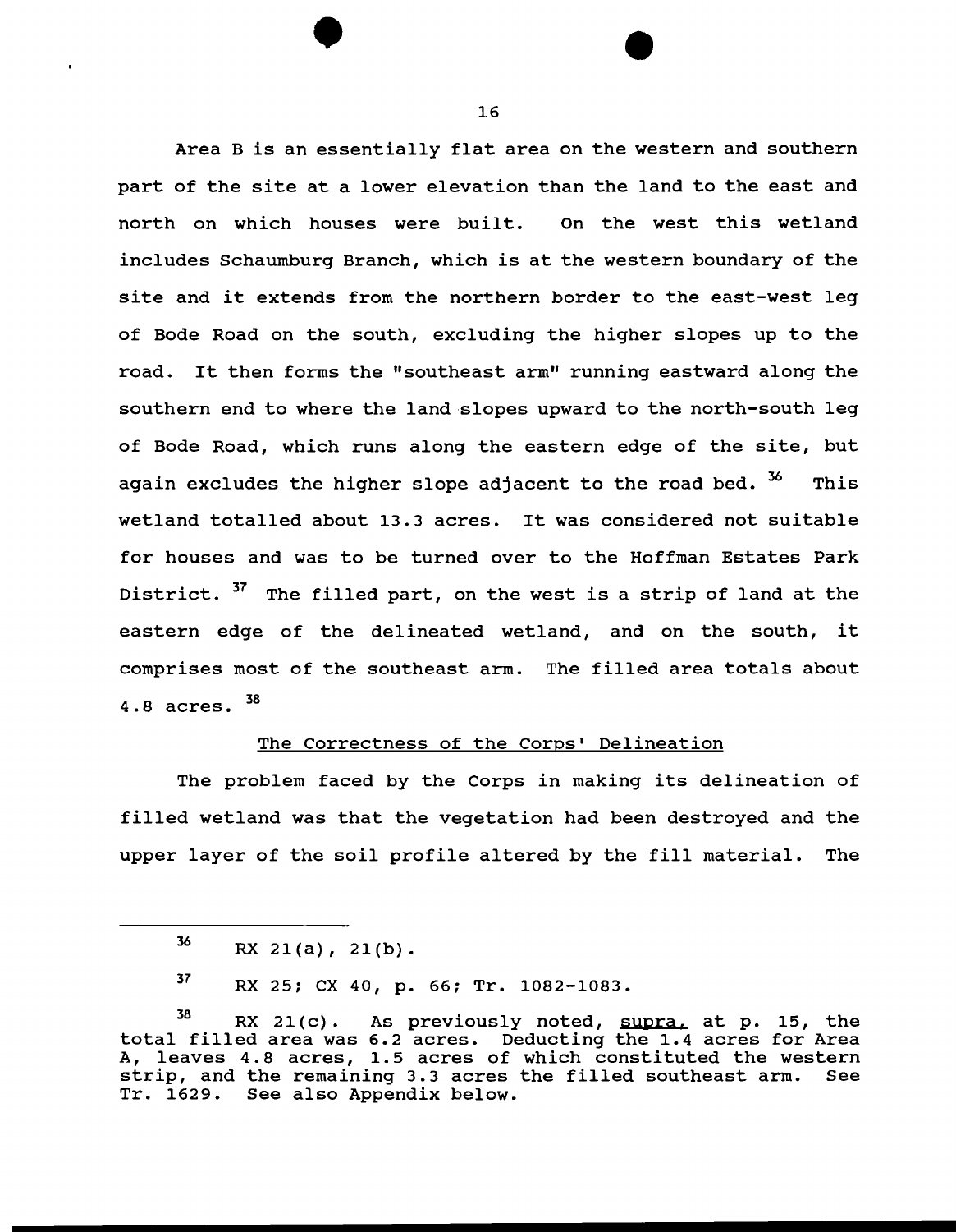Area B is an essentially flat area on the western and southern part of the site at a lower elevation than the land to the east and north on which houses were built. On the west this wetland includes Schaumburg Branch, which is at the western boundary of the site and it extends from the northern border to the east-west leg of Bode Road on the south, excluding the higher slopes up to the road. It then forms the "southeast arm" running eastward along the southern end to where the land slopes upward to the north-south leg of Bode Road, which runs along the eastern edge of the site, but again excludes the higher slope adjacent to the road bed. [36] This wetland totalled about 13.3 acres. It was considered not suitable for houses and was to be turned over to the Hoffman Estates Park District. [37] The filled part, on the west is a strip of land at the eastern edge of the delineated wetland, and on the south, it comprises most of the southeast arm. The filled area totals about 4.8 acres. [38]

## The Correctness of the Corps' Delineation

The problem faced by the Corps in making its delineation of filled wetland was that the vegetation had been destroyed and the upper layer of the soil profile altered by the fill material. The

---

[36] RX 21(a), 21(b).

[37] RX 25; CX 40, p. 66; Tr. 1082-1083.

[38] RX 21(c). As previously noted, supra, at p. 15, the total filled area was 6.2 acres. Deducting the 1.4 acres for Area A, leaves 4.8 acres, 1.5 acres of which constituted the western strip, and the remaining 3.3 acres the filled southeast arm. See Tr. 1629. See also Appendix below.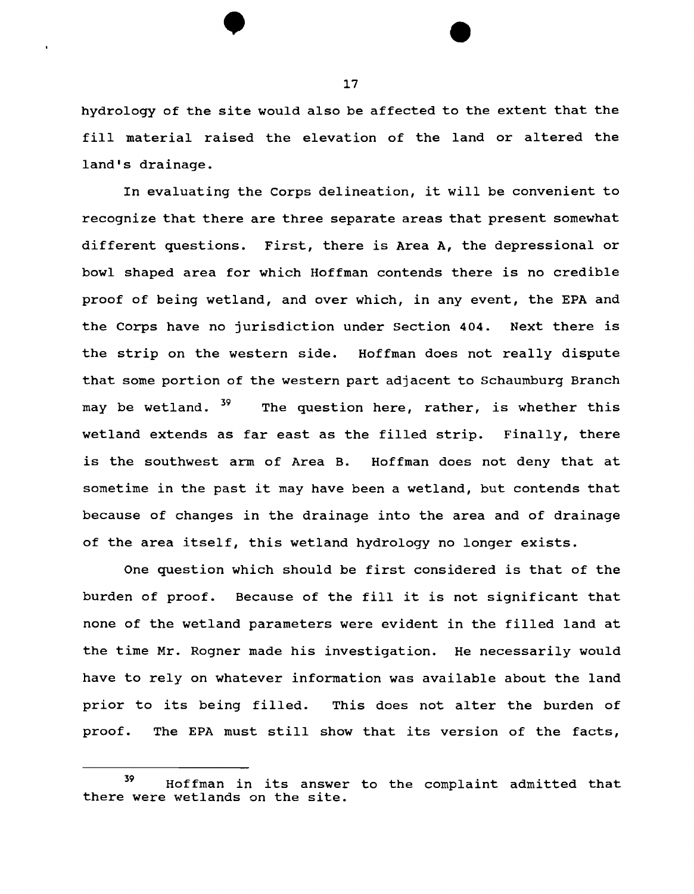hydrology of the site would also be affected to the extent that the fill material raised the elevation of the land or altered the land's drainage.

In evaluating the Corps delineation, it will be convenient to recognize that there are three separate areas that present somewhat different questions. First, there is Area A, the depressional or bowl shaped area for which Hoffman contends there is no credible proof of being wetland, and over which, in any event, the EPA and the Corps have no jurisdiction under Section 404. Next there is the strip on the western side. Hoffman does not really dispute that some portion of the western part adjacent to Schaumburg Branch may be wetland. [39] The question here, rather, is whether this wetland extends as far east as the filled strip. Finally, there is the southwest arm of Area B. Hoffman does not deny that at sometime in the past it may have been a wetland, but contends that because of changes in the drainage into the area and of drainage of the area itself, this wetland hydrology no longer exists.

One question which should be first considered is that of the burden of proof. Because of the fill it is not significant that none of the wetland parameters were evident in the filled land at the time Mr. Rogner made his investigation. He necessarily would have to rely on whatever information was available about the land prior to its being filled. This does not alter the burden of proof. The EPA must still show that its version of the facts,

---

[39] Hoffman in its answer to the complaint admitted that there were wetlands on the site.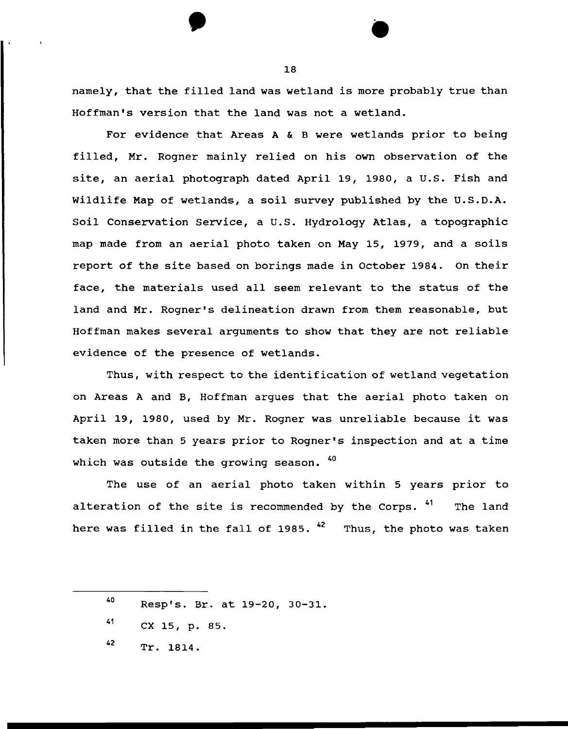namely, that the filled land was wetland is more probably true than Hoffman's version that the land was not a wetland.

For evidence that Areas A & B were wetlands prior to being filled, Mr. Rogner mainly relied on his own observation of the site, an aerial photograph dated April 19, 1980, a U.S. Fish and Wildlife Map of wetlands, a soil survey published by the U.S.D.A. Soil Conservation Service, a U.S. Hydrology Atlas, a topographic map made from an aerial photo taken on May 15, 1979, and a soils report of the site based on borings made in October 1984. On their face, the materials used all seem relevant to the status of the land and Mr. Rogner's delineation drawn from them reasonable, but Hoffman makes several arguments to show that they are not reliable evidence of the presence of wetlands.

Thus, with respect to the identification of wetland vegetation on Areas A and B, Hoffman argues that the aerial photo taken on April 19, 1980, used by Mr. Rogner was unreliable because it was taken more than 5 years prior to Rogner's inspection and at a time which was outside the growing season. [40]

The use of an aerial photo taken within 5 years prior to alteration of the site is recommended by the Corps. [41] The land here was filled in the fall of 1985. [42] Thus, the photo was taken

---

[40] Resp's. Br. at 19-20, 30-31.

[41] CX 15, p. 85.

[42] Tr. 1814.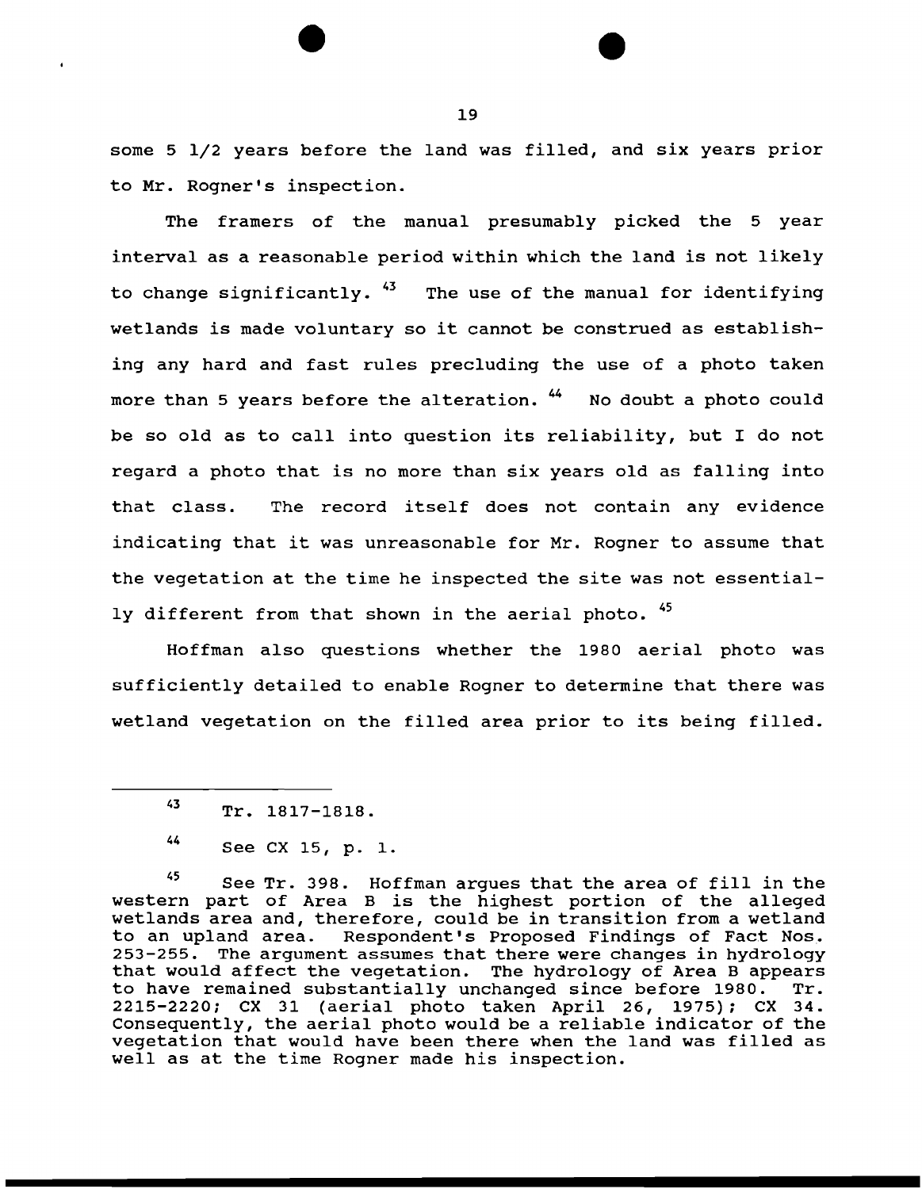some 5 1/2 years before the land was filled, and six years prior to Mr. Rogner's inspection.

The framers of the manual presumably picked the 5 year interval as a reasonable period within which the land is not likely to change significantly. [43] The use of the manual for identifying wetlands is made voluntary so it cannot be construed as establishing any hard and fast rules precluding the use of a photo taken more than 5 years before the alteration. [44] No doubt a photo could be so old as to call into question its reliability, but I do not regard a photo that is no more than six years old as falling into that class. The record itself does not contain any evidence indicating that it was unreasonable for Mr. Rogner to assume that the vegetation at the time he inspected the site was not essentially different from that shown in the aerial photo. [45]

Hoffman also questions whether the 1980 aerial photo was sufficiently detailed to enable Rogner to determine that there was wetland vegetation on the filled area prior to its being filled.

---

[43] Tr. 1817-1818.

[44] See CX 15, p. 1.

[45] See Tr. 398. Hoffman argues that the area of fill in the western part of Area B is the highest portion of the alleged wetlands area and, therefore, could be in transition from a wetland to an upland area. Respondent's Proposed Findings of Fact Nos. 253-255. The argument assumes that there were changes in hydrology that would affect the vegetation. The hydrology of Area B appears to have remained substantially unchanged since before 1980. Tr. 2215-2220; CX 31 (aerial photo taken April 26, 1975); CX 34. Consequently, the aerial photo would be a reliable indicator of the vegetation that would have been there when the land was filled as well as at the time Rogner made his inspection.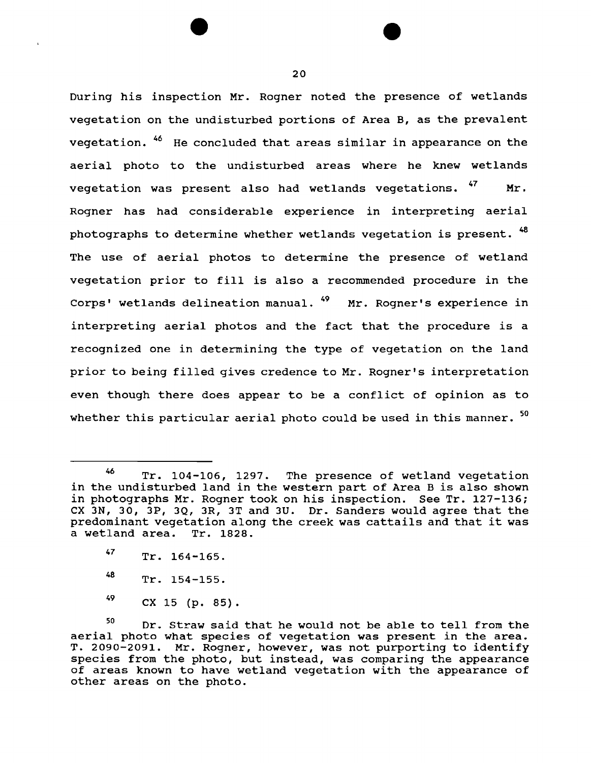During his inspection Mr. Rogner noted the presence of wetlands vegetation on the undisturbed portions of Area B, as the prevalent vegetation. [46] He concluded that areas similar in appearance on the aerial photo to the undisturbed areas where he knew wetlands vegetation was present also had wetlands vegetations. [47] Mr. Rogner has had considerable experience in interpreting aerial photographs to determine whether wetlands vegetation is present. [48] The use of aerial photos to determine the presence of wetland vegetation prior to fill is also a recommended procedure in the Corps' wetlands delineation manual. [49] Mr. Rogner's experience in interpreting aerial photos and the fact that the procedure is a recognized one in determining the type of vegetation on the land prior to being filled gives credence to Mr. Rogner's interpretation even though there does appear to be a conflict of opinion as to whether this particular aerial photo could be used in this manner. [50]

---

[46] Tr. 104-106, 1297. The presence of wetland vegetation in the undisturbed land in the western part of Area B is also shown in photographs Mr. Rogner took on his inspection. See Tr. 127-136; CX 3N, 3O, 3P, 3Q, 3R, 3T and 3U. Dr. Sanders would agree that the predominant vegetation along the creek was cattails and that it was a wetland area. Tr. 1828.

[47] Tr. 164-165.

[48] Tr. 154-155.

[49] CX 15 (p. 85).

[50] Dr. Straw said that he would not be able to tell from the aerial photo what species of vegetation was present in the area. T. 2090-2091. Mr. Rogner, however, was not purporting to identify species from the photo, but instead, was comparing the appearance of areas known to have wetland vegetation with the appearance of other areas on the photo.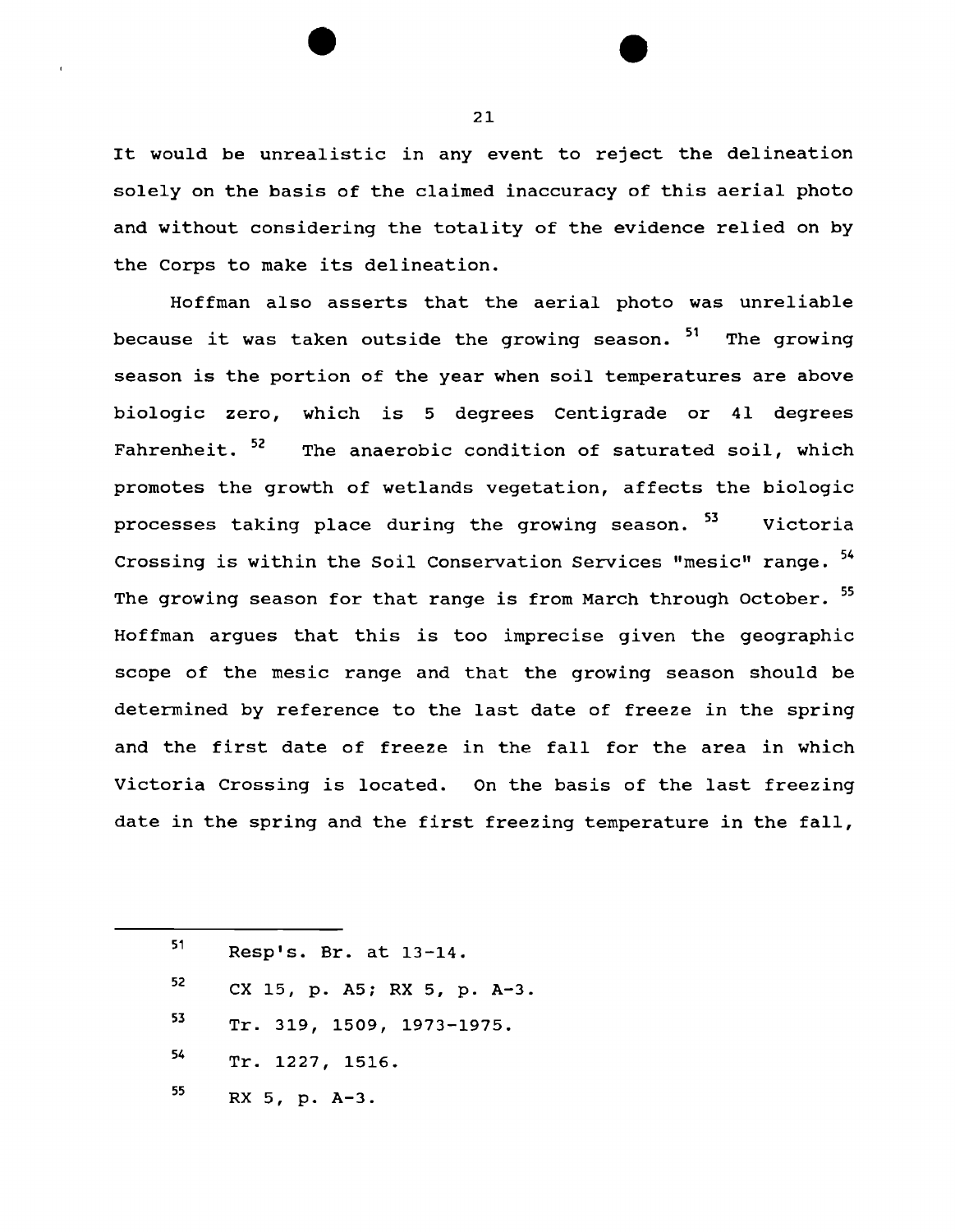It would be unrealistic in any event to reject the delineation solely on the basis of the claimed inaccuracy of this aerial photo and without considering the totality of the evidence relied on by the Corps to make its delineation.

Hoffman also asserts that the aerial photo was unreliable because it was taken outside the growing season.[51] The growing season is the portion of the year when soil temperatures are above biologic zero, which is 5 degrees Centigrade or 41 degrees Fahrenheit.[52] The anaerobic condition of saturated soil, which promotes the growth of wetlands vegetation, affects the biologic processes taking place during the growing season.[53] Victoria Crossing is within the Soil Conservation Services "mesic" range.[54] The growing season for that range is from March through October.[55] Hoffman argues that this is too imprecise given the geographic scope of the mesic range and that the growing season should be determined by reference to the last date of freeze in the spring and the first date of freeze in the fall for the area in which Victoria Crossing is located. On the basis of the last freezing date in the spring and the first freezing temperature in the fall,

---

[51] Resp's. Br. at 13-14.

[52] CX 15, p. A5; RX 5, p. A-3.

[53] Tr. 319, 1509, 1973-1975.

[54] Tr. 1227, 1516.

[55] RX 5, p. A-3.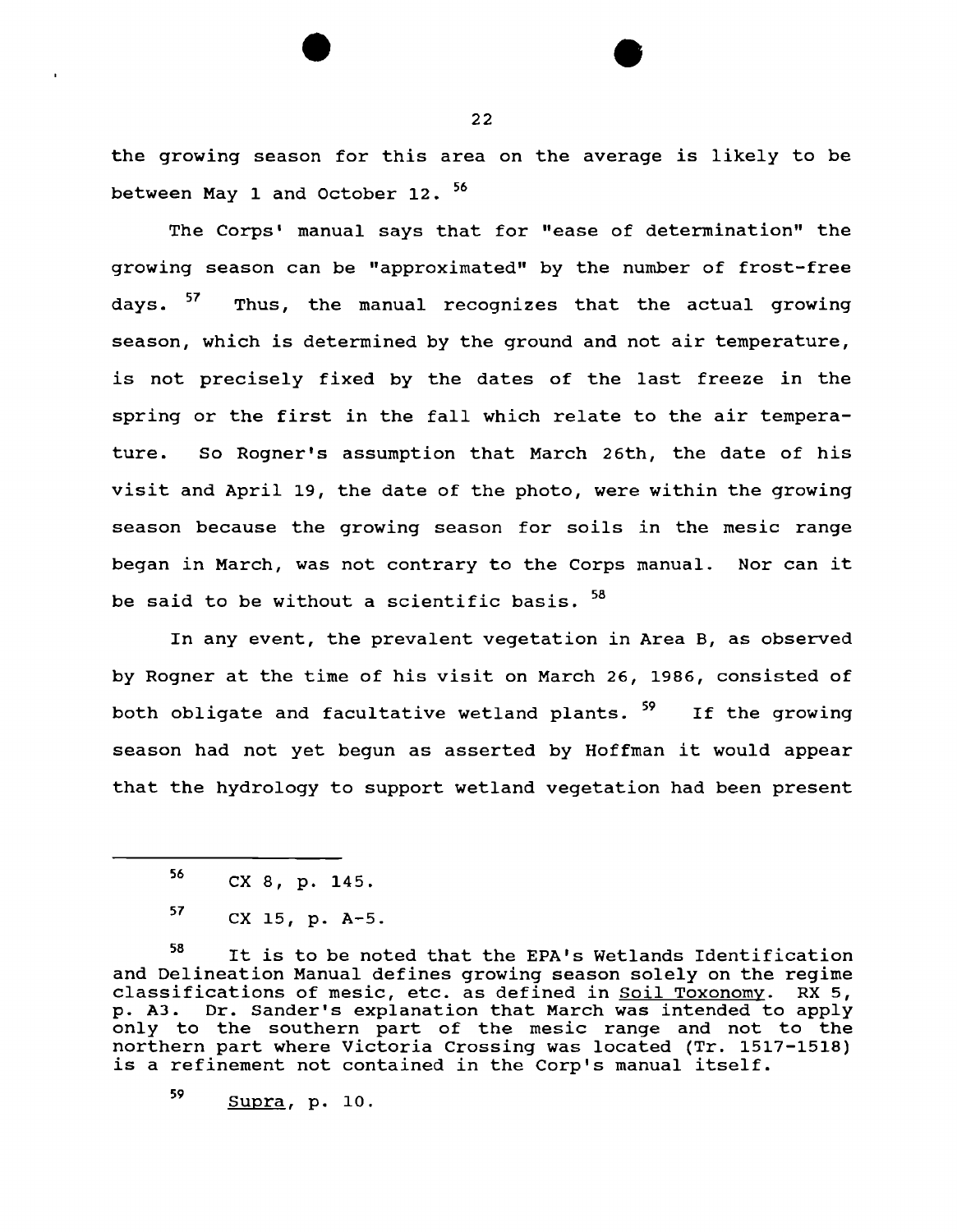the growing season for this area on the average is likely to be between May 1 and October 12. [56]

The Corps' manual says that for "ease of determination" the growing season can be "approximated" by the number of frost-free days. [57] Thus, the manual recognizes that the actual growing season, which is determined by the ground and not air temperature, is not precisely fixed by the dates of the last freeze in the spring or the first in the fall which relate to the air temperature. So Rogner's assumption that March 26th, the date of his visit and April 19, the date of the photo, were within the growing season because the growing season for soils in the mesic range began in March, was not contrary to the Corps manual. Nor can it be said to be without a scientific basis. [58]

In any event, the prevalent vegetation in Area B, as observed by Rogner at the time of his visit on March 26, 1986, consisted of both obligate and facultative wetland plants. [59] If the growing season had not yet begun as asserted by Hoffman it would appear that the hydrology to support wetland vegetation had been present

---

[56] CX 8, p. 145.

[57] CX 15, p. A-5.

[58] It is to be noted that the EPA's Wetlands Identification and Delineation Manual defines growing season solely on the regime classifications of mesic, etc. as defined in Soil Toxonomy. RX 5, p. A3. Dr. Sander's explanation that March was intended to apply only to the southern part of the mesic range and not to the northern part where Victoria Crossing was located (Tr. 1517-1518) is a refinement not contained in the Corp's manual itself.

[59] Supra, p. 10.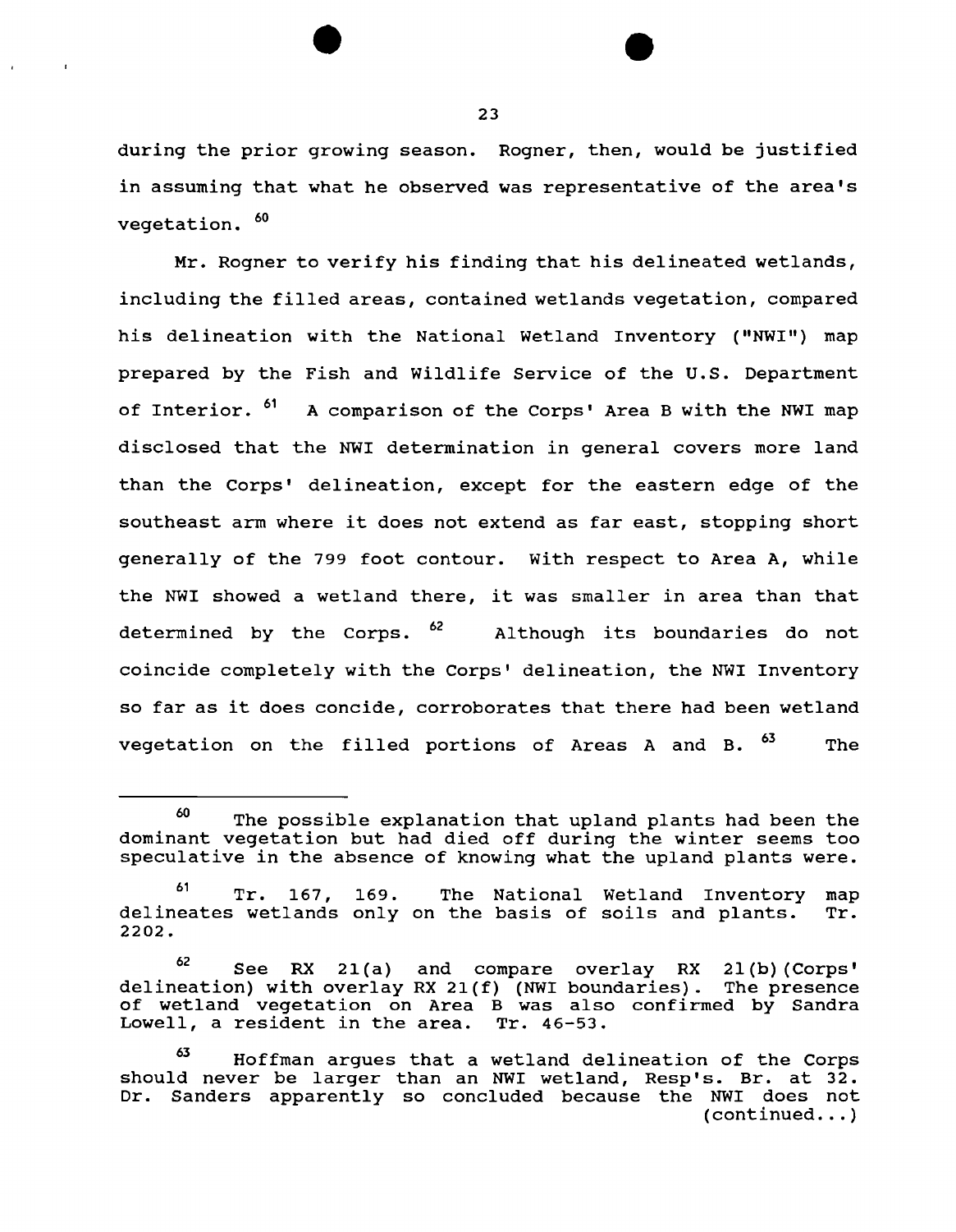during the prior growing season. Rogner, then, would be justified in assuming that what he observed was representative of the area's vegetation. [60]

Mr. Rogner to verify his finding that his delineated wetlands, including the filled areas, contained wetlands vegetation, compared his delineation with the National Wetland Inventory ("NWI") map prepared by the Fish and Wildlife Service of the U.S. Department of Interior. [61] A comparison of the Corps' Area B with the NWI map disclosed that the NWI determination in general covers more land than the Corps' delineation, except for the eastern edge of the southeast arm where it does not extend as far east, stopping short generally of the 799 foot contour. With respect to Area A, while the NWI showed a wetland there, it was smaller in area than that determined by the Corps. [62] Although its boundaries do not coincide completely with the Corps' delineation, the NWI Inventory so far as it does concide, corroborates that there had been wetland vegetation on the filled portions of Areas A and B. [63] The

---

[60] The possible explanation that upland plants had been the dominant vegetation but had died off during the winter seems too speculative in the absence of knowing what the upland plants were.

[61] Tr. 167, 169. The National Wetland Inventory map delineates wetlands only on the basis of soils and plants. Tr. 2202.

[62] See RX 21(a) and compare overlay RX 21(b)(Corps' delineation) with overlay RX 21(f) (NWI boundaries). The presence of wetland vegetation on Area B was also confirmed by Sandra Lowell, a resident in the area. Tr. 46-53.

[63] Hoffman argues that a wetland delineation of the Corps should never be larger than an NWI wetland, Resp's. Br. at 32. Dr. Sanders apparently so concluded because the NWI does not (continued...)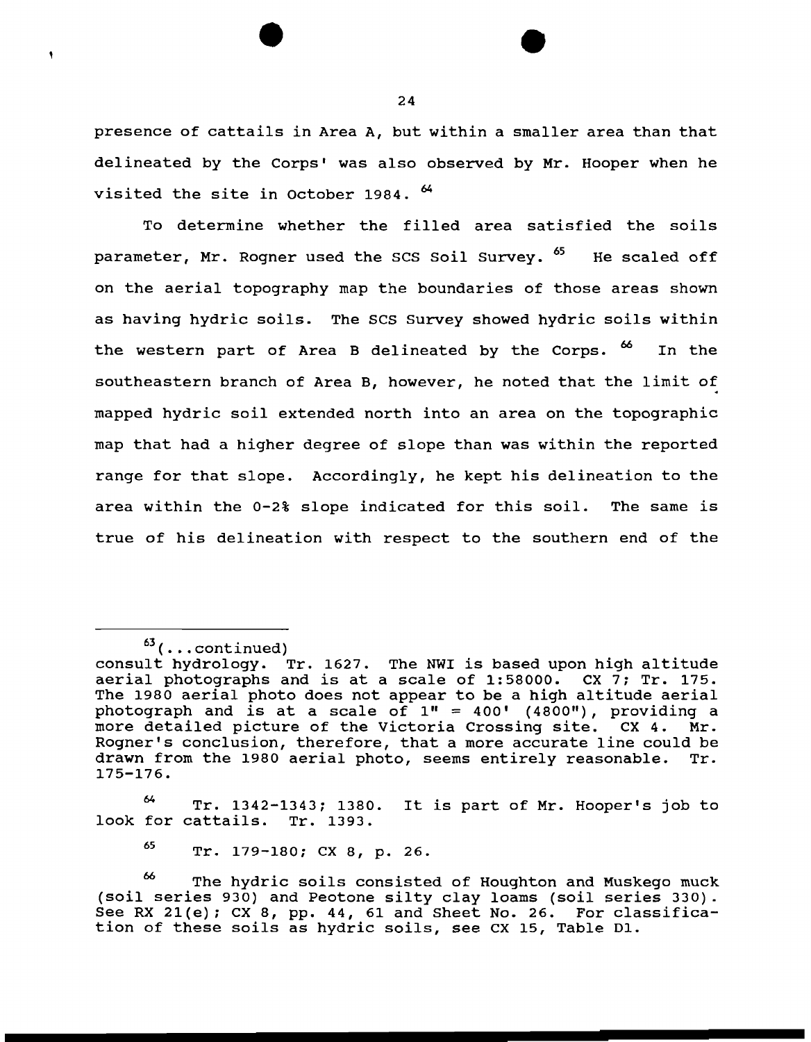presence of cattails in Area A, but within a smaller area than that delineated by the Corps' was also observed by Mr. Hooper when he visited the site in October 1984. [64]

To determine whether the filled area satisfied the soils parameter, Mr. Rogner used the SCS Soil Survey. [65] He scaled off on the aerial topography map the boundaries of those areas shown as having hydric soils. The SCS Survey showed hydric soils within the western part of Area B delineated by the Corps. [66] In the southeastern branch of Area B, however, he noted that the limit of mapped hydric soil extended north into an area on the topographic map that had a higher degree of slope than was within the reported range for that slope. Accordingly, he kept his delineation to the area within the 0-2% slope indicated for this soil. The same is true of his delineation with respect to the southern end of the

---

[63](...continued) consult hydrology. Tr. 1627. The NWI is based upon high altitude aerial photographs and is at a scale of 1:58000. CX 7; Tr. 175. The 1980 aerial photo does not appear to be a high altitude aerial photograph and is at a scale of 1" = 400' (4800"), providing a more detailed picture of the Victoria Crossing site. CX 4. Mr. Rogner's conclusion, therefore, that a more accurate line could be drawn from the 1980 aerial photo, seems entirely reasonable. Tr. 175-176.

[64] Tr. 1342-1343; 1380. It is part of Mr. Hooper's job to look for cattails. Tr. 1393.

[65] Tr. 179-180; CX 8, p. 26.

[66] The hydric soils consisted of Houghton and Muskego muck (soil series 930) and Peotone silty clay loams (soil series 330). See RX 21(e); CX 8, pp. 44, 61 and Sheet No. 26. For classification of these soils as hydric soils, see CX 15, Table D1.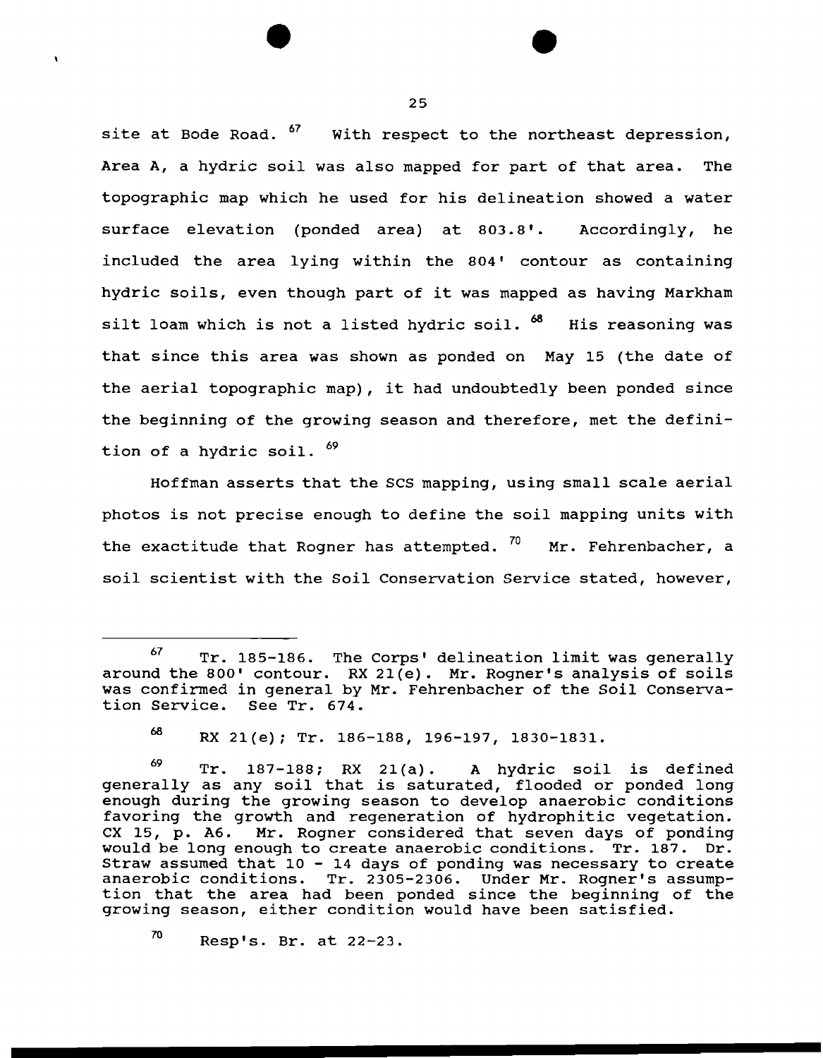site at Bode Road. [67] With respect to the northeast depression, Area A, a hydric soil was also mapped for part of that area. The topographic map which he used for his delineation showed a water surface elevation (ponded area) at 803.8'. Accordingly, he included the area lying within the 804' contour as containing hydric soils, even though part of it was mapped as having Markham silt loam which is not a listed hydric soil. [68] His reasoning was that since this area was shown as ponded on May 15 (the date of the aerial topographic map), it had undoubtedly been ponded since the beginning of the growing season and therefore, met the definition of a hydric soil. [69]

Hoffman asserts that the SCS mapping, using small scale aerial photos is not precise enough to define the soil mapping units with the exactitude that Rogner has attempted. [70] Mr. Fehrenbacher, a soil scientist with the Soil Conservation Service stated, however,

---

[67] Tr. 185-186. The Corps' delineation limit was generally around the 800' contour. RX 21(e). Mr. Rogner's analysis of soils was confirmed in general by Mr. Fehrenbacher of the Soil Conservation Service. See Tr. 674.

[68] RX 21(e); Tr. 186-188, 196-197, 1830-1831.

[69] Tr. 187-188; RX 21(a). A hydric soil is defined generally as any soil that is saturated, flooded or ponded long enough during the growing season to develop anaerobic conditions favoring the growth and regeneration of hydrophitic vegetation. CX 15, p. A6. Mr. Rogner considered that seven days of ponding would be long enough to create anaerobic conditions. Tr. 187. Dr. Straw assumed that 10 - 14 days of ponding was necessary to create anaerobic conditions. Tr. 2305-2306. Under Mr. Rogner's assumption that the area had been ponded since the beginning of the growing season, either condition would have been satisfied.

[70] Resp's. Br. at 22-23.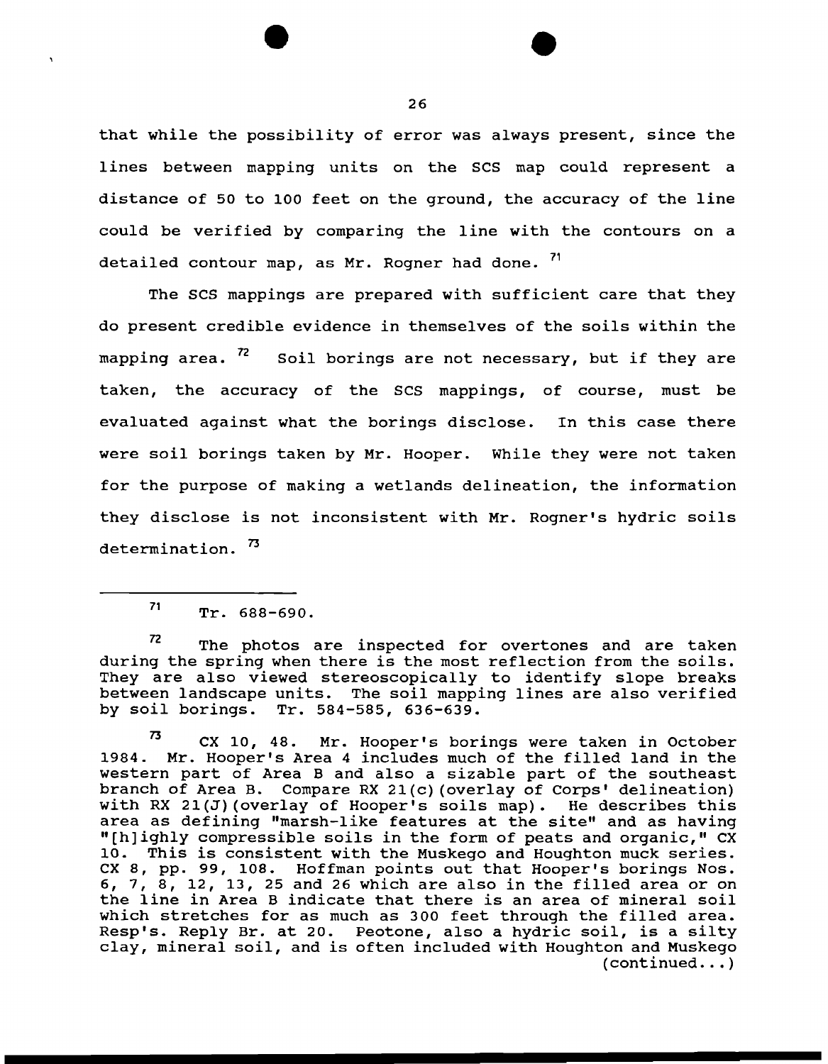that while the possibility of error was always present, since the lines between mapping units on the SCS map could represent a distance of 50 to 100 feet on the ground, the accuracy of the line could be verified by comparing the line with the contours on a detailed contour map, as Mr. Rogner had done. [71]

The SCS mappings are prepared with sufficient care that they do present credible evidence in themselves of the soils within the mapping area. [72] Soil borings are not necessary, but if they are taken, the accuracy of the SCS mappings, of course, must be evaluated against what the borings disclose. In this case there were soil borings taken by Mr. Hooper. While they were not taken for the purpose of making a wetlands delineation, the information they disclose is not inconsistent with Mr. Rogner's hydric soils determination. [73]

---

[71] Tr. 688-690.

[72] The photos are inspected for overtones and are taken during the spring when there is the most reflection from the soils. They are also viewed stereoscopically to identify slope breaks between landscape units. The soil mapping lines are also verified by soil borings. Tr. 584-585, 636-639.

[73] CX 10, 48. Mr. Hooper's borings were taken in October 1984. Mr. Hooper's Area 4 includes much of the filled land in the western part of Area B and also a sizable part of the southeast branch of Area B. Compare RX 21(c)(overlay of Corps' delineation) with RX 21(J)(overlay of Hooper's soils map). He describes this area as defining "marsh-like features at the site" and as having "[h]ighly compressible soils in the form of peats and organic," CX 10. This is consistent with the Muskego and Houghton muck series. CX 8, pp. 99, 108. Hoffman points out that Hooper's borings Nos. 6, 7, 8, 12, 13, 25 and 26 which are also in the filled area or on the line in Area B indicate that there is an area of mineral soil which stretches for as much as 300 feet through the filled area. Resp's. Reply Br. at 20. Peotone, also a hydric soil, is a silty clay, mineral soil, and is often included with Houghton and Muskego (continued...)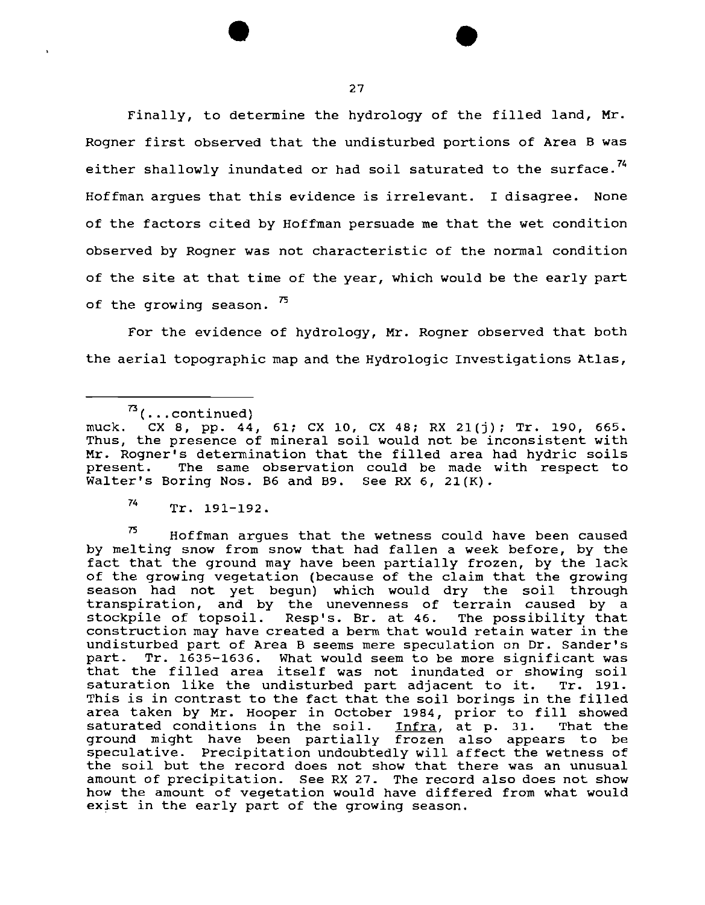Finally, to determine the hydrology of the filled land, Mr. Rogner first observed that the undisturbed portions of Area B was either shallowly inundated or had soil saturated to the surface.[74] Hoffman argues that this evidence is irrelevant. I disagree. None of the factors cited by Hoffman persuade me that the wet condition observed by Rogner was not characteristic of the normal condition of the site at that time of the year, which would be the early part of the growing season. [75]

For the evidence of hydrology, Mr. Rogner observed that both the aerial topographic map and the Hydrologic Investigations Atlas,

---

[73](...continued)
muck. CX 8, pp. 44, 61; CX 10, CX 48; RX 21(j); Tr. 190, 665. Thus, the presence of mineral soil would not be inconsistent with Mr. Rogner's determination that the filled area had hydric soils present. The same observation could be made with respect to Walter's Boring Nos. B6 and B9. See RX 6, 21(K).

[74] Tr. 191-192.

[75] Hoffman argues that the wetness could have been caused by melting snow from snow that had fallen a week before, by the fact that the ground may have been partially frozen, by the lack of the growing vegetation (because of the claim that the growing season had not yet begun) which would dry the soil through transpiration, and by the unevenness of terrain caused by a stockpile of topsoil. Resp's. Br. at 46. The possibility that construction may have created a berm that would retain water in the undisturbed part of Area B seems mere speculation on Dr. Sander's part. Tr. 1635-1636. What would seem to be more significant was that the filled area itself was not inundated or showing soil saturation like the undisturbed part adjacent to it. Tr. 191. This is in contrast to the fact that the soil borings in the filled area taken by Mr. Hooper in October 1984, prior to fill showed saturated conditions in the soil. Infra, at p. 31. That the ground might have been partially frozen also appears to be speculative. Precipitation undoubtedly will affect the wetness of the soil but the record does not show that there was an unusual amount of precipitation. See RX 27. The record also does not show how the amount of vegetation would have differed from what would exist in the early part of the growing season.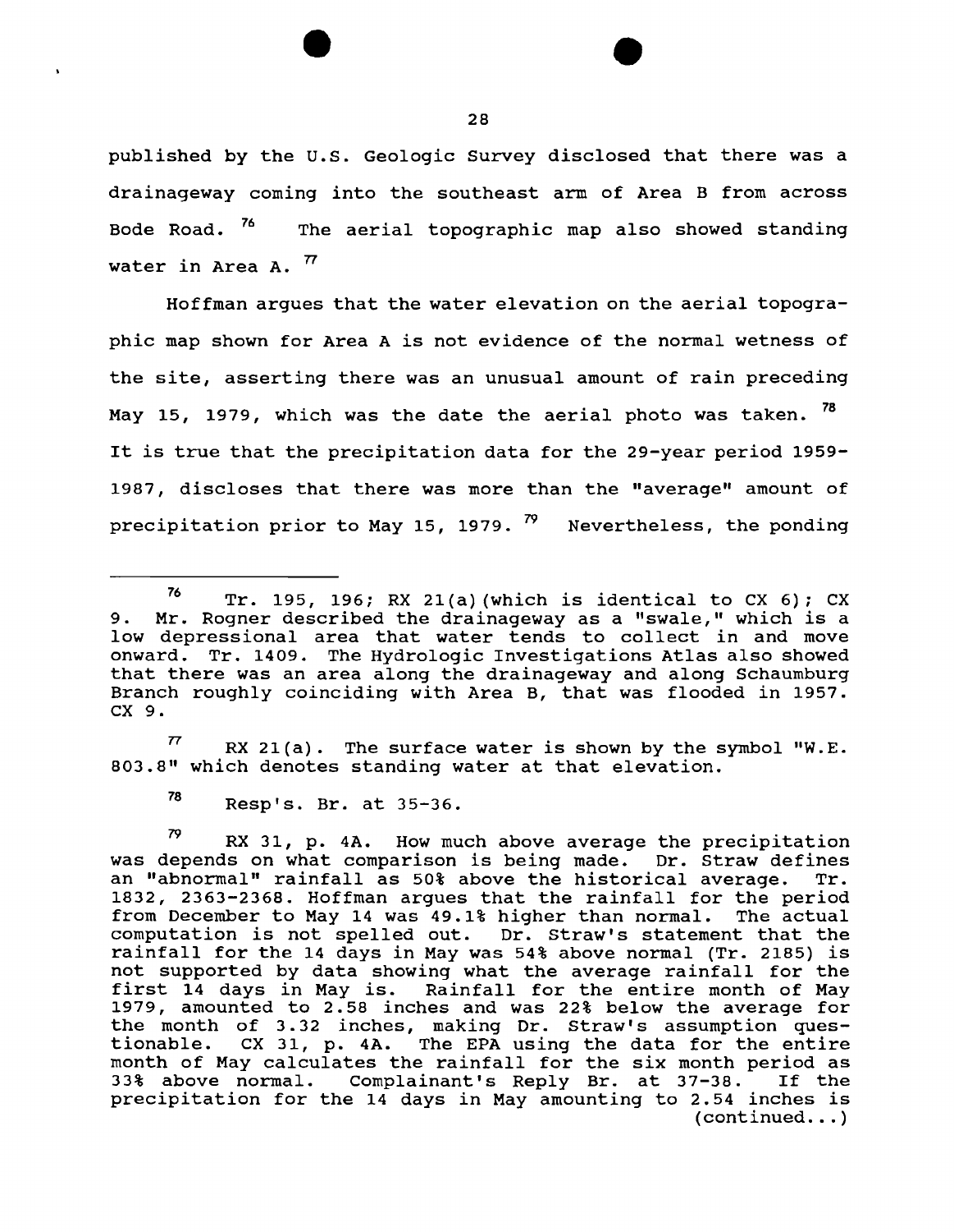published by the U.S. Geologic Survey disclosed that there was a drainageway coming into the southeast arm of Area B from across Bode Road. [76] The aerial topographic map also showed standing water in Area A. [77]

Hoffman argues that the water elevation on the aerial topographic map shown for Area A is not evidence of the normal wetness of the site, asserting there was an unusual amount of rain preceding May 15, 1979, which was the date the aerial photo was taken. [78] It is true that the precipitation data for the 29-year period 1959-1987, discloses that there was more than the "average" amount of precipitation prior to May 15, 1979. [79] Nevertheless, the ponding

---

[76] Tr. 195, 196; RX 21(a)(which is identical to CX 6); CX 9. Mr. Rogner described the drainageway as a "swale," which is a low depressional area that water tends to collect in and move onward. Tr. 1409. The Hydrologic Investigations Atlas also showed that there was an area along the drainageway and along Schaumburg Branch roughly coinciding with Area B, that was flooded in 1957. CX 9.

[77] RX 21(a). The surface water is shown by the symbol "W.E. 803.8" which denotes standing water at that elevation.

[78] Resp's. Br. at 35-36.

[79] RX 31, p. 4A. How much above average the precipitation was depends on what comparison is being made. Dr. Straw defines an "abnormal" rainfall as 50% above the historical average. Tr. 1832, 2363-2368. Hoffman argues that the rainfall for the period from December to May 14 was 49.1% higher than normal. The actual computation is not spelled out. Dr. Straw's statement that the rainfall for the 14 days in May was 54% above normal (Tr. 2185) is not supported by data showing what the average rainfall for the first 14 days in May is. Rainfall for the entire month of May 1979, amounted to 2.58 inches and was 22% below the average for the month of 3.32 inches, making Dr. Straw's assumption questionable. CX 31, p. 4A. The EPA using the data for the entire month of May calculates the rainfall for the six month period as 33% above normal. Complainant's Reply Br. at 37-38. If the precipitation for the 14 days in May amounting to 2.54 inches is (continued...)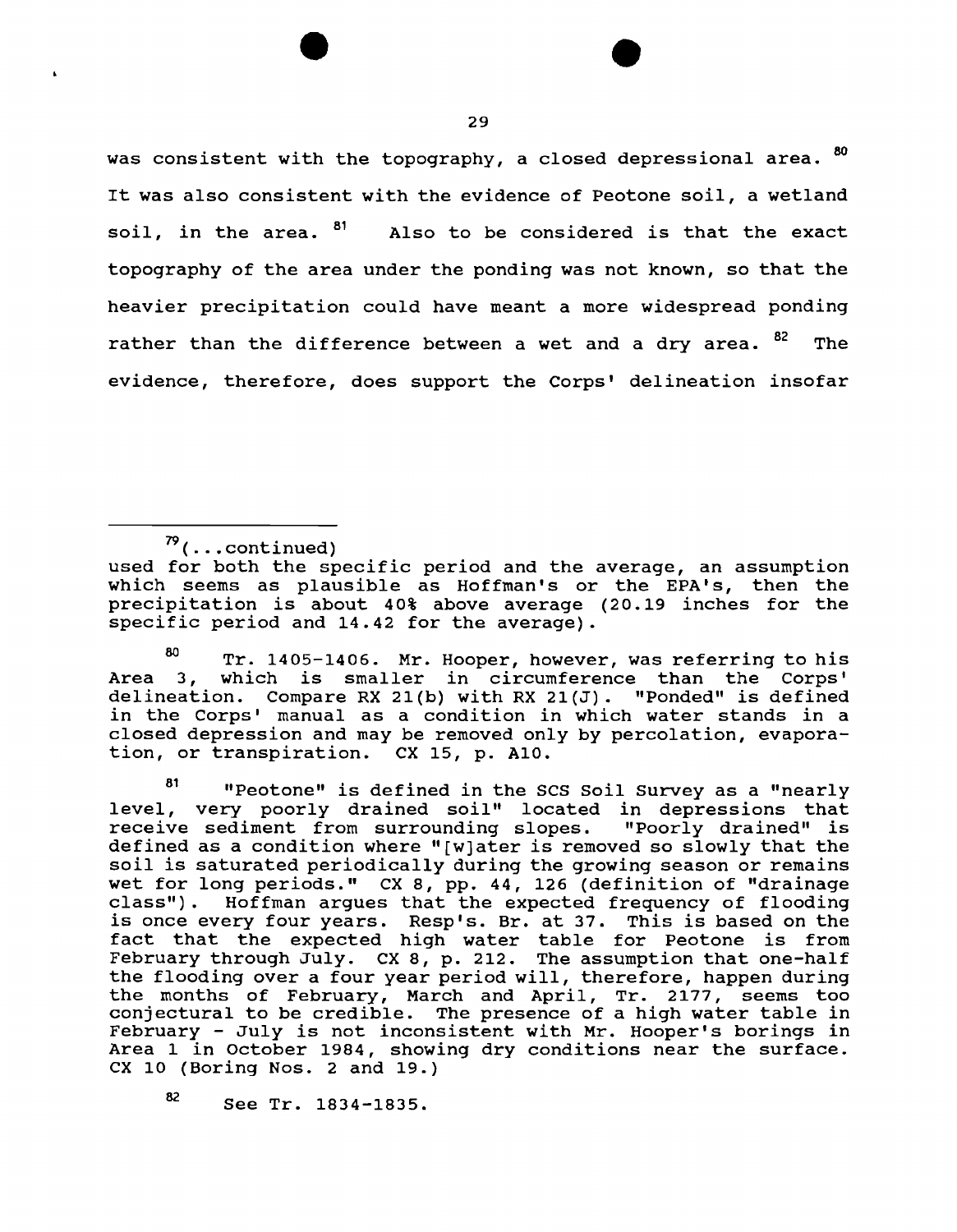was consistent with the topography, a closed depressional area. [80] It was also consistent with the evidence of Peotone soil, a wetland soil, in the area. [81] Also to be considered is that the exact topography of the area under the ponding was not known, so that the heavier precipitation could have meant a more widespread ponding rather than the difference between a wet and a dry area. [82] The evidence, therefore, does support the Corps' delineation insofar

---

[79](...continued) used for both the specific period and the average, an assumption which seems as plausible as Hoffman's or the EPA's, then the precipitation is about 40% above average (20.19 inches for the specific period and 14.42 for the average).

[80] Tr. 1405-1406. Mr. Hooper, however, was referring to his Area 3, which is smaller in circumference than the Corps' delineation. Compare RX 21(b) with RX 21(J). "Ponded" is defined in the Corps' manual as a condition in which water stands in a closed depression and may be removed only by percolation, evaporation, or transpiration. CX 15, p. A10.

[81] "Peotone" is defined in the SCS Soil Survey as a "nearly level, very poorly drained soil" located in depressions that receive sediment from surrounding slopes. "Poorly drained" is defined as a condition where "[w]ater is removed so slowly that the soil is saturated periodically during the growing season or remains wet for long periods." CX 8, pp. 44, 126 (definition of "drainage class"). Hoffman argues that the expected frequency of flooding is once every four years. Resp's. Br. at 37. This is based on the fact that the expected high water table for Peotone is from February through July. CX 8, p. 212. The assumption that one-half the flooding over a four year period will, therefore, happen during the months of February, March and April, Tr. 2177, seems too conjectural to be credible. The presence of a high water table in February - July is not inconsistent with Mr. Hooper's borings in Area 1 in October 1984, showing dry conditions near the surface. CX 10 (Boring Nos. 2 and 19.)

[82] See Tr. 1834-1835.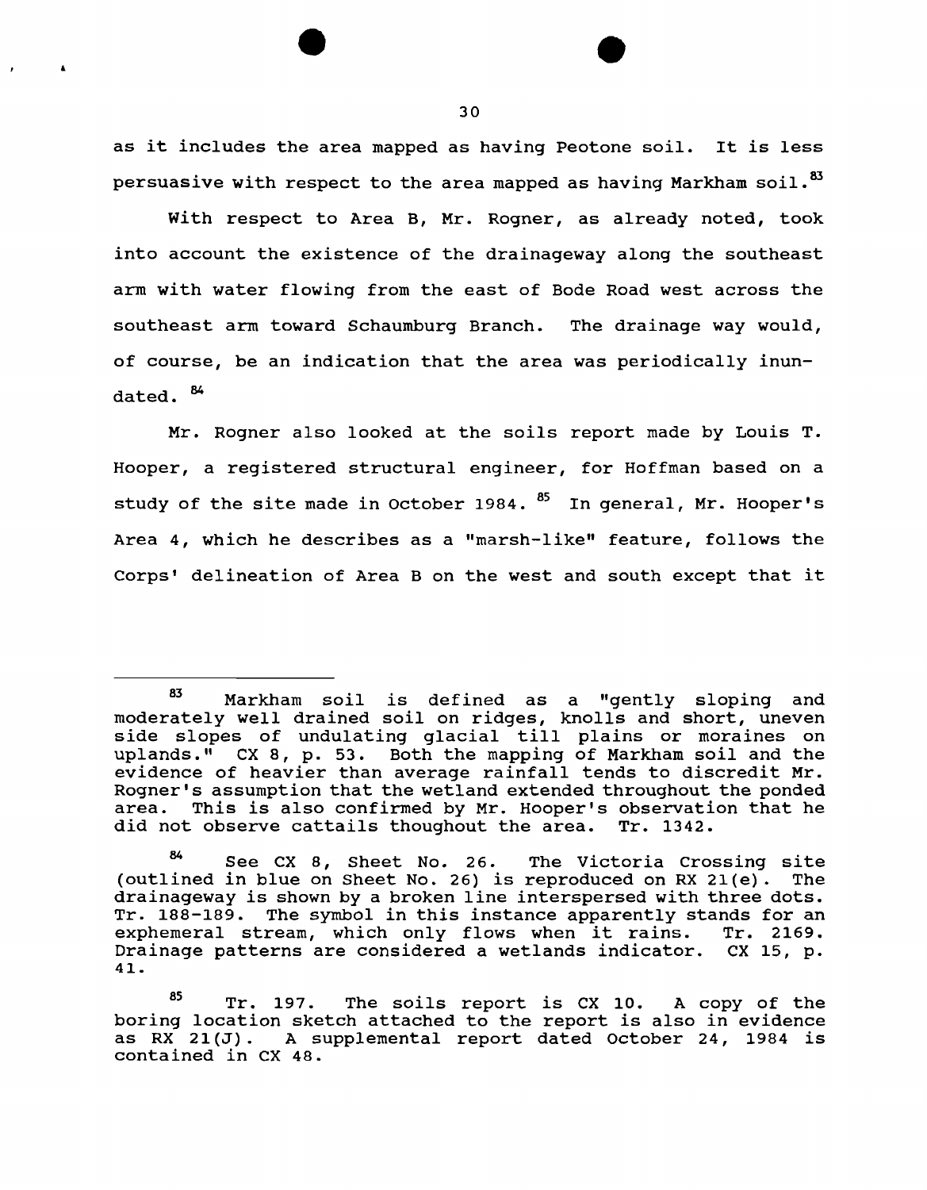as it includes the area mapped as having Peotone soil. It is less persuasive with respect to the area mapped as having Markham soil.[83]

With respect to Area B, Mr. Rogner, as already noted, took into account the existence of the drainageway along the southeast arm with water flowing from the east of Bode Road west across the southeast arm toward Schaumburg Branch. The drainage way would, of course, be an indication that the area was periodically inundated. [84]

Mr. Rogner also looked at the soils report made by Louis T. Hooper, a registered structural engineer, for Hoffman based on a study of the site made in October 1984. [85] In general, Mr. Hooper's Area 4, which he describes as a "marsh-like" feature, follows the Corps' delineation of Area B on the west and south except that it

---

[83] Markham soil is defined as a "gently sloping and moderately well drained soil on ridges, knolls and short, uneven side slopes of undulating glacial till plains or moraines on uplands." CX 8, p. 53. Both the mapping of Markham soil and the evidence of heavier than average rainfall tends to discredit Mr. Rogner's assumption that the wetland extended throughout the ponded area. This is also confirmed by Mr. Hooper's observation that he did not observe cattails thoughout the area. Tr. 1342.

[84] See CX 8, Sheet No. 26. The Victoria Crossing site (outlined in blue on Sheet No. 26) is reproduced on RX 21(e). The drainageway is shown by a broken line interspersed with three dots. Tr. 188-189. The symbol in this instance apparently stands for an exphemeral stream, which only flows when it rains. Tr. 2169. Drainage patterns are considered a wetlands indicator. CX 15, p. 41.

[85] Tr. 197. The soils report is CX 10. A copy of the boring location sketch attached to the report is also in evidence as RX 21(J). A supplemental report dated October 24, 1984 is contained in CX 48.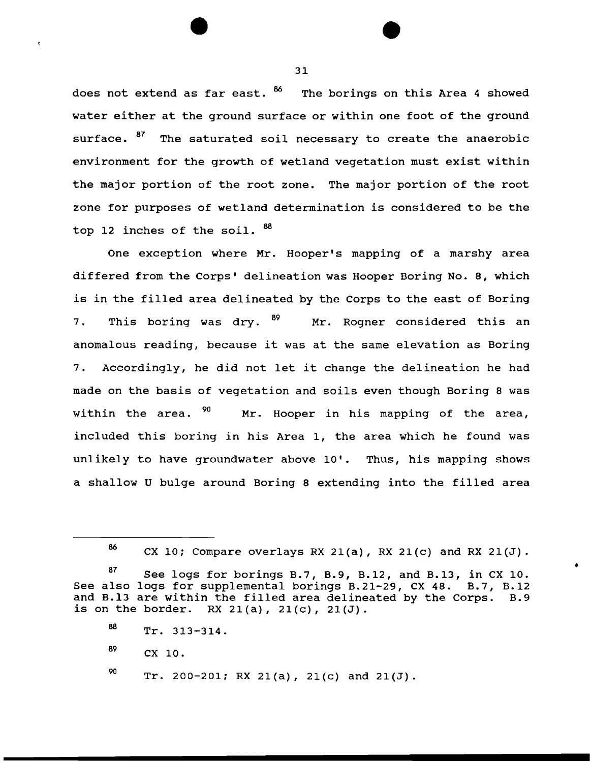does not extend as far east. [86] The borings on this Area 4 showed water either at the ground surface or within one foot of the ground surface. [87] The saturated soil necessary to create the anaerobic environment for the growth of wetland vegetation must exist within the major portion of the root zone. The major portion of the root zone for purposes of wetland determination is considered to be the top 12 inches of the soil. [88]

One exception where Mr. Hooper's mapping of a marshy area differed from the Corps' delineation was Hooper Boring No. 8, which is in the filled area delineated by the Corps to the east of Boring 7. This boring was dry. [89] Mr. Rogner considered this an anomalous reading, because it was at the same elevation as Boring 7. Accordingly, he did not let it change the delineation he had made on the basis of vegetation and soils even though Boring 8 was within the area. [90] Mr. Hooper in his mapping of the area, included this boring in his Area 1, the area which he found was unlikely to have groundwater above 10'. Thus, his mapping shows a shallow U bulge around Boring 8 extending into the filled area

---

[86] CX 10; Compare overlays RX 21(a), RX 21(c) and RX 21(J).

[87] See logs for borings B.7, B.9, B.12, and B.13, in CX 10. See also logs for supplemental borings B.21-29, CX 48. B.7, B.12 and B.13 are within the filled area delineated by the Corps. B.9 is on the border. RX 21(a), 21(c), 21(J).

[88] Tr. 313-314.

[89] CX 10.

[90] Tr. 200-201; RX 21(a), 21(c) and 21(J).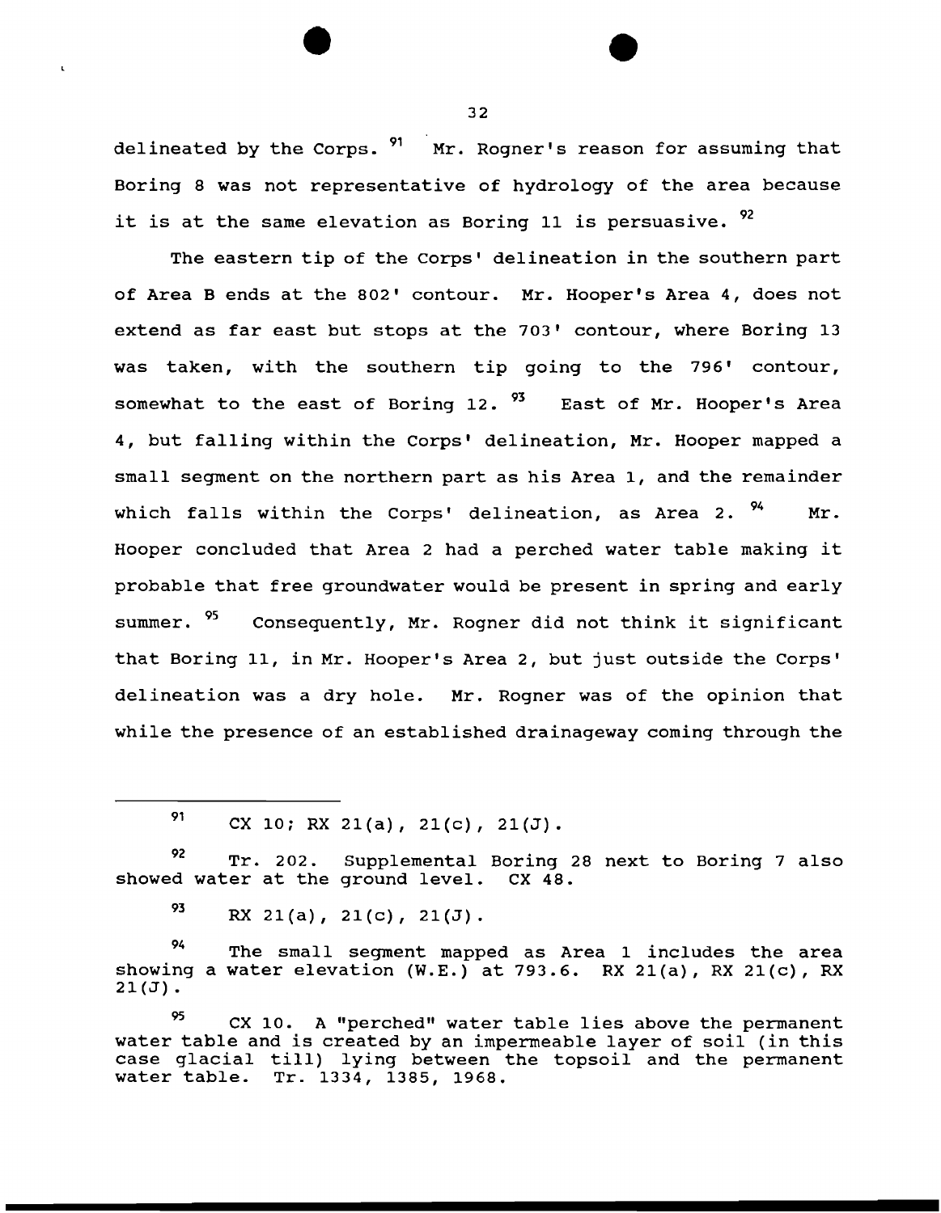delineated by the Corps. [91] Mr. Rogner's reason for assuming that Boring 8 was not representative of hydrology of the area because it is at the same elevation as Boring 11 is persuasive. [92]

The eastern tip of the Corps' delineation in the southern part of Area B ends at the 802' contour. Mr. Hooper's Area 4, does not extend as far east but stops at the 703' contour, where Boring 13 was taken, with the southern tip going to the 796' contour, somewhat to the east of Boring 12. [93] East of Mr. Hooper's Area 4, but falling within the Corps' delineation, Mr. Hooper mapped a small segment on the northern part as his Area 1, and the remainder which falls within the Corps' delineation, as Area 2. [94] Mr. Hooper concluded that Area 2 had a perched water table making it probable that free groundwater would be present in spring and early summer. [95] Consequently, Mr. Rogner did not think it significant that Boring 11, in Mr. Hooper's Area 2, but just outside the Corps' delineation was a dry hole. Mr. Rogner was of the opinion that while the presence of an established drainageway coming through the

---

[91] CX 10; RX 21(a), 21(c), 21(J).

[92] Tr. 202. Supplemental Boring 28 next to Boring 7 also showed water at the ground level. CX 48.

[93] RX 21(a), 21(c), 21(J).

[94] The small segment mapped as Area 1 includes the area showing a water elevation (W.E.) at 793.6. RX 21(a), RX 21(c), RX 21(J).

[95] CX 10. A "perched" water table lies above the permanent water table and is created by an impermeable layer of soil (in this case glacial till) lying between the topsoil and the permanent water table. Tr. 1334, 1385, 1968.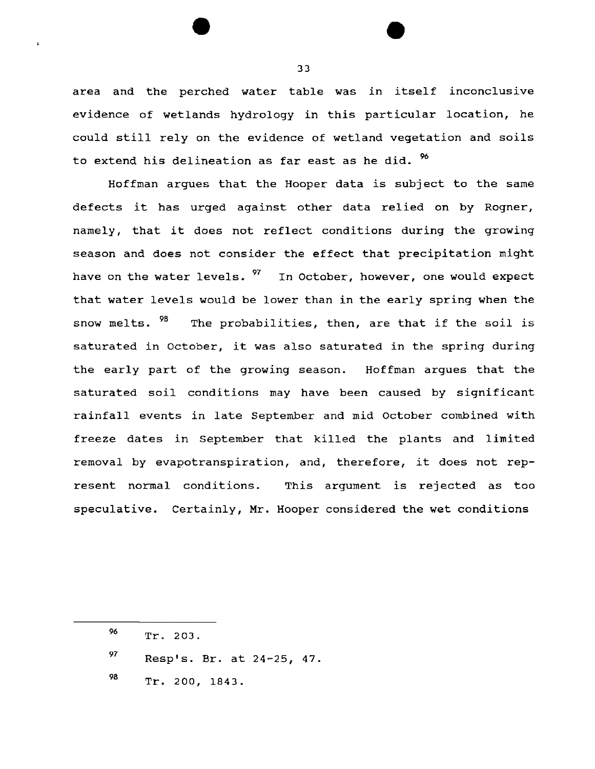area and the perched water table was in itself inconclusive evidence of wetlands hydrology in this particular location, he could still rely on the evidence of wetland vegetation and soils to extend his delineation as far east as he did. [96]

Hoffman argues that the Hooper data is subject to the same defects it has urged against other data relied on by Rogner, namely, that it does not reflect conditions during the growing season and does not consider the effect that precipitation might have on the water levels. [97] In October, however, one would expect that water levels would be lower than in the early spring when the snow melts. [98] The probabilities, then, are that if the soil is saturated in October, it was also saturated in the spring during the early part of the growing season. Hoffman argues that the saturated soil conditions may have been caused by significant rainfall events in late September and mid October combined with freeze dates in September that killed the plants and limited removal by evapotranspiration, and, therefore, it does not represent normal conditions. This argument is rejected as too speculative. Certainly, Mr. Hooper considered the wet conditions

---

[96] Tr. 203.

[97] Resp's. Br. at 24-25, 47.

[98] Tr. 200, 1843.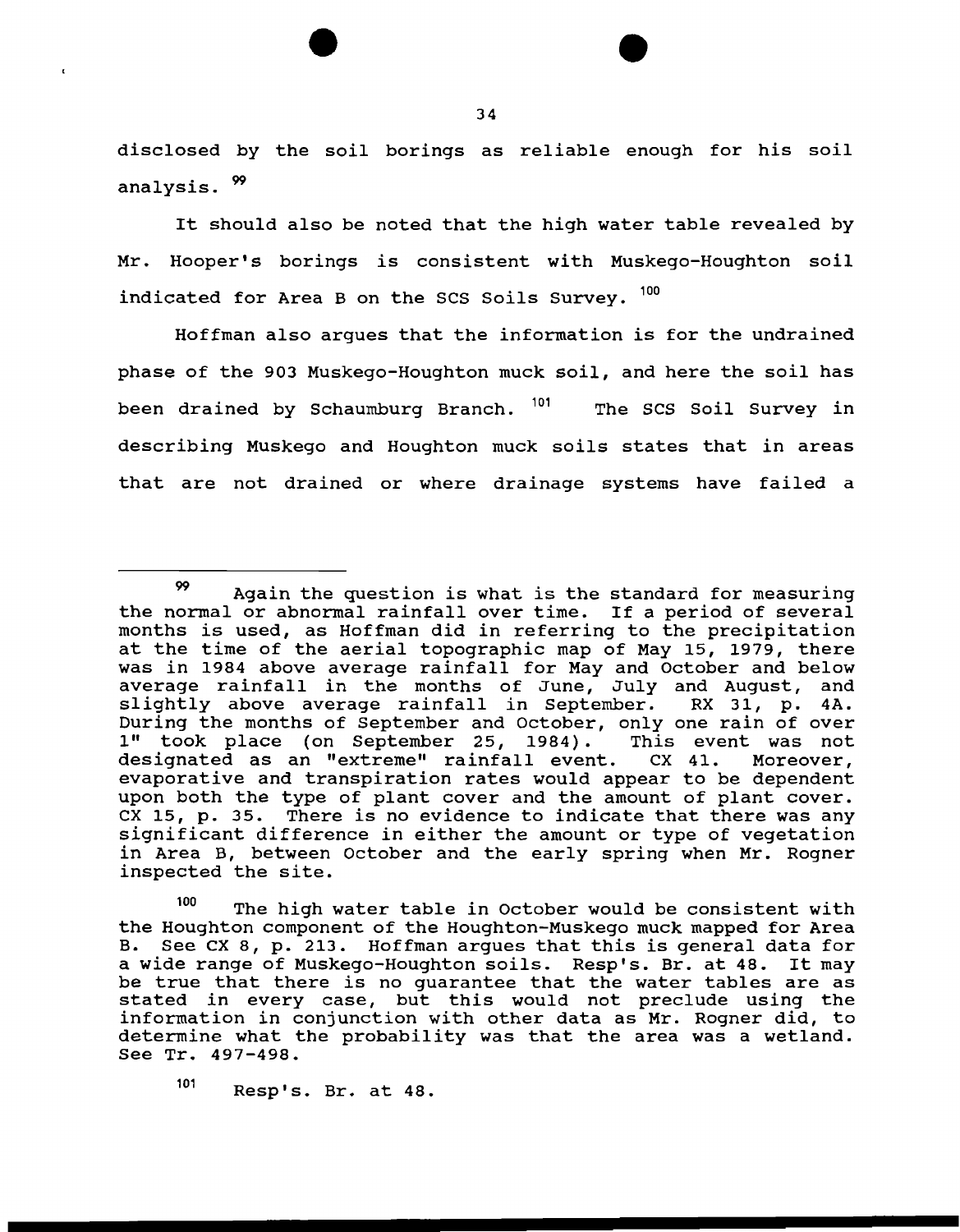disclosed by the soil borings as reliable enough for his soil analysis. [99]

It should also be noted that the high water table revealed by Mr. Hooper's borings is consistent with Muskego-Houghton soil indicated for Area B on the SCS Soils Survey. [100]

Hoffman also argues that the information is for the undrained phase of the 903 Muskego-Houghton muck soil, and here the soil has been drained by Schaumburg Branch. [101] The SCS Soil Survey in describing Muskego and Houghton muck soils states that in areas that are not drained or where drainage systems have failed a

---

[99] Again the question is what is the standard for measuring the normal or abnormal rainfall over time. If a period of several months is used, as Hoffman did in referring to the precipitation at the time of the aerial topographic map of May 15, 1979, there was in 1984 above average rainfall for May and October and below average rainfall in the months of June, July and August, and slightly above average rainfall in September. RX 31, p. 4A. During the months of September and October, only one rain of over 1" took place (on September 25, 1984). This event was not designated as an "extreme" rainfall event. CX 41. Moreover, evaporative and transpiration rates would appear to be dependent upon both the type of plant cover and the amount of plant cover. CX 15, p. 35. There is no evidence to indicate that there was any significant difference in either the amount or type of vegetation in Area B, between October and the early spring when Mr. Rogner inspected the site.

[100] The high water table in October would be consistent with the Houghton component of the Houghton-Muskego muck mapped for Area B. See CX 8, p. 213. Hoffman argues that this is general data for a wide range of Muskego-Houghton soils. Resp's. Br. at 48. It may be true that there is no guarantee that the water tables are as stated in every case, but this would not preclude using the information in conjunction with other data as Mr. Rogner did, to determine what the probability was that the area was a wetland. See Tr. 497-498.

[101] Resp's. Br. at 48.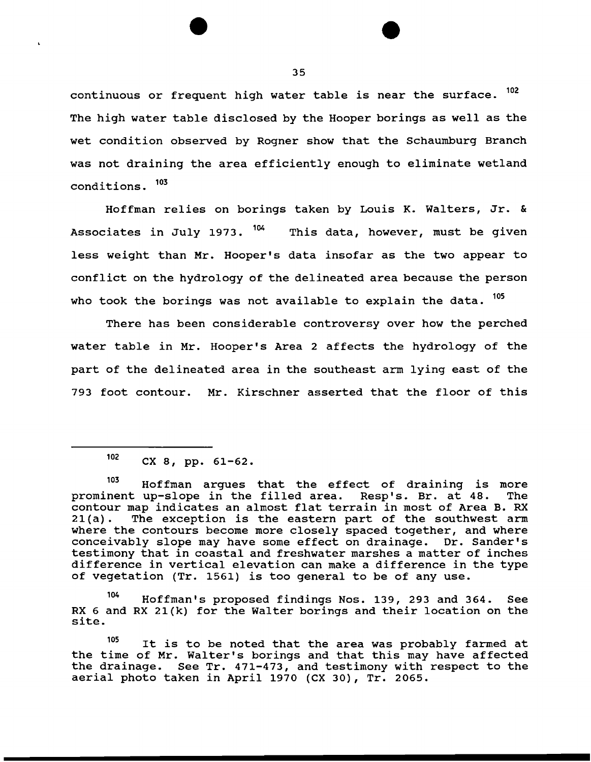continuous or frequent high water table is near the surface. [102] The high water table disclosed by the Hooper borings as well as the wet condition observed by Rogner show that the Schaumburg Branch was not draining the area efficiently enough to eliminate wetland conditions. [103]

Hoffman relies on borings taken by Louis K. Walters, Jr. & Associates in July 1973. [104] This data, however, must be given less weight than Mr. Hooper's data insofar as the two appear to conflict on the hydrology of the delineated area because the person who took the borings was not available to explain the data. [105]

There has been considerable controversy over how the perched water table in Mr. Hooper's Area 2 affects the hydrology of the part of the delineated area in the southeast arm lying east of the 793 foot contour. Mr. Kirschner asserted that the floor of this

---

[102] CX 8, pp. 61-62.

[103] Hoffman argues that the effect of draining is more prominent up-slope in the filled area. Resp's. Br. at 48. The contour map indicates an almost flat terrain in most of Area B. RX 21(a). The exception is the eastern part of the southwest arm where the contours become more closely spaced together, and where conceivably slope may have some effect on drainage. Dr. Sander's testimony that in coastal and freshwater marshes a matter of inches difference in vertical elevation can make a difference in the type of vegetation (Tr. 1561) is too general to be of any use.

[104] Hoffman's proposed findings Nos. 139, 293 and 364. See RX 6 and RX 21(k) for the Walter borings and their location on the site.

[105] It is to be noted that the area was probably farmed at the time of Mr. Walter's borings and that this may have affected the drainage. See Tr. 471-473, and testimony with respect to the aerial photo taken in April 1970 (CX 30), Tr. 2065.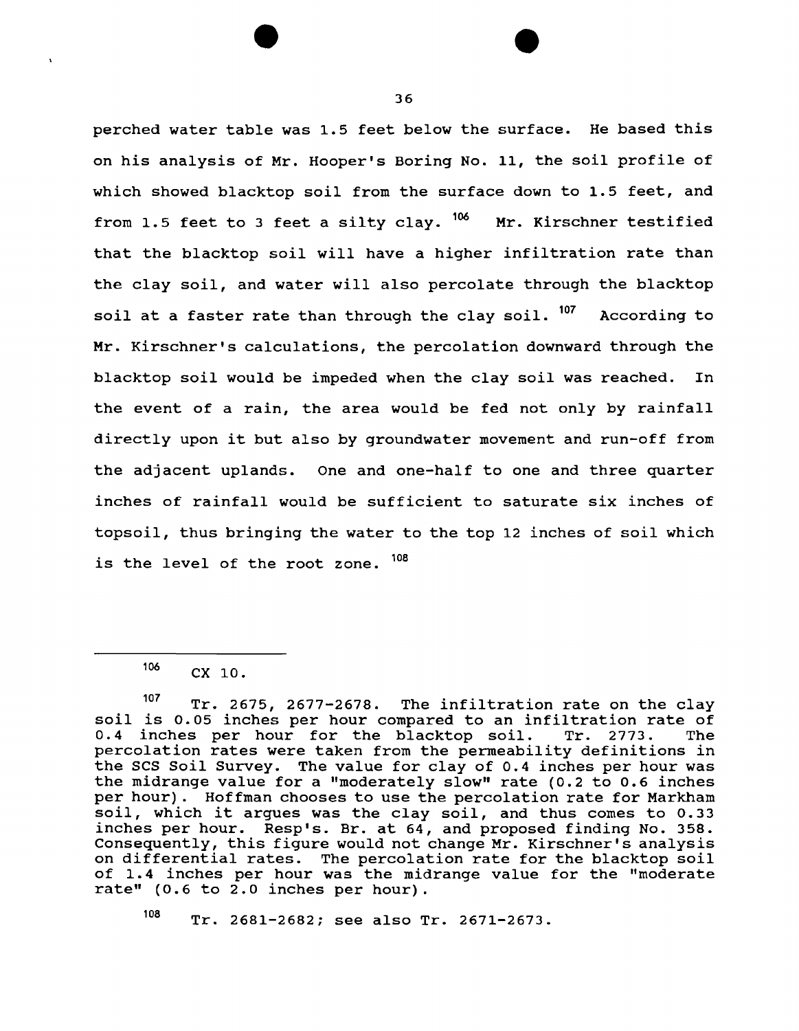perched water table was 1.5 feet below the surface. He based this on his analysis of Mr. Hooper's Boring No. 11, the soil profile of which showed blacktop soil from the surface down to 1.5 feet, and from 1.5 feet to 3 feet a silty clay. [106] Mr. Kirschner testified that the blacktop soil will have a higher infiltration rate than the clay soil, and water will also percolate through the blacktop soil at a faster rate than through the clay soil. [107] According to Mr. Kirschner's calculations, the percolation downward through the blacktop soil would be impeded when the clay soil was reached. In the event of a rain, the area would be fed not only by rainfall directly upon it but also by groundwater movement and run-off from the adjacent uplands. One and one-half to one and three quarter inches of rainfall would be sufficient to saturate six inches of topsoil, thus bringing the water to the top 12 inches of soil which is the level of the root zone. [108]

---

[106] CX 10.

[107] Tr. 2675, 2677-2678. The infiltration rate on the clay soil is 0.05 inches per hour compared to an infiltration rate of 0.4 inches per hour for the blacktop soil. Tr. 2773. The percolation rates were taken from the permeability definitions in the SCS Soil Survey. The value for clay of 0.4 inches per hour was the midrange value for a "moderately slow" rate (0.2 to 0.6 inches per hour). Hoffman chooses to use the percolation rate for Markham soil, which it argues was the clay soil, and thus comes to 0.33 inches per hour. Resp's. Br. at 64, and proposed finding No. 358. Consequently, this figure would not change Mr. Kirschner's analysis on differential rates. The percolation rate for the blacktop soil of 1.4 inches per hour was the midrange value for the "moderate rate" (0.6 to 2.0 inches per hour).

[108] Tr. 2681-2682; see also Tr. 2671-2673.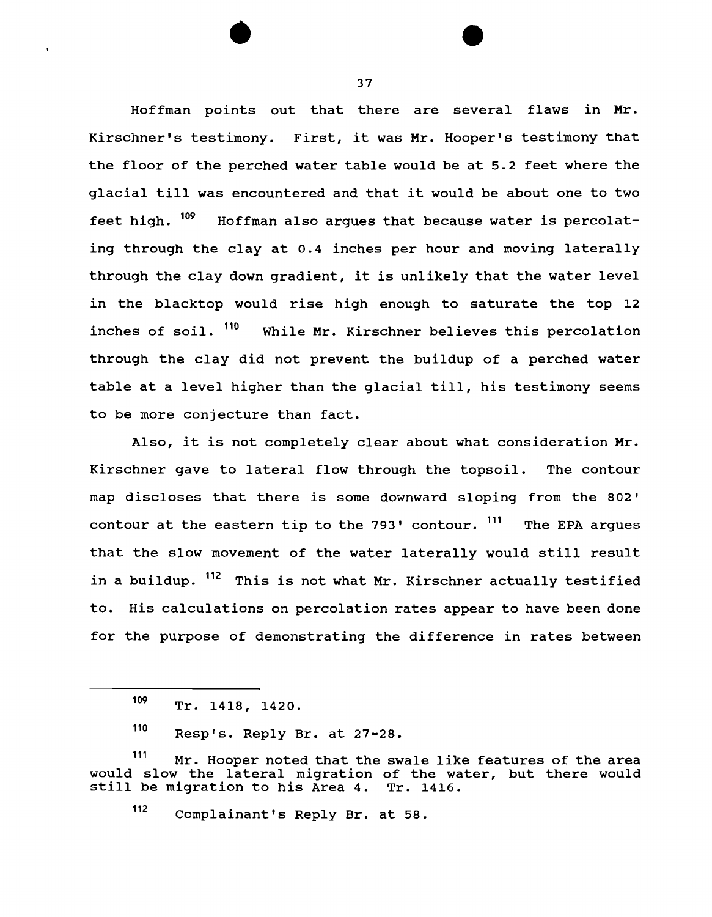Hoffman points out that there are several flaws in Mr. Kirschner's testimony. First, it was Mr. Hooper's testimony that the floor of the perched water table would be at 5.2 feet where the glacial till was encountered and that it would be about one to two feet high.[109] Hoffman also argues that because water is percolating through the clay at 0.4 inches per hour and moving laterally through the clay down gradient, it is unlikely that the water level in the blacktop would rise high enough to saturate the top 12 inches of soil.[110] While Mr. Kirschner believes this percolation through the clay did not prevent the buildup of a perched water table at a level higher than the glacial till, his testimony seems to be more conjecture than fact.

Also, it is not completely clear about what consideration Mr. Kirschner gave to lateral flow through the topsoil. The contour map discloses that there is some downward sloping from the 802' contour at the eastern tip to the 793' contour.[111] The EPA argues that the slow movement of the water laterally would still result in a buildup.[112] This is not what Mr. Kirschner actually testified to. His calculations on percolation rates appear to have been done for the purpose of demonstrating the difference in rates between

---

[109] Tr. 1418, 1420.

[110] Resp's. Reply Br. at 27-28.

[111] Mr. Hooper noted that the swale like features of the area would slow the lateral migration of the water, but there would still be migration to his Area 4. Tr. 1416.

[112] Complainant's Reply Br. at 58.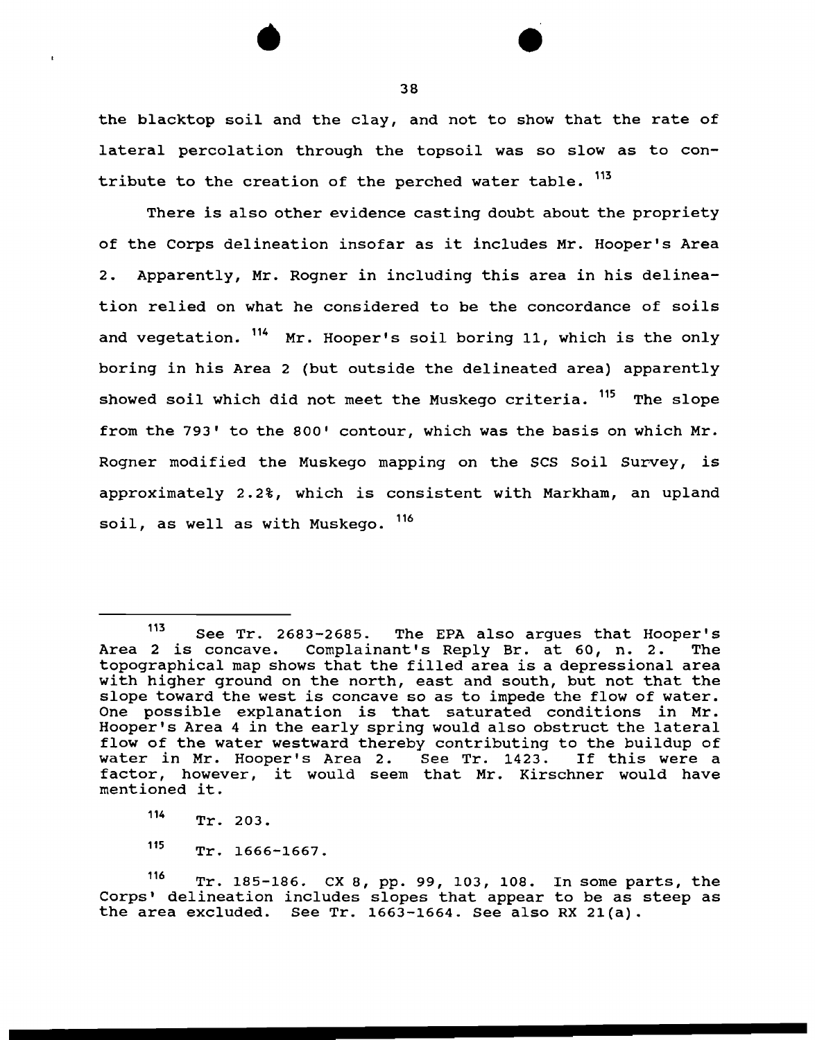the blacktop soil and the clay, and not to show that the rate of lateral percolation through the topsoil was so slow as to contribute to the creation of the perched water table. [113]

There is also other evidence casting doubt about the propriety of the Corps delineation insofar as it includes Mr. Hooper's Area 2. Apparently, Mr. Rogner in including this area in his delineation relied on what he considered to be the concordance of soils and vegetation. [114] Mr. Hooper's soil boring 11, which is the only boring in his Area 2 (but outside the delineated area) apparently showed soil which did not meet the Muskego criteria. [115] The slope from the 793' to the 800' contour, which was the basis on which Mr. Rogner modified the Muskego mapping on the SCS Soil Survey, is approximately 2.2%, which is consistent with Markham, an upland soil, as well as with Muskego. [116]

---

[113] See Tr. 2683-2685. The EPA also argues that Hooper's Area 2 is concave. Complainant's Reply Br. at 60, n. 2. The topographical map shows that the filled area is a depressional area with higher ground on the north, east and south, but not that the slope toward the west is concave so as to impede the flow of water. One possible explanation is that saturated conditions in Mr. Hooper's Area 4 in the early spring would also obstruct the lateral flow of the water westward thereby contributing to the buildup of water in Mr. Hooper's Area 2. See Tr. 1423. If this were a factor, however, it would seem that Mr. Kirschner would have mentioned it.

[114] Tr. 203.

[115] Tr. 1666-1667.

[116] Tr. 185-186. CX 8, pp. 99, 103, 108. In some parts, the Corps' delineation includes slopes that appear to be as steep as the area excluded. See Tr. 1663-1664. See also RX 21(a).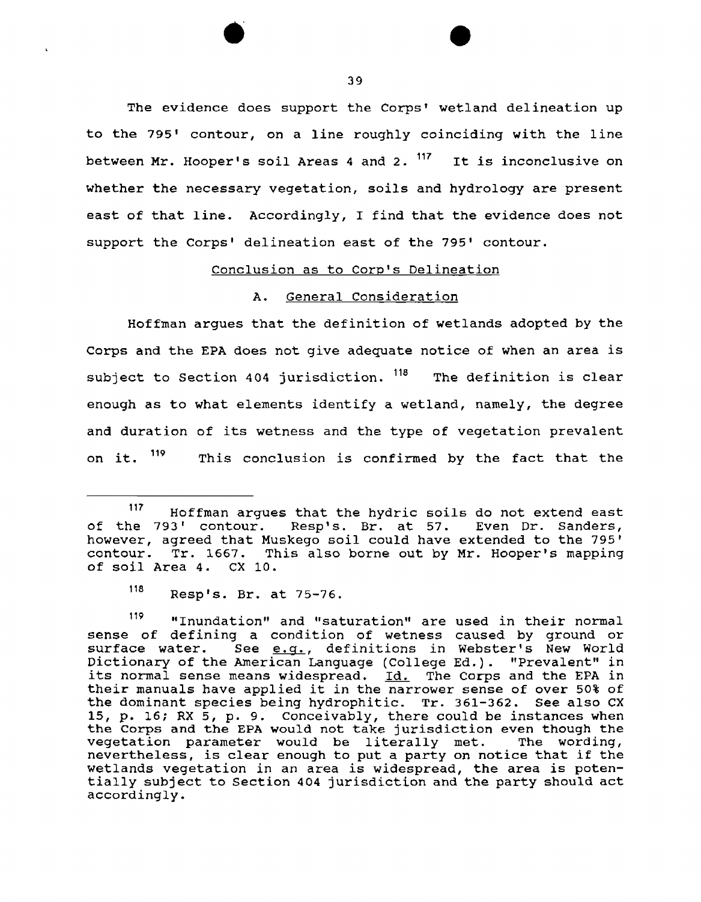The evidence does support the Corps' wetland delineation up to the 795' contour, on a line roughly coinciding with the line between Mr. Hooper's soil Areas 4 and 2. [117] It is inconclusive on whether the necessary vegetation, soils and hydrology are present east of that line. Accordingly, I find that the evidence does not support the Corps' delineation east of the 795' contour.

## Conclusion as to Corp's Delineation

### A. General Consideration

Hoffman argues that the definition of wetlands adopted by the Corps and the EPA does not give adequate notice of when an area is subject to Section 404 jurisdiction. [118] The definition is clear enough as to what elements identify a wetland, namely, the degree and duration of its wetness and the type of vegetation prevalent on it. [119] This conclusion is confirmed by the fact that the

---

[117] Hoffman argues that the hydric soils do not extend east of the 793' contour. Resp's. Br. at 57. Even Dr. Sanders, however, agreed that Muskego soil could have extended to the 795' contour. Tr. 1667. This also borne out by Mr. Hooper's mapping of soil Area 4. CX 10.

[118] Resp's. Br. at 75-76.

[119] "Inundation" and "saturation" are used in their normal sense of defining a condition of wetness caused by ground or surface water. See e.g., definitions in Webster's New World Dictionary of the American Language (College Ed.). "Prevalent" in its normal sense means widespread. Id. The Corps and the EPA in their manuals have applied it in the narrower sense of over 50% of the dominant species being hydrophitic. Tr. 361-362. See also CX 15, p. 16; RX 5, p. 9. Conceivably, there could be instances when the Corps and the EPA would not take jurisdiction even though the vegetation parameter would be literally met. The wording, nevertheless, is clear enough to put a party on notice that if the wetlands vegetation in an area is widespread, the area is potentially subject to Section 404 jurisdiction and the party should act accordingly.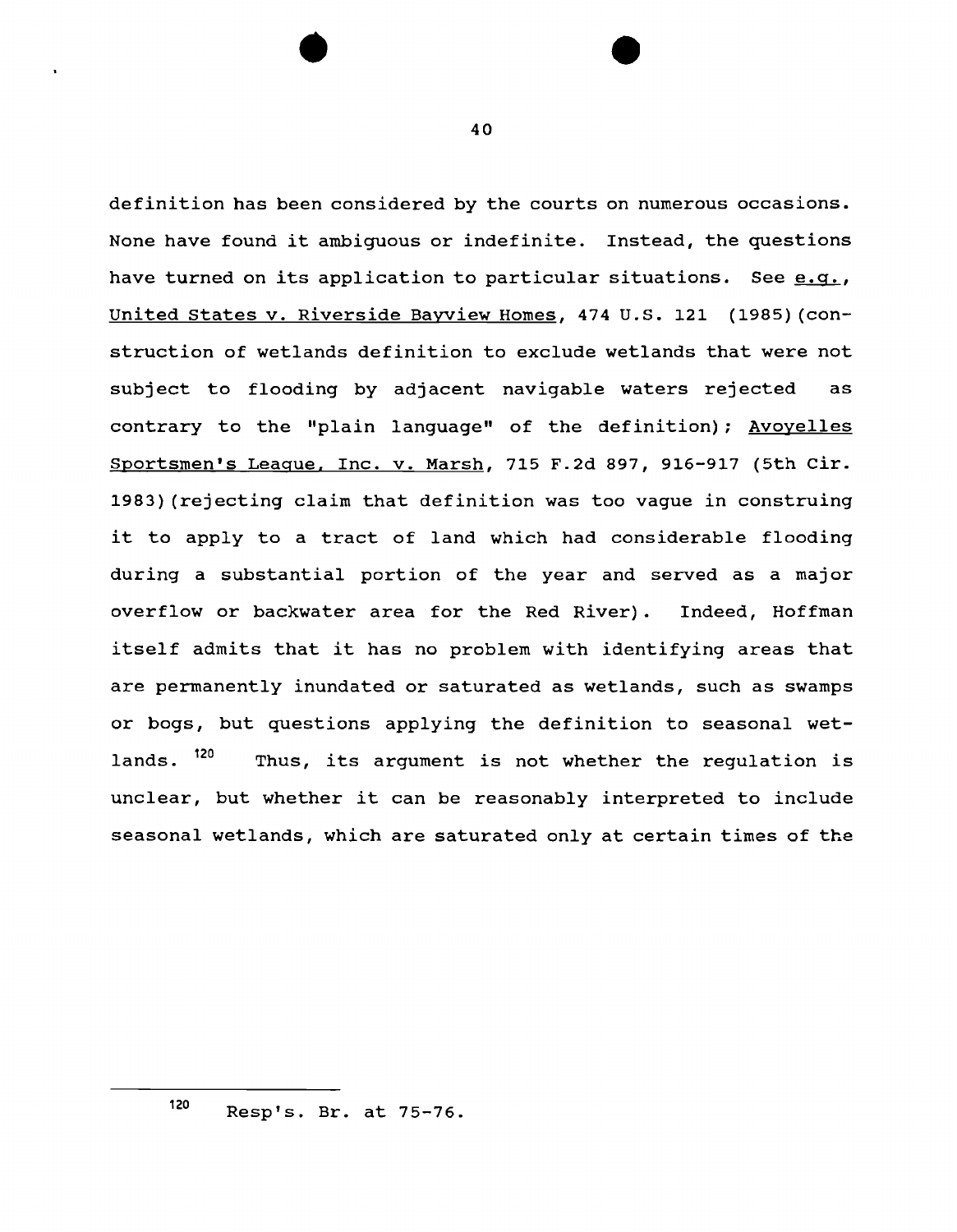definition has been considered by the courts on numerous occasions. None have found it ambiguous or indefinite. Instead, the questions have turned on its application to particular situations. See e.g., United States v. Riverside Bayview Homes, 474 U.S. 121 (1985)(construction of wetlands definition to exclude wetlands that were not subject to flooding by adjacent navigable waters rejected as contrary to the "plain language" of the definition); Avoyelles Sportsmen's League, Inc. v. Marsh, 715 F.2d 897, 916-917 (5th Cir. 1983)(rejecting claim that definition was too vague in construing it to apply to a tract of land which had considerable flooding during a substantial portion of the year and served as a major overflow or backwater area for the Red River). Indeed, Hoffman itself admits that it has no problem with identifying areas that are permanently inundated or saturated as wetlands, such as swamps or bogs, but questions applying the definition to seasonal wetlands. [120] Thus, its argument is not whether the regulation is unclear, but whether it can be reasonably interpreted to include seasonal wetlands, which are saturated only at certain times of the

---

[120] Resp's. Br. at 75-76.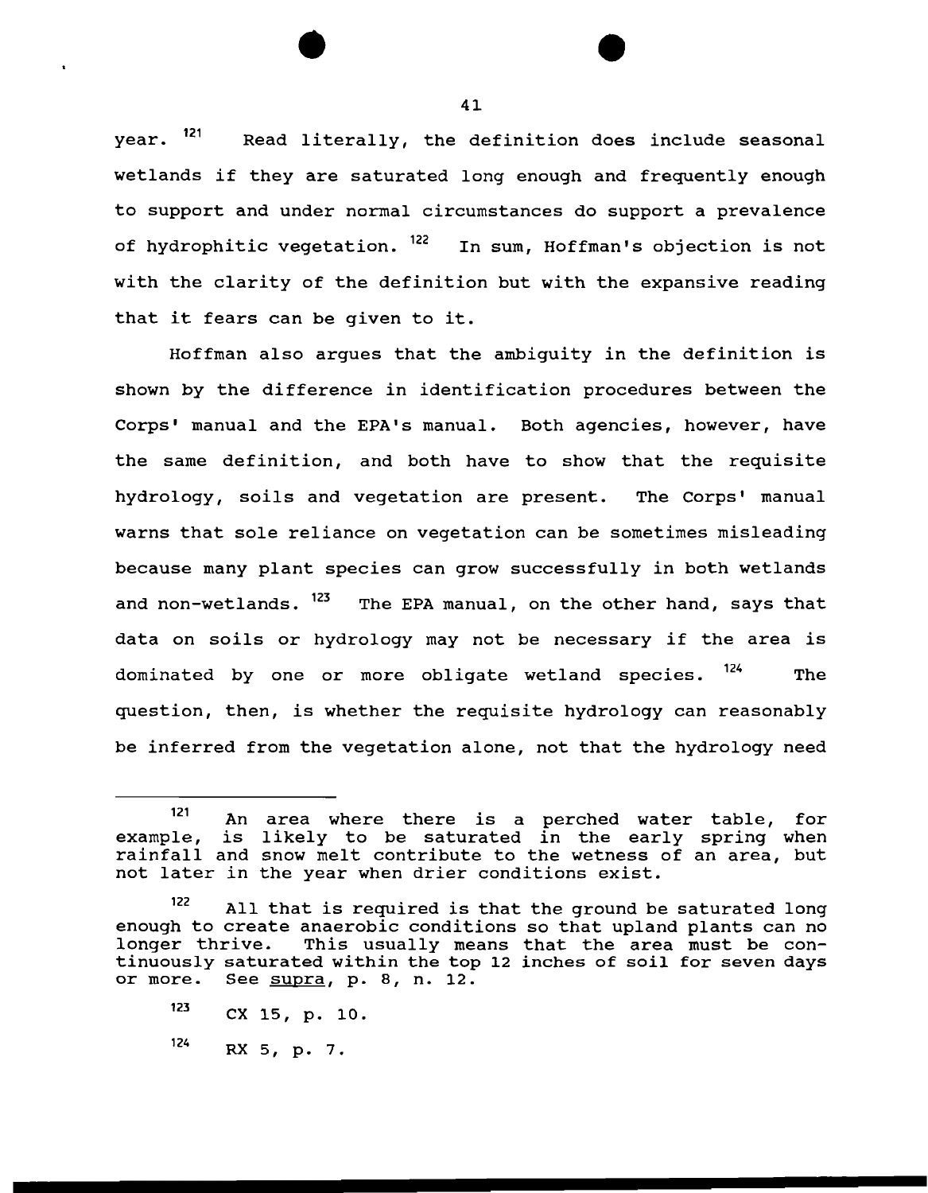year. [121] Read literally, the definition does include seasonal wetlands if they are saturated long enough and frequently enough to support and under normal circumstances do support a prevalence of hydrophitic vegetation. [122] In sum, Hoffman's objection is not with the clarity of the definition but with the expansive reading that it fears can be given to it.

Hoffman also argues that the ambiguity in the definition is shown by the difference in identification procedures between the Corps' manual and the EPA's manual. Both agencies, however, have the same definition, and both have to show that the requisite hydrology, soils and vegetation are present. The Corps' manual warns that sole reliance on vegetation can be sometimes misleading because many plant species can grow successfully in both wetlands and non-wetlands. [123] The EPA manual, on the other hand, says that data on soils or hydrology may not be necessary if the area is dominated by one or more obligate wetland species. [124] The question, then, is whether the requisite hydrology can reasonably be inferred from the vegetation alone, not that the hydrology need

---

[121] An area where there is a perched water table, for example, is likely to be saturated in the early spring when rainfall and snow melt contribute to the wetness of an area, but not later in the year when drier conditions exist.

[122] All that is required is that the ground be saturated long enough to create anaerobic conditions so that upland plants can no longer thrive. This usually means that the area must be continuously saturated within the top 12 inches of soil for seven days or more. See supra, p. 8, n. 12.

[123] CX 15, p. 10.

[124] RX 5, p. 7.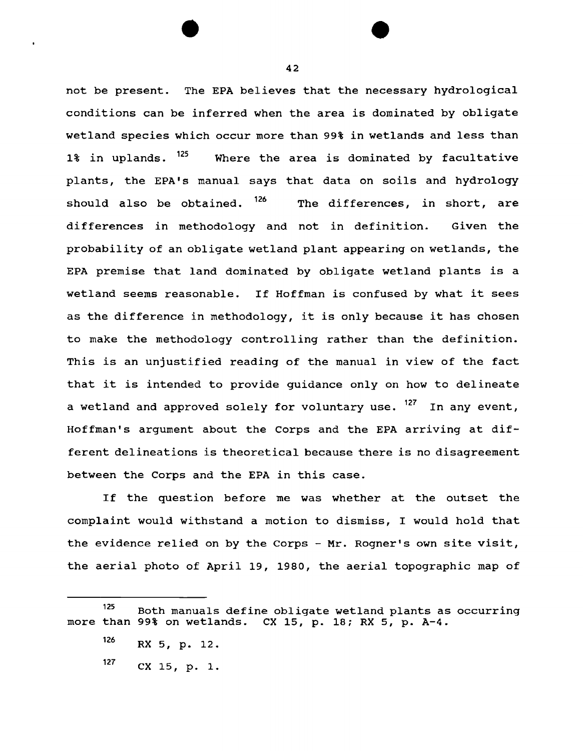not be present. The EPA believes that the necessary hydrological conditions can be inferred when the area is dominated by obligate wetland species which occur more than 99% in wetlands and less than 1% in uplands. [125] Where the area is dominated by facultative plants, the EPA's manual says that data on soils and hydrology should also be obtained. [126] The differences, in short, are differences in methodology and not in definition. Given the probability of an obligate wetland plant appearing on wetlands, the EPA premise that land dominated by obligate wetland plants is a wetland seems reasonable. If Hoffman is confused by what it sees as the difference in methodology, it is only because it has chosen to make the methodology controlling rather than the definition. This is an unjustified reading of the manual in view of the fact that it is intended to provide guidance only on how to delineate a wetland and approved solely for voluntary use. [127] In any event, Hoffman's argument about the Corps and the EPA arriving at different delineations is theoretical because there is no disagreement between the Corps and the EPA in this case.

If the question before me was whether at the outset the complaint would withstand a motion to dismiss, I would hold that the evidence relied on by the Corps - Mr. Rogner's own site visit, the aerial photo of April 19, 1980, the aerial topographic map of

---

[125] Both manuals define obligate wetland plants as occurring more than 99% on wetlands. CX 15, p. 18; RX 5, p. A-4.

[126] RX 5, p. 12.

[127] CX 15, p. 1.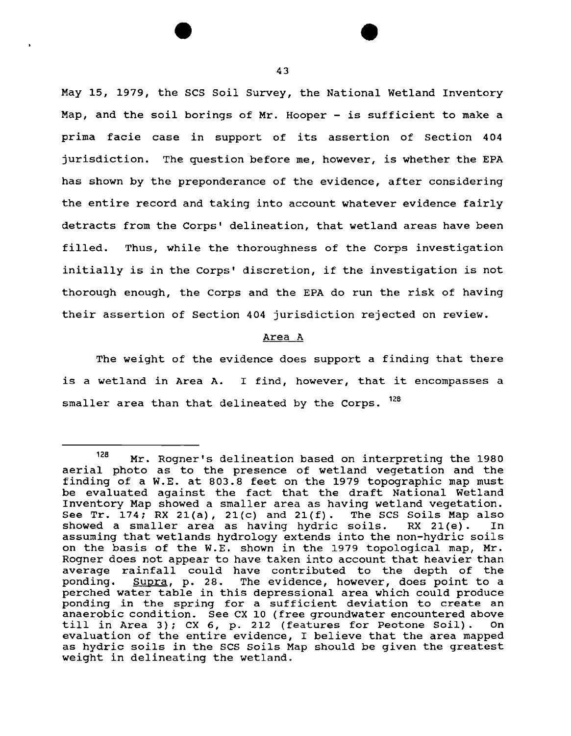May 15, 1979, the SCS Soil Survey, the National Wetland Inventory Map, and the soil borings of Mr. Hooper - is sufficient to make a prima facie case in support of its assertion of Section 404 jurisdiction. The question before me, however, is whether the EPA has shown by the preponderance of the evidence, after considering the entire record and taking into account whatever evidence fairly detracts from the Corps' delineation, that wetland areas have been filled. Thus, while the thoroughness of the Corps investigation initially is in the Corps' discretion, if the investigation is not thorough enough, the Corps and the EPA do run the risk of having their assertion of Section 404 jurisdiction rejected on review.

## Area A

The weight of the evidence does support a finding that there is a wetland in Area A. I find, however, that it encompasses a smaller area than that delineated by the Corps. [128]

---

[128] Mr. Rogner's delineation based on interpreting the 1980 aerial photo as to the presence of wetland vegetation and the finding of a W.E. at 803.8 feet on the 1979 topographic map must be evaluated against the fact that the draft National Wetland Inventory Map showed a smaller area as having wetland vegetation. See Tr. 174; RX 21(a), 21(c) and 21(f). The SCS Soils Map also showed a smaller area as having hydric soils. RX 21(e). In assuming that wetlands hydrology extends into the non-hydric soils on the basis of the W.E. shown in the 1979 topological map, Mr. Rogner does not appear to have taken into account that heavier than average rainfall could have contributed to the depth of the ponding. Supra, p. 28. The evidence, however, does point to a perched water table in this depressional area which could produce ponding in the spring for a sufficient deviation to create an anaerobic condition. See CX 10 (free groundwater encountered above till in Area 3); CX 6, p. 212 (features for Peotone Soil). On evaluation of the entire evidence, I believe that the area mapped as hydric soils in the SCS Soils Map should be given the greatest weight in delineating the wetland.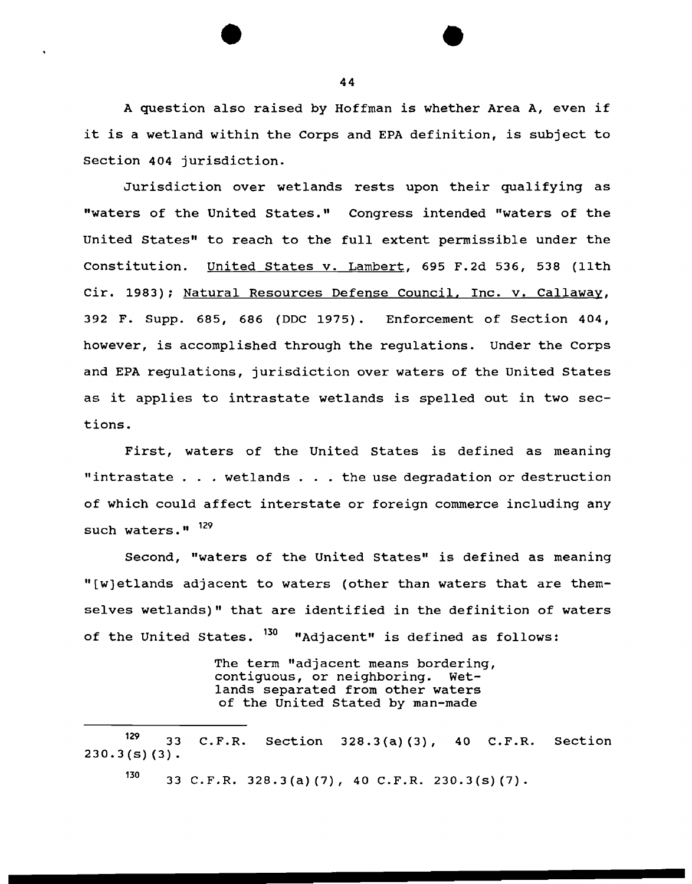A question also raised by Hoffman is whether Area A, even if it is a wetland within the Corps and EPA definition, is subject to Section 404 jurisdiction.

Jurisdiction over wetlands rests upon their qualifying as "waters of the United States." Congress intended "waters of the United States" to reach to the full extent permissible under the Constitution. United States v. Lambert, 695 F.2d 536, 538 (11th Cir. 1983); Natural Resources Defense Council, Inc. v. Callaway, 392 F. Supp. 685, 686 (DDC 1975). Enforcement of Section 404, however, is accomplished through the regulations. Under the Corps and EPA regulations, jurisdiction over waters of the United States as it applies to intrastate wetlands is spelled out in two sections.

First, waters of the United States is defined as meaning "intrastate . . . wetlands . . . the use degradation or destruction of which could affect interstate or foreign commerce including any such waters." [129]

Second, "waters of the United States" is defined as meaning "[w]etlands adjacent to waters (other than waters that are themselves wetlands)" that are identified in the definition of waters of the United States. [130] "Adjacent" is defined as follows:

> The term "adjacent means bordering, contiguous, or neighboring. Wetlands separated from other waters of the United Stated by man-made

---

[129] 33 C.F.R. Section 328.3(a)(3), 40 C.F.R. Section 230.3(s)(3).

[130] 33 C.F.R. 328.3(a)(7), 40 C.F.R. 230.3(s)(7).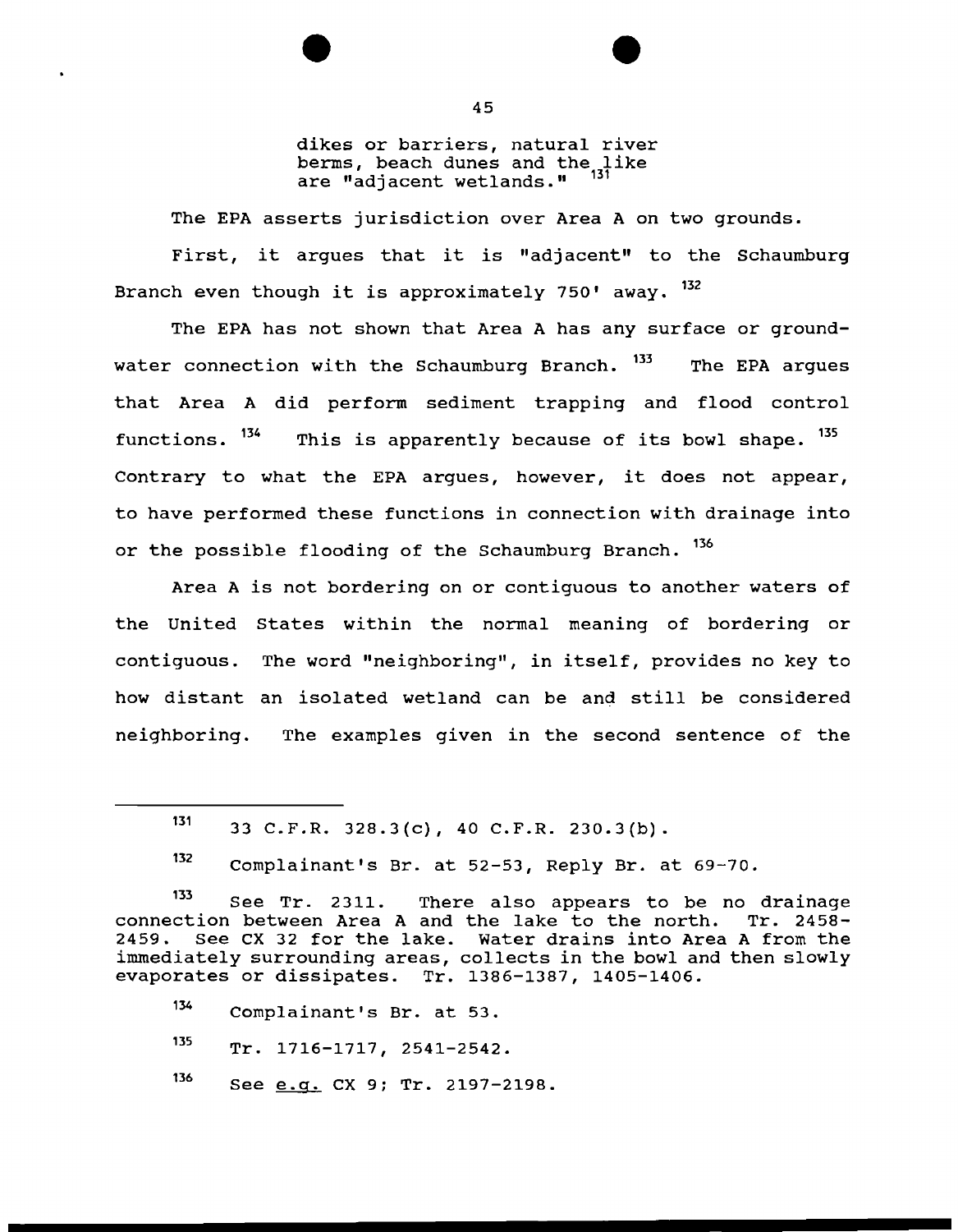> dikes or barriers, natural river berms, beach dunes and the like are "adjacent wetlands."[131]

The EPA asserts jurisdiction over Area A on two grounds.

First, it argues that it is "adjacent" to the Schaumburg Branch even though it is approximately 750' away.[132]

The EPA has not shown that Area A has any surface or groundwater connection with the Schaumburg Branch.[133] The EPA argues that Area A did perform sediment trapping and flood control functions.[134] This is apparently because of its bowl shape.[135] Contrary to what the EPA argues, however, it does not appear, to have performed these functions in connection with drainage into or the possible flooding of the Schaumburg Branch.[136]

Area A is not bordering on or contiguous to another waters of the United States within the normal meaning of bordering or contiguous. The word "neighboring", in itself, provides no key to how distant an isolated wetland can be and still be considered neighboring. The examples given in the second sentence of the

---

[131] 33 C.F.R. 328.3(c), 40 C.F.R. 230.3(b).

[132] Complainant's Br. at 52-53, Reply Br. at 69-70.

[133] See Tr. 2311. There also appears to be no drainage connection between Area A and the lake to the north. Tr. 2458-2459. See CX 32 for the lake. Water drains into Area A from the immediately surrounding areas, collects in the bowl and then slowly evaporates or dissipates. Tr. 1386-1387, 1405-1406.

[134] Complainant's Br. at 53.

[135] Tr. 1716-1717, 2541-2542.

[136] See e.g. CX 9; Tr. 2197-2198.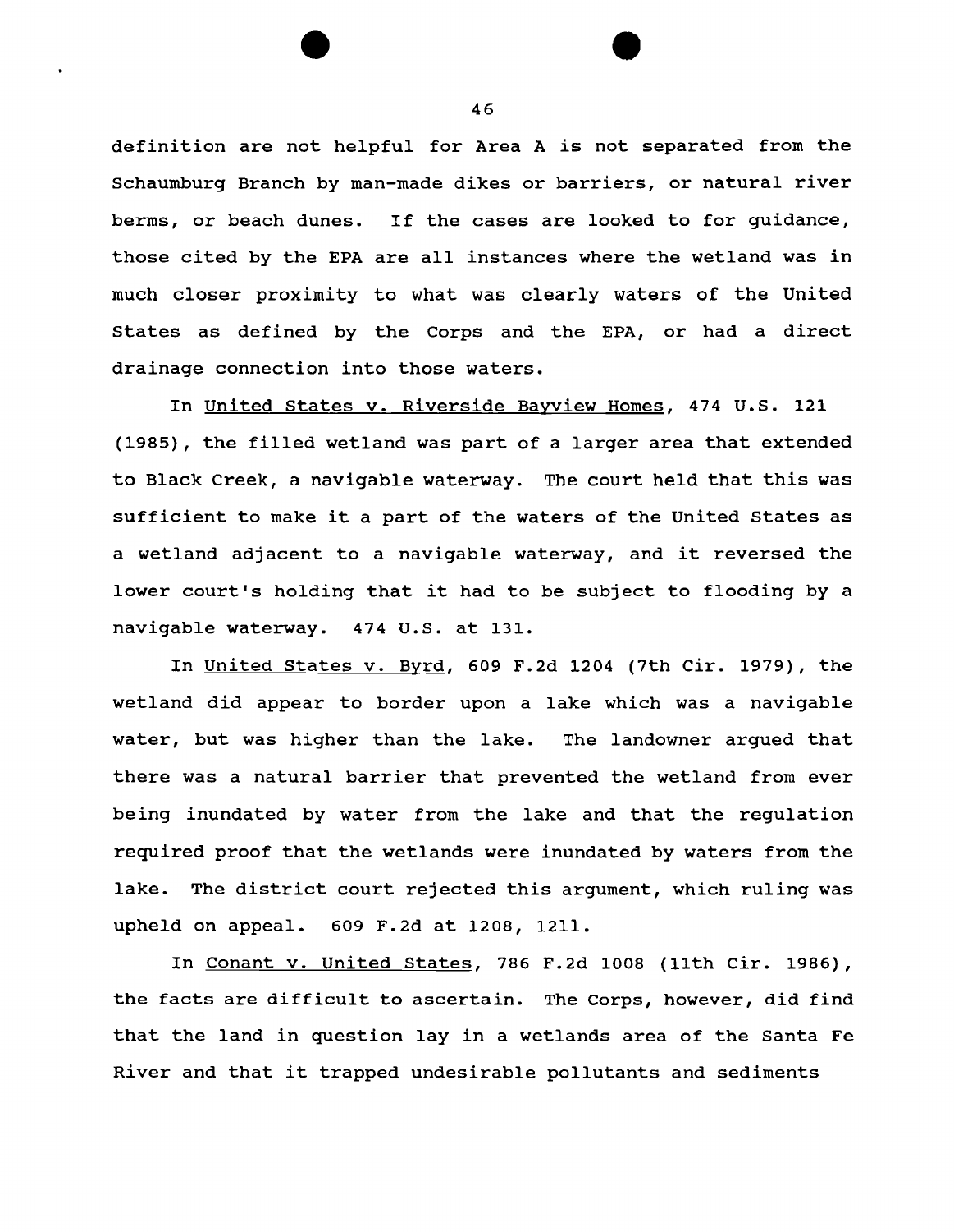definition are not helpful for Area A is not separated from the Schaumburg Branch by man-made dikes or barriers, or natural river berms, or beach dunes. If the cases are looked to for guidance, those cited by the EPA are all instances where the wetland was in much closer proximity to what was clearly waters of the United States as defined by the Corps and the EPA, or had a direct drainage connection into those waters.

In United States v. Riverside Bayview Homes, 474 U.S. 121 (1985), the filled wetland was part of a larger area that extended to Black Creek, a navigable waterway. The court held that this was sufficient to make it a part of the waters of the United States as a wetland adjacent to a navigable waterway, and it reversed the lower court's holding that it had to be subject to flooding by a navigable waterway. 474 U.S. at 131.

In United States v. Byrd, 609 F.2d 1204 (7th Cir. 1979), the wetland did appear to border upon a lake which was a navigable water, but was higher than the lake. The landowner argued that there was a natural barrier that prevented the wetland from ever being inundated by water from the lake and that the regulation required proof that the wetlands were inundated by waters from the lake. The district court rejected this argument, which ruling was upheld on appeal. 609 F.2d at 1208, 1211.

In Conant v. United States, 786 F.2d 1008 (11th Cir. 1986), the facts are difficult to ascertain. The Corps, however, did find that the land in question lay in a wetlands area of the Santa Fe River and that it trapped undesirable pollutants and sediments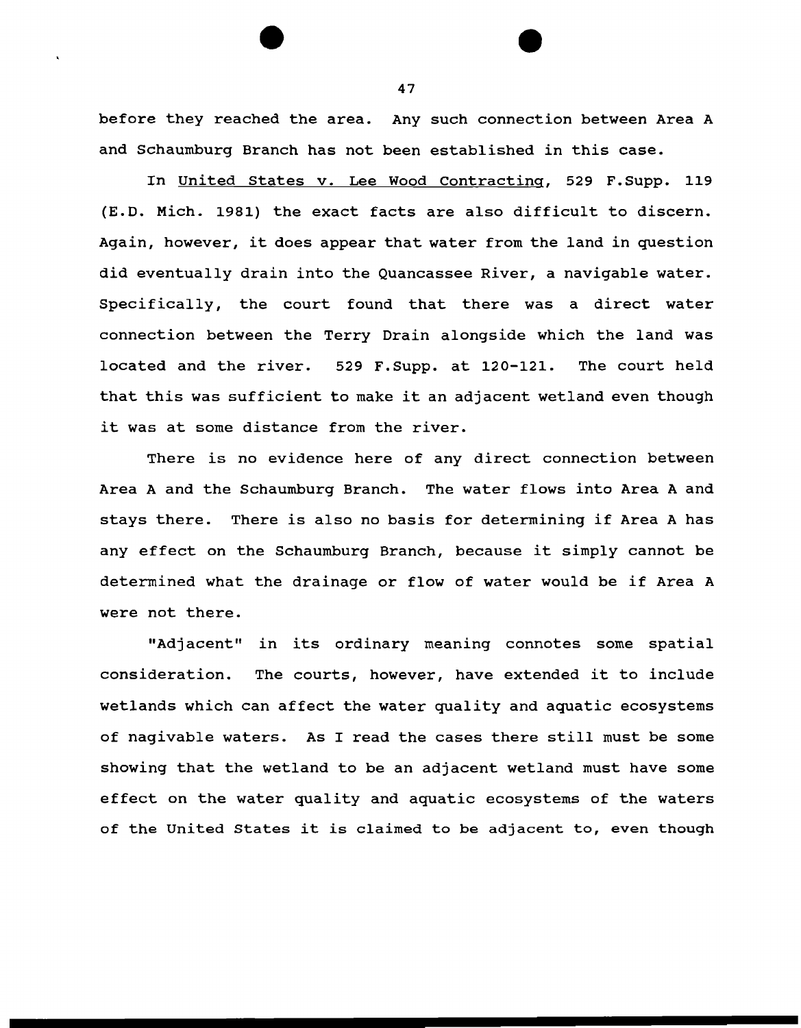before they reached the area. Any such connection between Area A and Schaumburg Branch has not been established in this case.

In United States v. Lee Wood Contracting, 529 F.Supp. 119 (E.D. Mich. 1981) the exact facts are also difficult to discern. Again, however, it does appear that water from the land in question did eventually drain into the Quancassee River, a navigable water. Specifically, the court found that there was a direct water connection between the Terry Drain alongside which the land was located and the river. 529 F.Supp. at 120-121. The court held that this was sufficient to make it an adjacent wetland even though it was at some distance from the river.

There is no evidence here of any direct connection between Area A and the Schaumburg Branch. The water flows into Area A and stays there. There is also no basis for determining if Area A has any effect on the Schaumburg Branch, because it simply cannot be determined what the drainage or flow of water would be if Area A were not there.

"Adjacent" in its ordinary meaning connotes some spatial consideration. The courts, however, have extended it to include wetlands which can affect the water quality and aquatic ecosystems of nagivable waters. As I read the cases there still must be some showing that the wetland to be an adjacent wetland must have some effect on the water quality and aquatic ecosystems of the waters of the United States it is claimed to be adjacent to, even though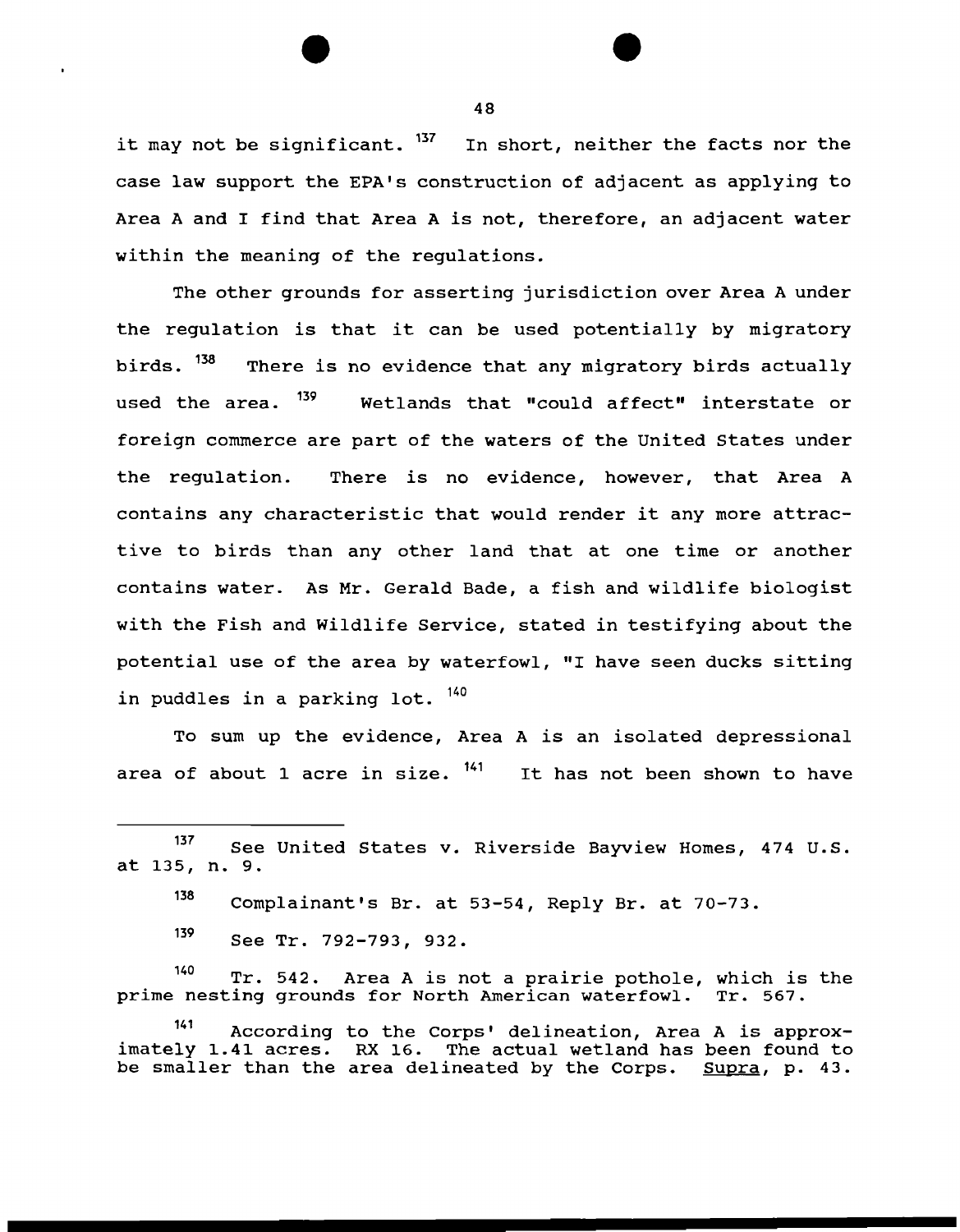it may not be significant. [137] In short, neither the facts nor the case law support the EPA's construction of adjacent as applying to Area A and I find that Area A is not, therefore, an adjacent water within the meaning of the regulations.

The other grounds for asserting jurisdiction over Area A under the regulation is that it can be used potentially by migratory birds. [138] There is no evidence that any migratory birds actually used the area. [139] Wetlands that "could affect" interstate or foreign commerce are part of the waters of the United States under the regulation. There is no evidence, however, that Area A contains any characteristic that would render it any more attractive to birds than any other land that at one time or another contains water. As Mr. Gerald Bade, a fish and wildlife biologist with the Fish and Wildlife Service, stated in testifying about the potential use of the area by waterfowl, "I have seen ducks sitting in puddles in a parking lot. [140]

To sum up the evidence, Area A is an isolated depressional area of about 1 acre in size. [141] It has not been shown to have

---

[137] See United States v. Riverside Bayview Homes, 474 U.S. at 135, n. 9.

[138] Complainant's Br. at 53-54, Reply Br. at 70-73.

[139] See Tr. 792-793, 932.

[140] Tr. 542. Area A is not a prairie pothole, which is the prime nesting grounds for North American waterfowl. Tr. 567.

[141] According to the Corps' delineation, Area A is approximately 1.41 acres. RX 16. The actual wetland has been found to be smaller than the area delineated by the Corps. Supra, p. 43.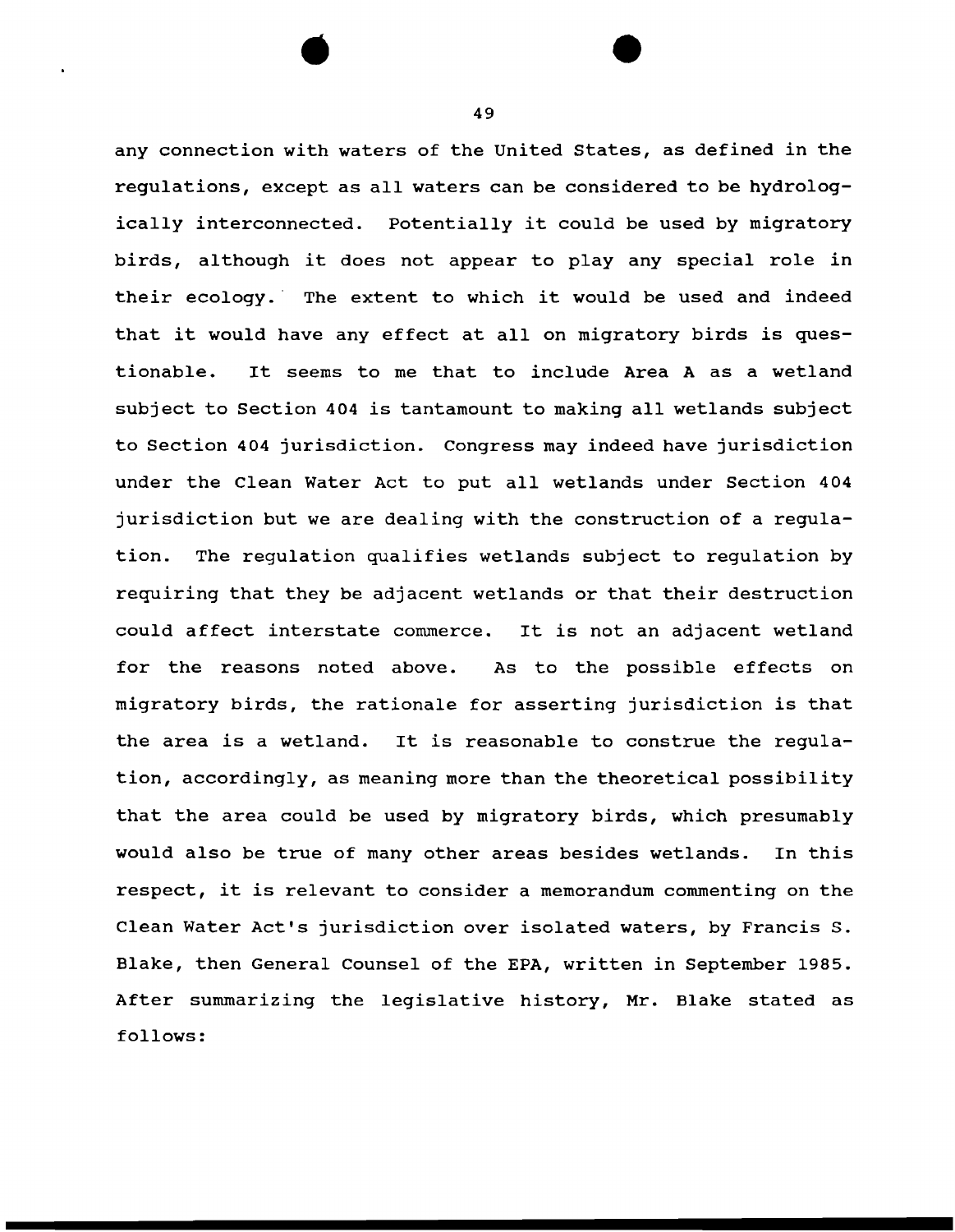any connection with waters of the United States, as defined in the regulations, except as all waters can be considered to be hydrologically interconnected. Potentially it could be used by migratory birds, although it does not appear to play any special role in their ecology. The extent to which it would be used and indeed that it would have any effect at all on migratory birds is questionable. It seems to me that to include Area A as a wetland subject to Section 404 is tantamount to making all wetlands subject to Section 404 jurisdiction. Congress may indeed have jurisdiction under the Clean Water Act to put all wetlands under Section 404 jurisdiction but we are dealing with the construction of a regulation. The regulation qualifies wetlands subject to regulation by requiring that they be adjacent wetlands or that their destruction could affect interstate commerce. It is not an adjacent wetland for the reasons noted above. As to the possible effects on migratory birds, the rationale for asserting jurisdiction is that the area is a wetland. It is reasonable to construe the regulation, accordingly, as meaning more than the theoretical possibility that the area could be used by migratory birds, which presumably would also be true of many other areas besides wetlands. In this respect, it is relevant to consider a memorandum commenting on the Clean Water Act's jurisdiction over isolated waters, by Francis S. Blake, then General Counsel of the EPA, written in September 1985. After summarizing the legislative history, Mr. Blake stated as follows: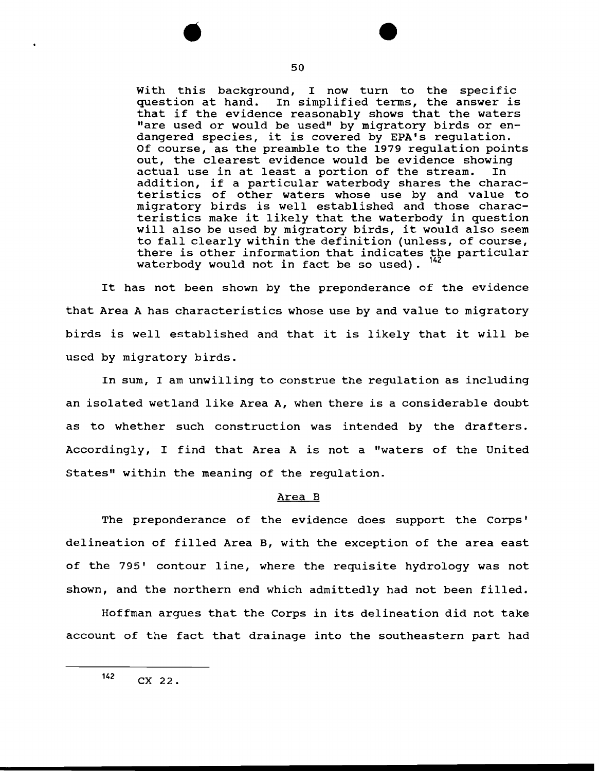> With this background, I now turn to the specific question at hand. In simplified terms, the answer is that if the evidence reasonably shows that the waters "are used or would be used" by migratory birds or endangered species, it is covered by EPA's regulation. Of course, as the preamble to the 1979 regulation points out, the clearest evidence would be evidence showing actual use in at least a portion of the stream. In addition, if a particular waterbody shares the characteristics of other waters whose use by and value to migratory birds is well established and those characteristics make it likely that the waterbody in question will also be used by migratory birds, it would also seem to fall clearly within the definition (unless, of course, there is other information that indicates the particular waterbody would not in fact be so used).[142]

It has not been shown by the preponderance of the evidence that Area A has characteristics whose use by and value to migratory birds is well established and that it is likely that it will be used by migratory birds.

In sum, I am unwilling to construe the regulation as including an isolated wetland like Area A, when there is a considerable doubt as to whether such construction was intended by the drafters. Accordingly, I find that Area A is not a "waters of the United States" within the meaning of the regulation.

## Area B

The preponderance of the evidence does support the Corps' delineation of filled Area B, with the exception of the area east of the 795' contour line, where the requisite hydrology was not shown, and the northern end which admittedly had not been filled.

Hoffman argues that the Corps in its delineation did not take account of the fact that drainage into the southeastern part had

---

[142] CX 22.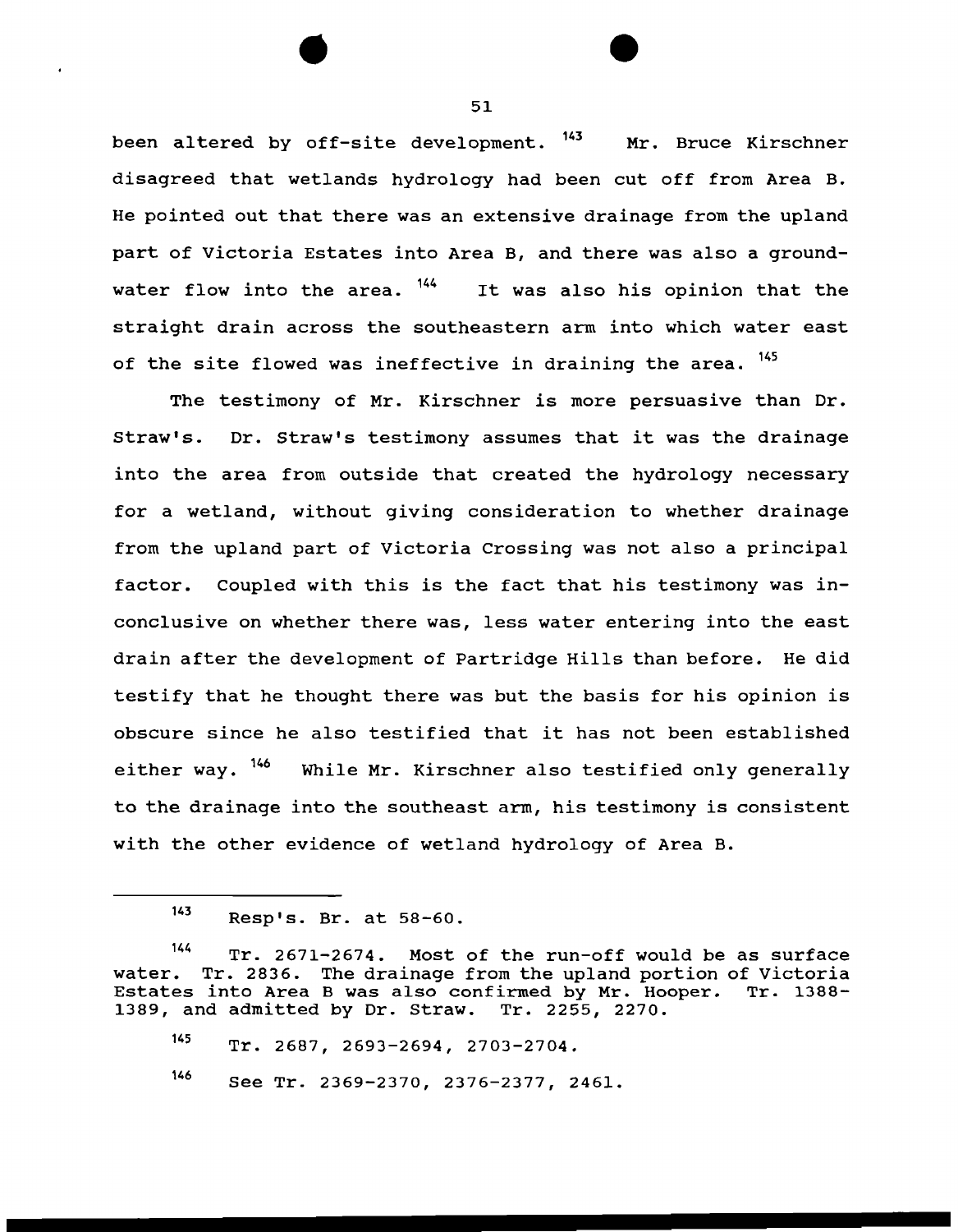been altered by off-site development. [143] Mr. Bruce Kirschner disagreed that wetlands hydrology had been cut off from Area B. He pointed out that there was an extensive drainage from the upland part of Victoria Estates into Area B, and there was also a groundwater flow into the area. [144] It was also his opinion that the straight drain across the southeastern arm into which water east of the site flowed was ineffective in draining the area. [145]

The testimony of Mr. Kirschner is more persuasive than Dr. Straw's. Dr. Straw's testimony assumes that it was the drainage into the area from outside that created the hydrology necessary for a wetland, without giving consideration to whether drainage from the upland part of Victoria Crossing was not also a principal factor. Coupled with this is the fact that his testimony was inconclusive on whether there was, less water entering into the east drain after the development of Partridge Hills than before. He did testify that he thought there was but the basis for his opinion is obscure since he also testified that it has not been established either way. [146] While Mr. Kirschner also testified only generally to the drainage into the southeast arm, his testimony is consistent with the other evidence of wetland hydrology of Area B.

---

[143] Resp's. Br. at 58-60.

[144] Tr. 2671-2674. Most of the run-off would be as surface water. Tr. 2836. The drainage from the upland portion of Victoria Estates into Area B was also confirmed by Mr. Hooper. Tr. 1388-1389, and admitted by Dr. Straw. Tr. 2255, 2270.

[145] Tr. 2687, 2693-2694, 2703-2704.

[146] See Tr. 2369-2370, 2376-2377, 2461.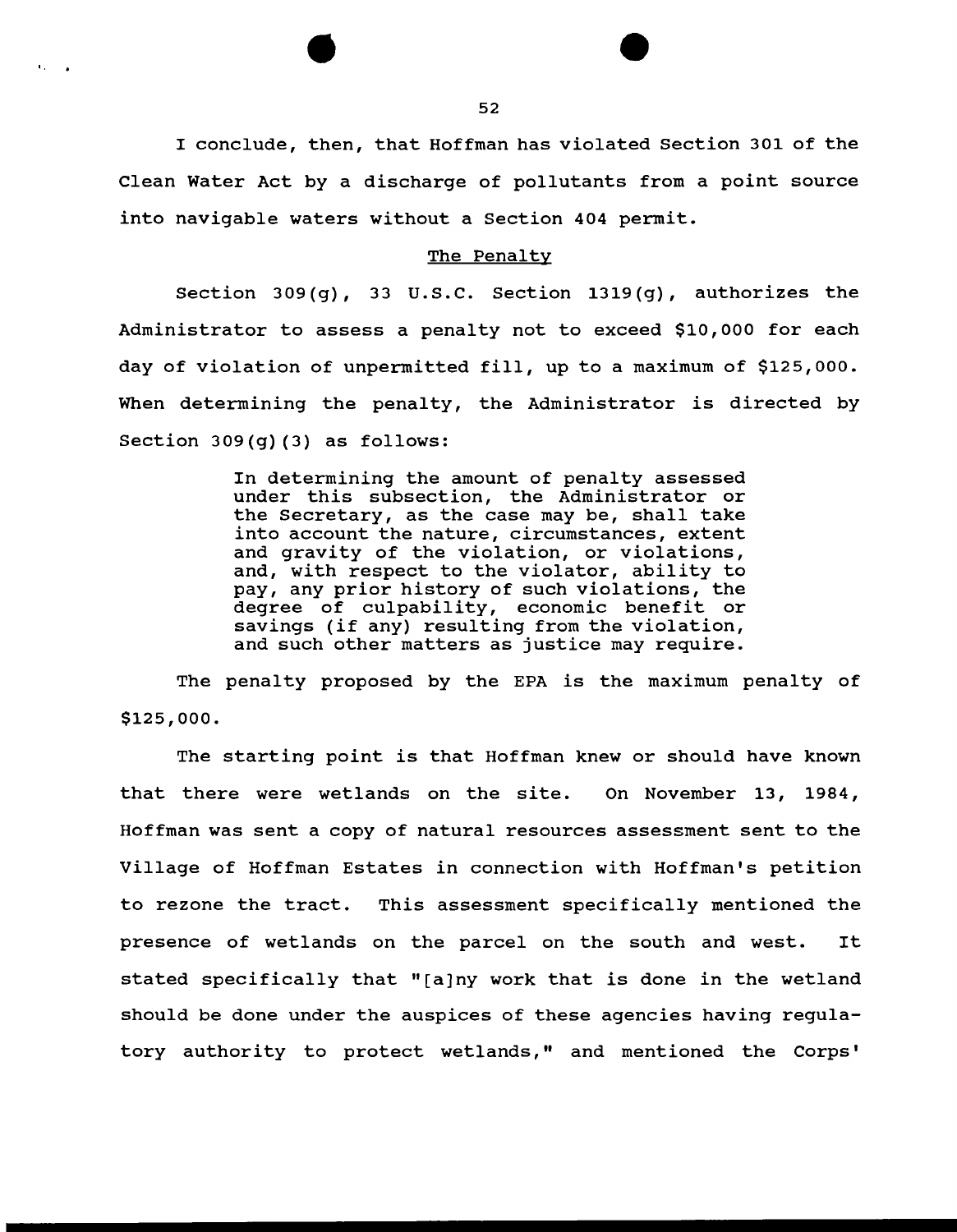I conclude, then, that Hoffman has violated Section 301 of the Clean Water Act by a discharge of pollutants from a point source into navigable waters without a Section 404 permit.

## The Penalty

Section 309(g), 33 U.S.C. Section 1319(g), authorizes the Administrator to assess a penalty not to exceed $10,000 for each day of violation of unpermitted fill, up to a maximum of $125,000. When determining the penalty, the Administrator is directed by Section 309(g)(3) as follows:

> In determining the amount of penalty assessed under this subsection, the Administrator or the Secretary, as the case may be, shall take into account the nature, circumstances, extent and gravity of the violation, or violations, and, with respect to the violator, ability to pay, any prior history of such violations, the degree of culpability, economic benefit or savings (if any) resulting from the violation, and such other matters as justice may require.

The penalty proposed by the EPA is the maximum penalty of $125,000.

The starting point is that Hoffman knew or should have known that there were wetlands on the site. On November 13, 1984, Hoffman was sent a copy of natural resources assessment sent to the Village of Hoffman Estates in connection with Hoffman's petition to rezone the tract. This assessment specifically mentioned the presence of wetlands on the parcel on the south and west. It stated specifically that "[a]ny work that is done in the wetland should be done under the auspices of these agencies having regulatory authority to protect wetlands," and mentioned the Corps'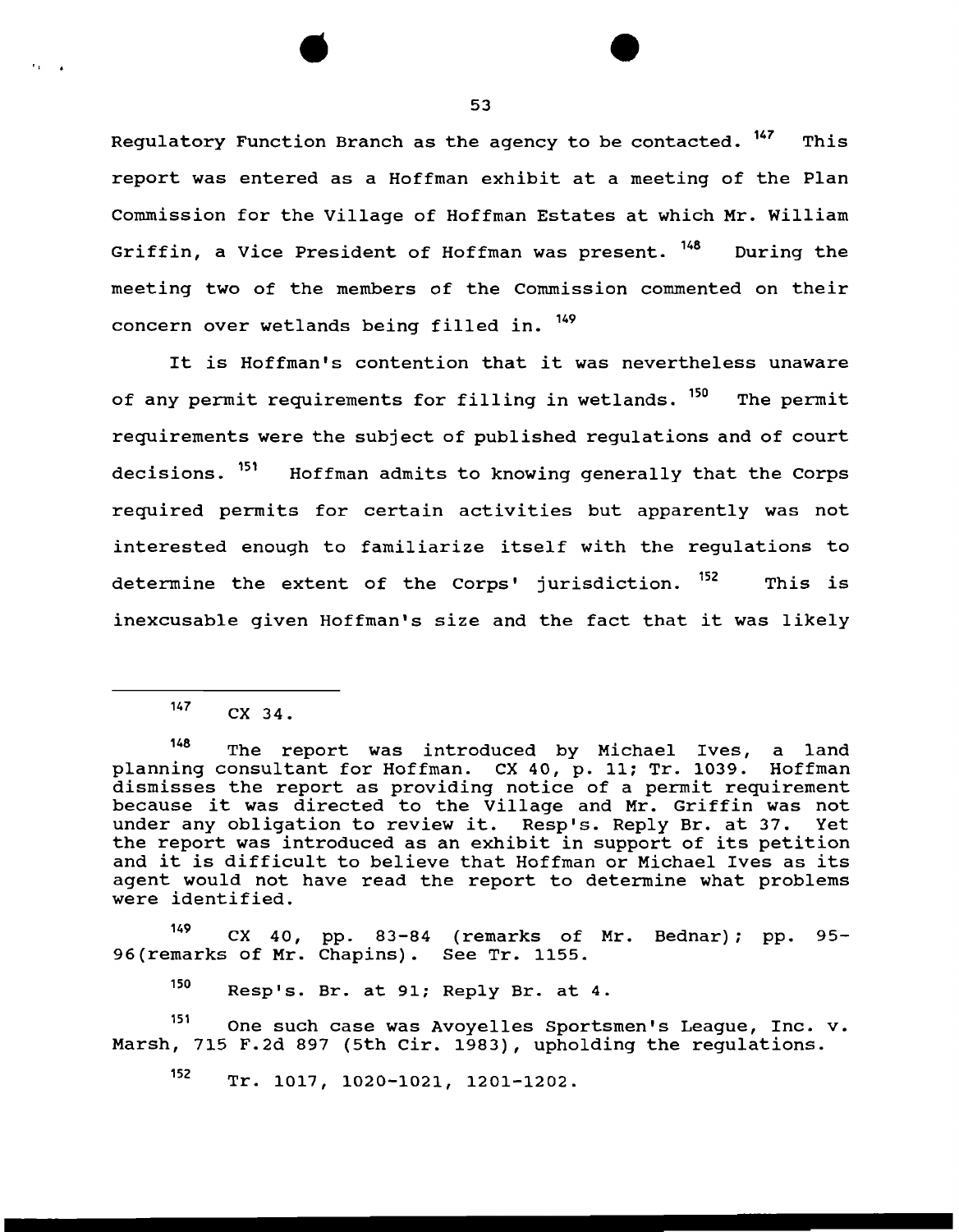Regulatory Function Branch as the agency to be contacted. [147] This report was entered as a Hoffman exhibit at a meeting of the Plan Commission for the Village of Hoffman Estates at which Mr. William Griffin, a Vice President of Hoffman was present. [148] During the meeting two of the members of the Commission commented on their concern over wetlands being filled in. [149]

It is Hoffman's contention that it was nevertheless unaware of any permit requirements for filling in wetlands. [150] The permit requirements were the subject of published regulations and of court decisions. [151] Hoffman admits to knowing generally that the Corps required permits for certain activities but apparently was not interested enough to familiarize itself with the regulations to determine the extent of the Corps' jurisdiction. [152] This is inexcusable given Hoffman's size and the fact that it was likely

---

[147] CX 34.

[148] The report was introduced by Michael Ives, a land planning consultant for Hoffman. CX 40, p. 11; Tr. 1039. Hoffman dismisses the report as providing notice of a permit requirement because it was directed to the Village and Mr. Griffin was not under any obligation to review it. Resp's. Reply Br. at 37. Yet the report was introduced as an exhibit in support of its petition and it is difficult to believe that Hoffman or Michael Ives as its agent would not have read the report to determine what problems were identified.

[149] CX 40, pp. 83-84 (remarks of Mr. Bednar); pp. 95-96(remarks of Mr. Chapins). See Tr. 1155.

[150] Resp's. Br. at 91; Reply Br. at 4.

[151] One such case was Avoyelles Sportsmen's League, Inc. v. Marsh, 715 F.2d 897 (5th Cir. 1983), upholding the regulations.

[152] Tr. 1017, 1020-1021, 1201-1202.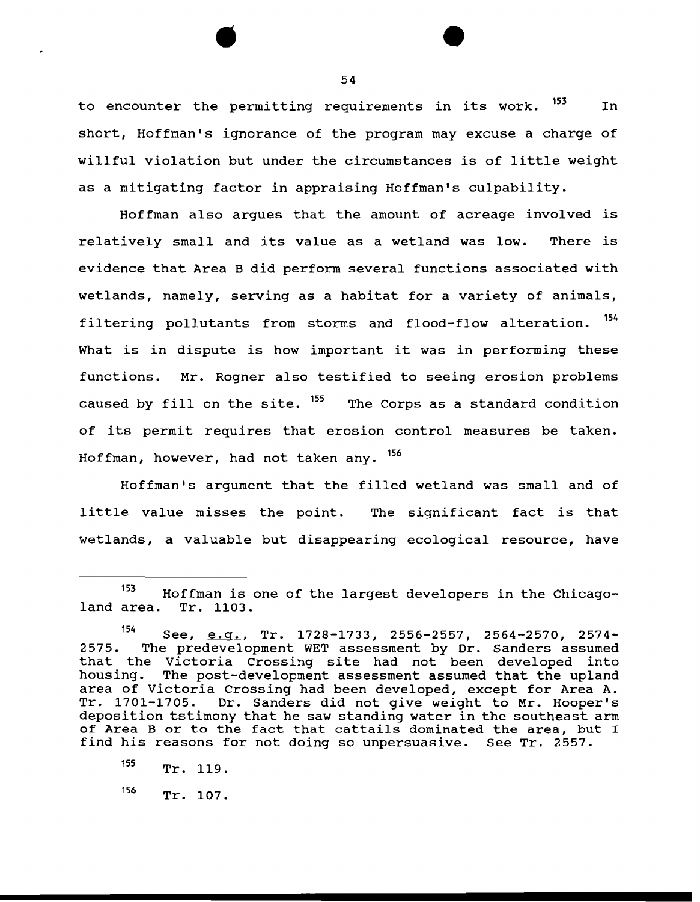to encounter the permitting requirements in its work. [153] In short, Hoffman's ignorance of the program may excuse a charge of willful violation but under the circumstances is of little weight as a mitigating factor in appraising Hoffman's culpability.

Hoffman also argues that the amount of acreage involved is relatively small and its value as a wetland was low. There is evidence that Area B did perform several functions associated with wetlands, namely, serving as a habitat for a variety of animals, filtering pollutants from storms and flood-flow alteration. [154] What is in dispute is how important it was in performing these functions. Mr. Rogner also testified to seeing erosion problems caused by fill on the site. [155] The Corps as a standard condition of its permit requires that erosion control measures be taken. Hoffman, however, had not taken any. [156]

Hoffman's argument that the filled wetland was small and of little value misses the point. The significant fact is that wetlands, a valuable but disappearing ecological resource, have

---

[153] Hoffman is one of the largest developers in the Chicagoland area. Tr. 1103.

[154] See, e.g., Tr. 1728-1733, 2556-2557, 2564-2570, 2574-2575. The predevelopment WET assessment by Dr. Sanders assumed that the Victoria Crossing site had not been developed into housing. The post-development assessment assumed that the upland area of Victoria Crossing had been developed, except for Area A. Tr. 1701-1705. Dr. Sanders did not give weight to Mr. Hooper's deposition tstimony that he saw standing water in the southeast arm of Area B or to the fact that cattails dominated the area, but I find his reasons for not doing so unpersuasive. See Tr. 2557.

[155] Tr. 119.

[156] Tr. 107.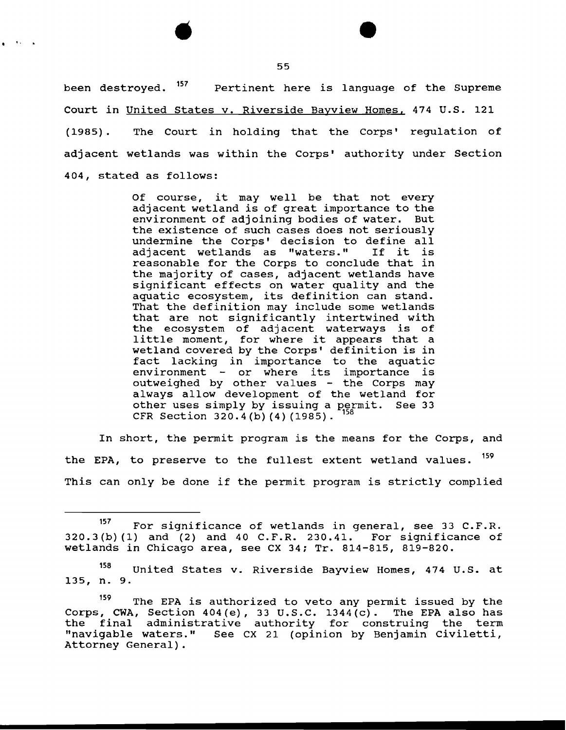been destroyed. [157] Pertinent here is language of the Supreme Court in United States v. Riverside Bayview Homes, 474 U.S. 121 (1985). The Court in holding that the Corps' regulation of adjacent wetlands was within the Corps' authority under Section 404, stated as follows:

> Of course, it may well be that not every adjacent wetland is of great importance to the environment of adjoining bodies of water. But the existence of such cases does not seriously undermine the Corps' decision to define all adjacent wetlands as "waters." If it is reasonable for the Corps to conclude that in the majority of cases, adjacent wetlands have significant effects on water quality and the aquatic ecosystem, its definition can stand. That the definition may include some wetlands that are not significantly intertwined with the ecosystem of adjacent waterways is of little moment, for where it appears that a wetland covered by the Corps' definition is in fact lacking in importance to the aquatic environment - or where its importance is outweighed by other values - the Corps may always allow development of the wetland for other uses simply by issuing a permit. See 33 CFR Section 320.4(b)(4)(1985). [158]

In short, the permit program is the means for the Corps, and the EPA, to preserve to the fullest extent wetland values. [159] This can only be done if the permit program is strictly complied

---

[157] For significance of wetlands in general, see 33 C.F.R. 320.3(b)(1) and (2) and 40 C.F.R. 230.41. For significance of wetlands in Chicago area, see CX 34; Tr. 814-815, 819-820.

[158] United States v. Riverside Bayview Homes, 474 U.S. at 135, n. 9.

[159] The EPA is authorized to veto any permit issued by the Corps, CWA, Section 404(e), 33 U.S.C. 1344(c). The EPA also has the final administrative authority for construing the term "navigable waters." See CX 21 (opinion by Benjamin Civiletti, Attorney General).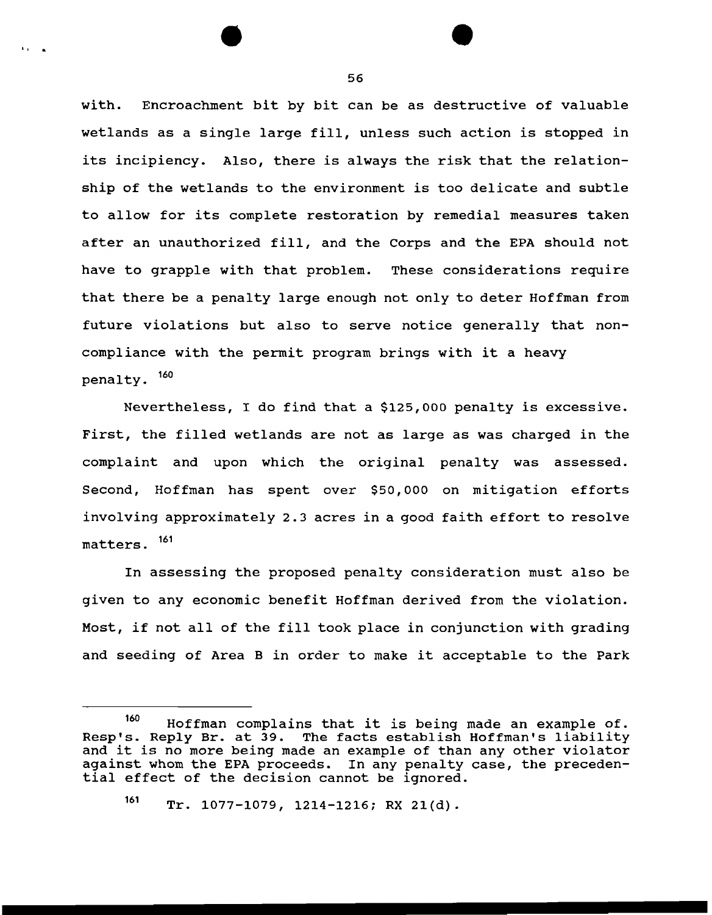with. Encroachment bit by bit can be as destructive of valuable wetlands as a single large fill, unless such action is stopped in its incipiency. Also, there is always the risk that the relationship of the wetlands to the environment is too delicate and subtle to allow for its complete restoration by remedial measures taken after an unauthorized fill, and the Corps and the EPA should not have to grapple with that problem. These considerations require that there be a penalty large enough not only to deter Hoffman from future violations but also to serve notice generally that non-compliance with the permit program brings with it a heavy penalty. [160]

Nevertheless, I do find that a $125,000 penalty is excessive. First, the filled wetlands are not as large as was charged in the complaint and upon which the original penalty was assessed. Second, Hoffman has spent over $50,000 on mitigation efforts involving approximately 2.3 acres in a good faith effort to resolve matters. [161]

In assessing the proposed penalty consideration must also be given to any economic benefit Hoffman derived from the violation. Most, if not all of the fill took place in conjunction with grading and seeding of Area B in order to make it acceptable to the Park

---

[160] Hoffman complains that it is being made an example of. Resp's. Reply Br. at 39. The facts establish Hoffman's liability and it is no more being made an example of than any other violator against whom the EPA proceeds. In any penalty case, the precedential effect of the decision cannot be ignored.

[161] Tr. 1077-1079, 1214-1216; RX 21(d).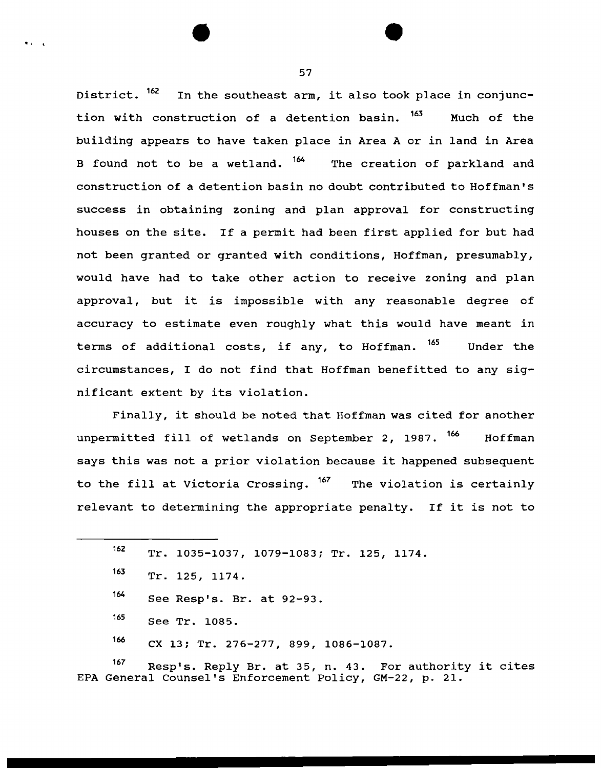District.[162] In the southeast arm, it also took place in conjunction with construction of a detention basin.[163] Much of the building appears to have taken place in Area A or in land in Area B found not to be a wetland.[164] The creation of parkland and construction of a detention basin no doubt contributed to Hoffman's success in obtaining zoning and plan approval for constructing houses on the site. If a permit had been first applied for but had not been granted or granted with conditions, Hoffman, presumably, would have had to take other action to receive zoning and plan approval, but it is impossible with any reasonable degree of accuracy to estimate even roughly what this would have meant in terms of additional costs, if any, to Hoffman.[165] Under the circumstances, I do not find that Hoffman benefitted to any significant extent by its violation.

Finally, it should be noted that Hoffman was cited for another unpermitted fill of wetlands on September 2, 1987.[166] Hoffman says this was not a prior violation because it happened subsequent to the fill at Victoria Crossing.[167] The violation is certainly relevant to determining the appropriate penalty. If it is not to

---

[162] Tr. 1035-1037, 1079-1083; Tr. 125, 1174.

[163] Tr. 125, 1174.

[164] See Resp's. Br. at 92-93.

[165] See Tr. 1085.

[166] CX 13; Tr. 276-277, 899, 1086-1087.

[167] Resp's. Reply Br. at 35, n. 43. For authority it cites EPA General Counsel's Enforcement Policy, GM-22, p. 21.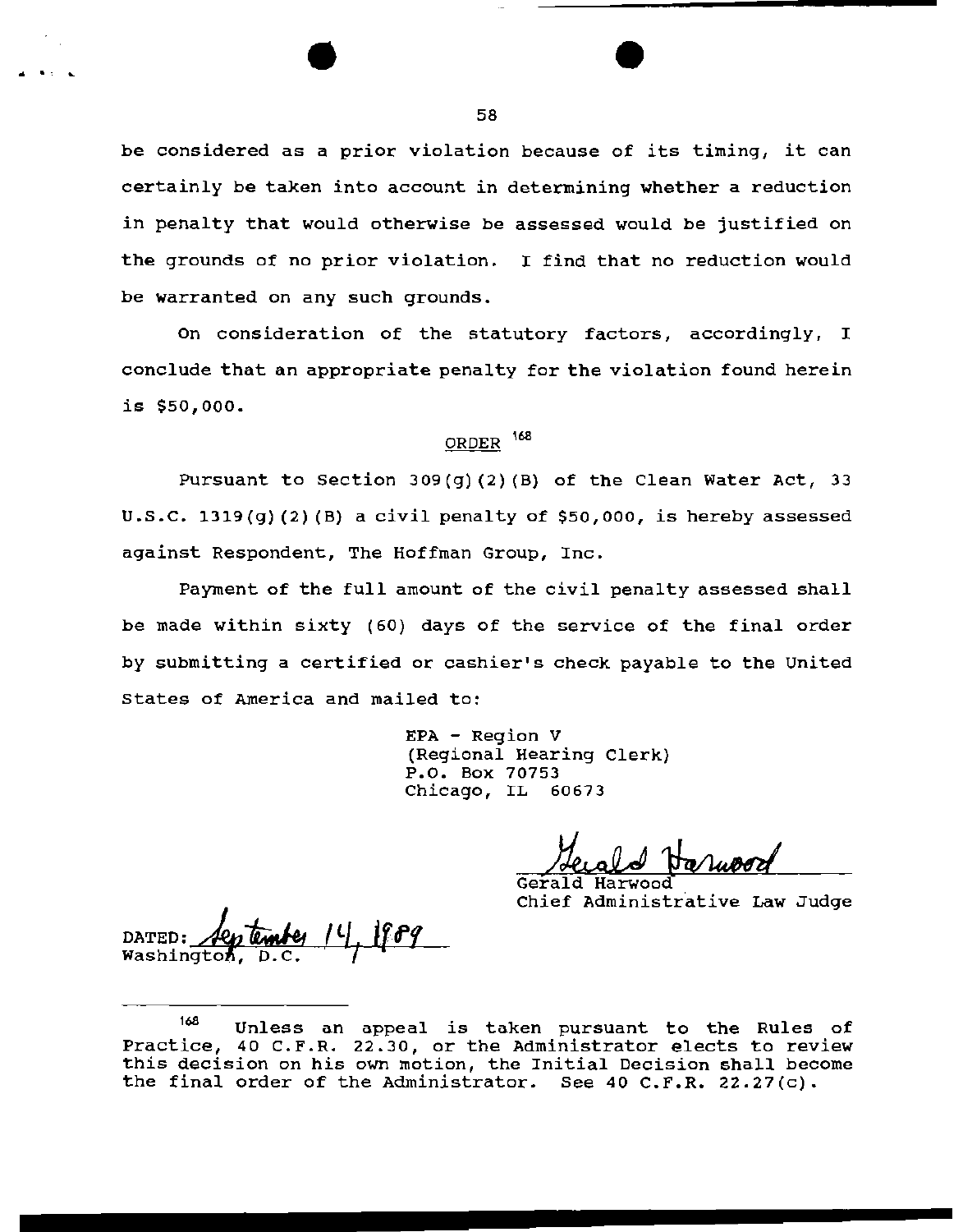be considered as a prior violation because of its timing, it can certainly be taken into account in determining whether a reduction in penalty that would otherwise be assessed would be justified on the grounds of no prior violation. I find that no reduction would be warranted on any such grounds.

On consideration of the statutory factors, accordingly, I conclude that an appropriate penalty for the violation found herein is $50,000.

## ORDER [168]

Pursuant to Section 309(g)(2)(B) of the Clean Water Act, 33 U.S.C. 1319(g)(2)(B) a civil penalty of $50,000, is hereby assessed against Respondent, The Hoffman Group, Inc.

Payment of the full amount of the civil penalty assessed shall be made within sixty (60) days of the service of the final order by submitting a certified or cashier's check payable to the United States of America and mailed to:

EPA - Region V
(Regional Hearing Clerk)
P.O. Box 70753
Chicago, IL 60673

Gerald Harwood
Gerald Harwood
Chief Administrative Law Judge

DATED: September 14, 1989
Washington, D.C.

---

[168] Unless an appeal is taken pursuant to the Rules of Practice, 40 C.F.R. 22.30, or the Administrator elects to review this decision on his own motion, the Initial Decision shall become the final order of the Administrator. See 40 C.F.R. 22.27(c).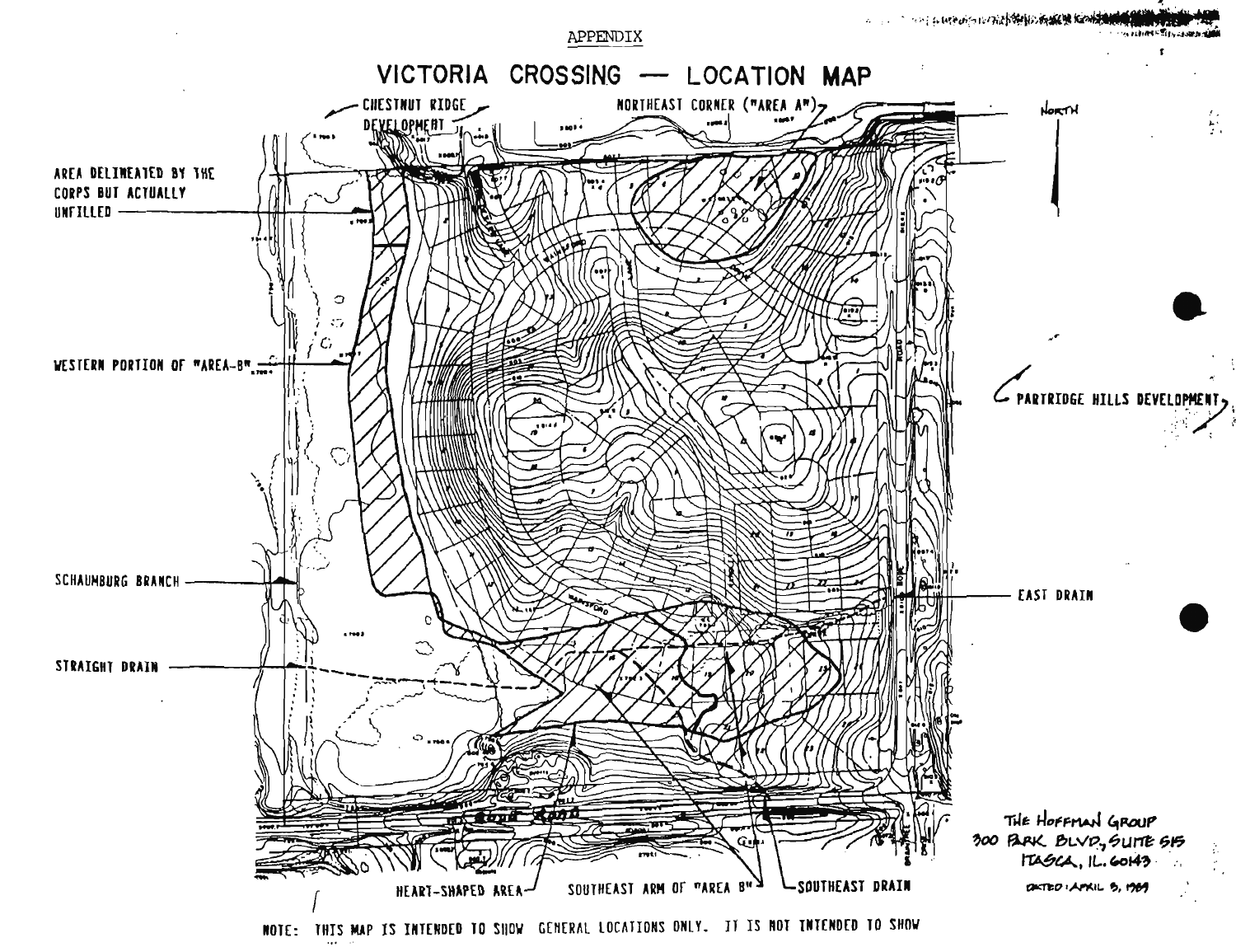APPENDIX

# VICTORIA CROSSING — LOCATION MAP

CHESTNUT RIDGE DEVELOPMENT

NORTHEAST CORNER ("AREA A")

NORTH

AREA DELINEATED BY THE CORPS BUT ACTUALLY UNFILLED

WESTERN PORTION OF "AREA-B"

PARTRIDGE HILLS DEVELOPMENT

SCHAUMBURG BRANCH

EAST DRAIN

STRAIGHT DRAIN

HEART-SHAPED AREA

SOUTHEAST ARM OF "AREA B"

SOUTHEAST DRAIN

THE HOFFMAN GROUP
300 PARK BLVD, SUITE 515
ITASCA, IL. 60143
DATED: APRIL 5, 1989

NOTE: THIS MAP IS INTENDED TO SHOW GENERAL LOCATIONS ONLY. IT IS NOT INTENDED TO SHOW